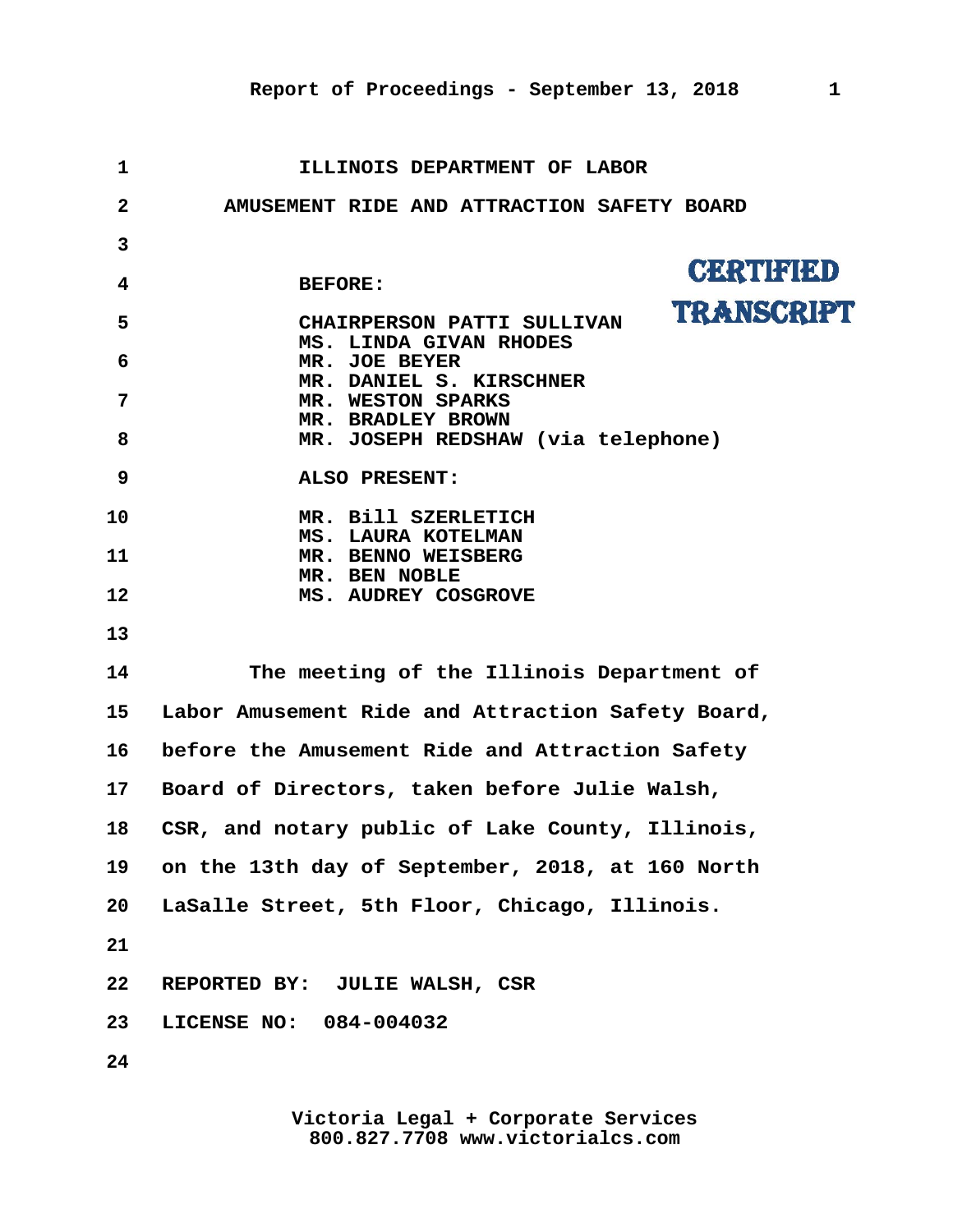ILLINOIS DEPARTMENT OF LABOR

AMUSEMENT RIDE AND ATTRACTION SAFETY BOARD

CERTIFIED TRANSCRIPT

BEFORE:

CHAIRPERSON PATTI SULLIVAN
MS. LINDA GIVAN RHODES
MR. JOE BEYER
MR. DANIEL S. KIRSCHNER
MR. WESTON SPARKS
MR. BRADLEY BROWN
MR. JOSEPH REDSHAW (via telephone)

ALSO PRESENT:

MR. Bill SZERLETICH
MS. LAURA KOTELMAN
MR. BENNO WEISBERG
MR. BEN NOBLE
MS. AUDREY COSGROVE

The meeting of the Illinois Department of Labor Amusement Ride and Attraction Safety Board, before the Amusement Ride and Attraction Safety Board of Directors, taken before Julie Walsh, CSR, and notary public of Lake County, Illinois, on the 13th day of September, 2018, at 160 North LaSalle Street, 5th Floor, Chicago, Illinois.

REPORTED BY: JULIE WALSH, CSR
LICENSE NO: 084-004032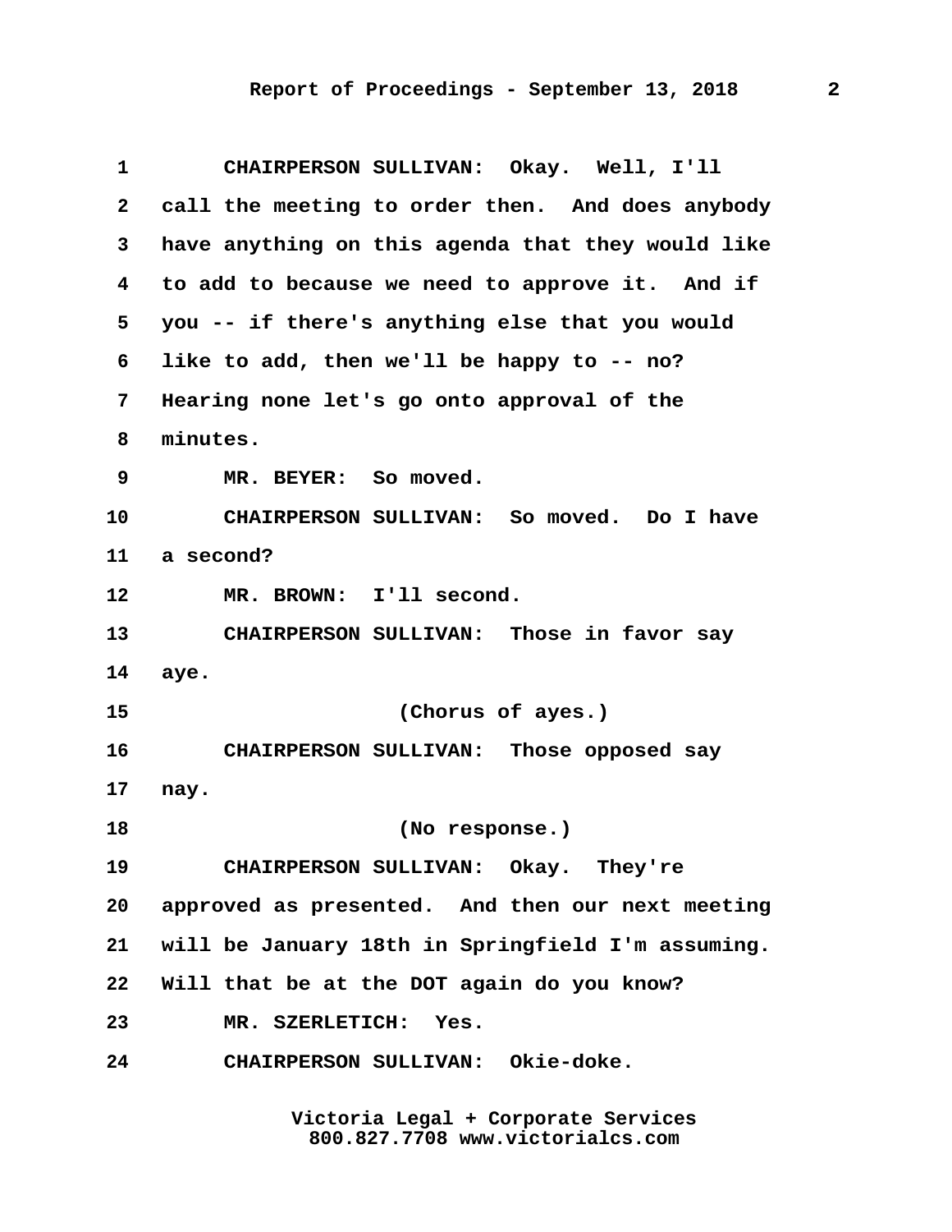CHAIRPERSON SULLIVAN: Okay. Well, I'll call the meeting to order then. And does anybody have anything on this agenda that they would like to add to because we need to approve it. And if you -- if there's anything else that you would like to add, then we'll be happy to -- no? Hearing none let's go onto approval of the minutes.

MR. BEYER: So moved.

CHAIRPERSON SULLIVAN: So moved. Do I have a second?

MR. BROWN: I'll second.

CHAIRPERSON SULLIVAN: Those in favor say aye.

(Chorus of ayes.)

CHAIRPERSON SULLIVAN: Those opposed say nay.

(No response.)

CHAIRPERSON SULLIVAN: Okay. They're approved as presented. And then our next meeting will be January 18th in Springfield I'm assuming. Will that be at the DOT again do you know?

MR. SZERLETICH: Yes.

CHAIRPERSON SULLIVAN: Okie-doke.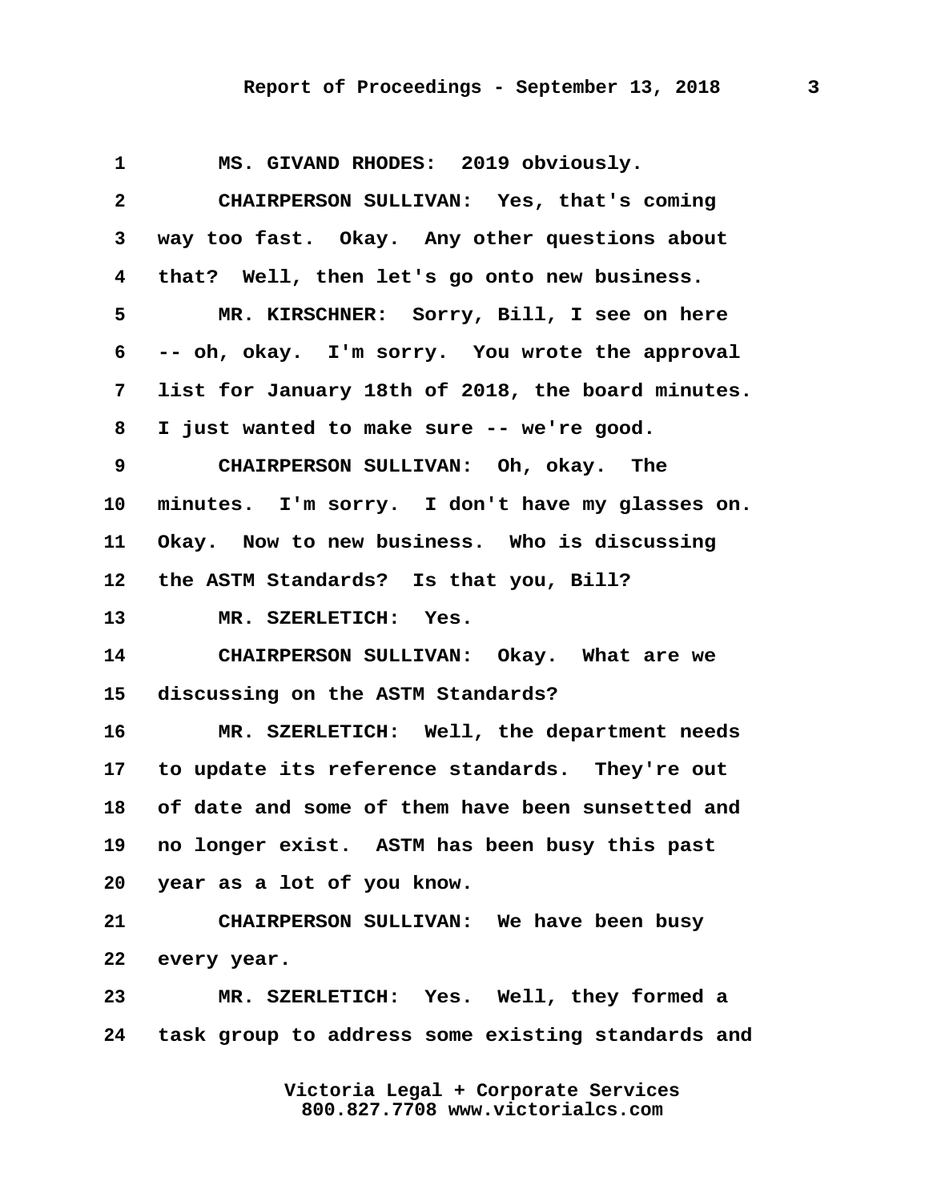1 MS. GIVAND RHODES: 2019 obviously.

2 CHAIRPERSON SULLIVAN: Yes, that's coming

3 way too fast. Okay. Any other questions about

4 that? Well, then let's go onto new business.

5 MR. KIRSCHNER: Sorry, Bill, I see on here

6 -- oh, okay. I'm sorry. You wrote the approval

7 list for January 18th of 2018, the board minutes.

8 I just wanted to make sure -- we're good.

9 CHAIRPERSON SULLIVAN: Oh, okay. The

10 minutes. I'm sorry. I don't have my glasses on.

11 Okay. Now to new business. Who is discussing

12 the ASTM Standards? Is that you, Bill?

13 MR. SZERLETICH: Yes.

14 CHAIRPERSON SULLIVAN: Okay. What are we

15 discussing on the ASTM Standards?

16 MR. SZERLETICH: Well, the department needs

17 to update its reference standards. They're out

18 of date and some of them have been sunsetted and

19 no longer exist. ASTM has been busy this past

20 year as a lot of you know.

21 CHAIRPERSON SULLIVAN: We have been busy

22 every year.

23 MR. SZERLETICH: Yes. Well, they formed a

24 task group to address some existing standards and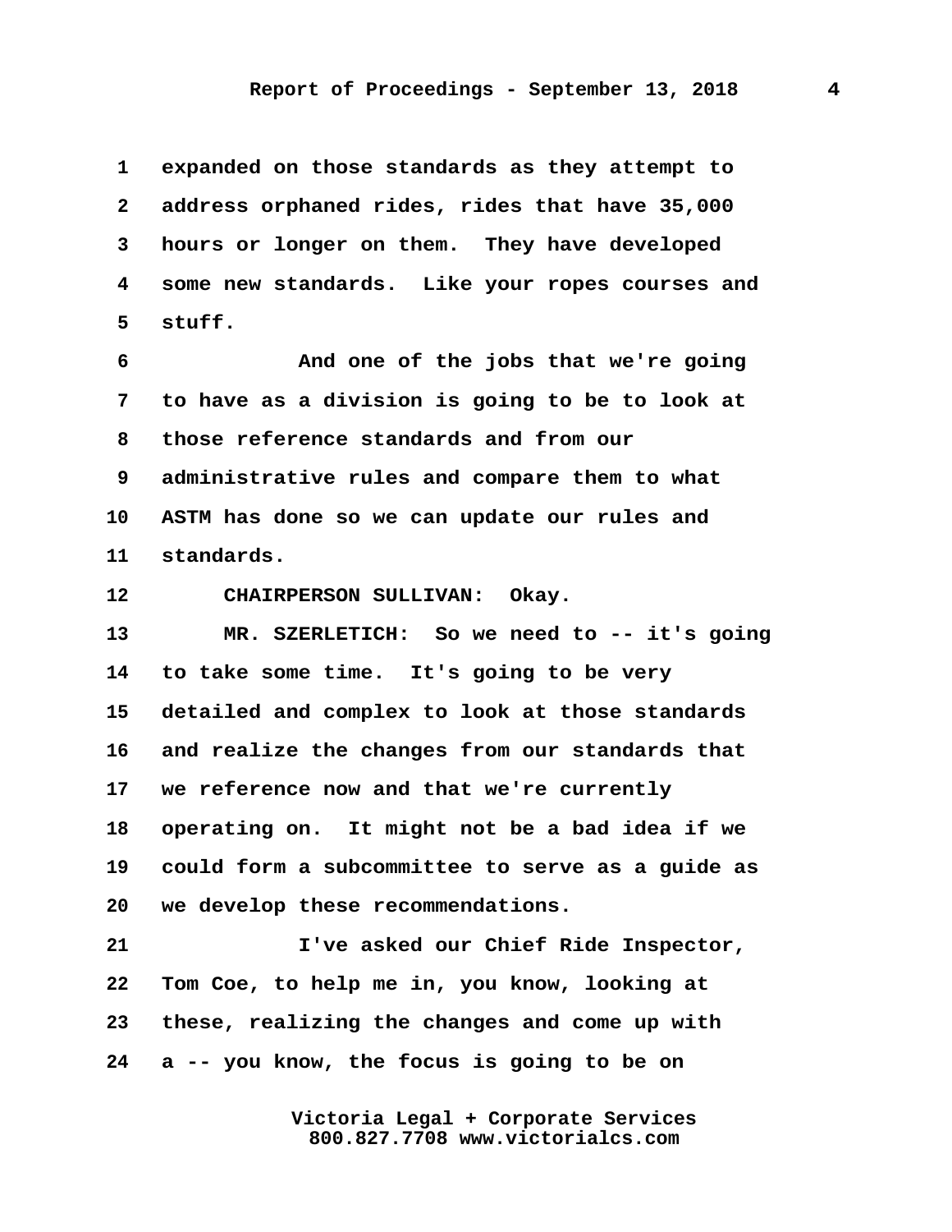expanded on those standards as they attempt to address orphaned rides, rides that have 35,000 hours or longer on them. They have developed some new standards. Like your ropes courses and stuff.

And one of the jobs that we're going to have as a division is going to be to look at those reference standards and from our administrative rules and compare them to what ASTM has done so we can update our rules and standards.

CHAIRPERSON SULLIVAN: Okay.

MR. SZERLETICH: So we need to -- it's going to take some time. It's going to be very detailed and complex to look at those standards and realize the changes from our standards that we reference now and that we're currently operating on. It might not be a bad idea if we could form a subcommittee to serve as a guide as we develop these recommendations.

I've asked our Chief Ride Inspector, Tom Coe, to help me in, you know, looking at these, realizing the changes and come up with a -- you know, the focus is going to be on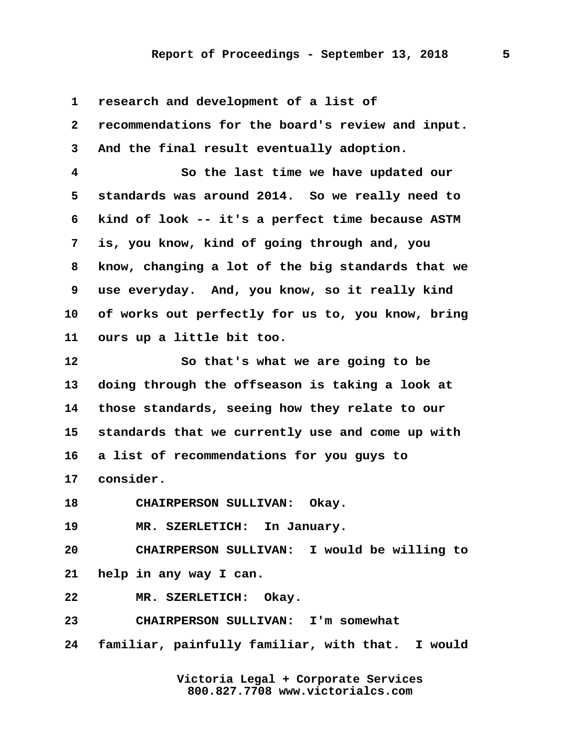1 research and development of a list of
2 recommendations for the board's review and input.
3 And the final result eventually adoption.
4 So the last time we have updated our
5 standards was around 2014. So we really need to
6 kind of look -- it's a perfect time because ASTM
7 is, you know, kind of going through and, you
8 know, changing a lot of the big standards that we
9 use everyday. And, you know, so it really kind
10 of works out perfectly for us to, you know, bring
11 ours up a little bit too.
12 So that's what we are going to be
13 doing through the offseason is taking a look at
14 those standards, seeing how they relate to our
15 standards that we currently use and come up with
16 a list of recommendations for you guys to
17 consider.
18 CHAIRPERSON SULLIVAN: Okay.
19 MR. SZERLETICH: In January.
20 CHAIRPERSON SULLIVAN: I would be willing to
21 help in any way I can.
22 MR. SZERLETICH: Okay.
23 CHAIRPERSON SULLIVAN: I'm somewhat
24 familiar, painfully familiar, with that. I would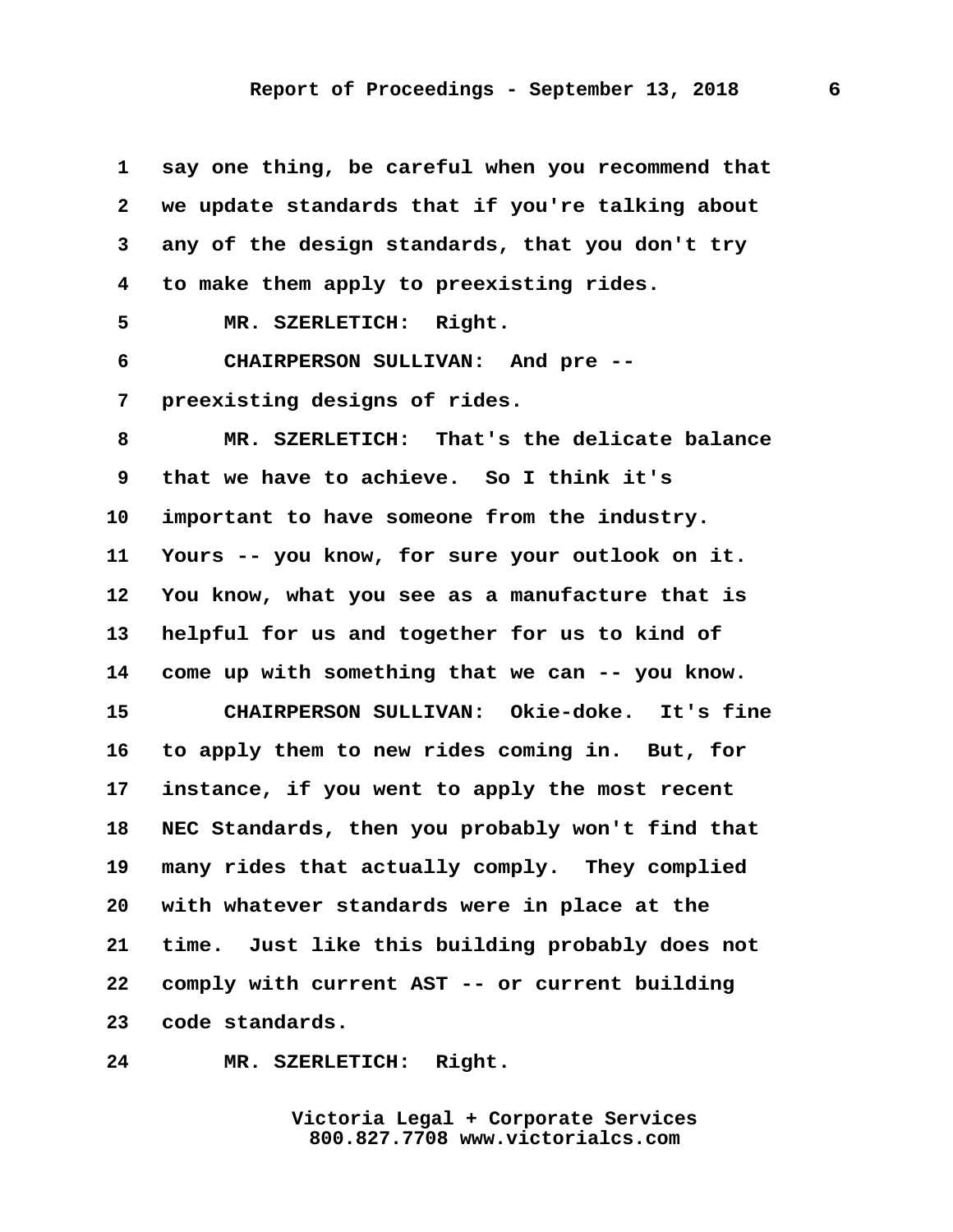1 say one thing, be careful when you recommend that
2 we update standards that if you're talking about
3 any of the design standards, that you don't try
4 to make them apply to preexisting rides.
5 MR. SZERLETICH: Right.
6 CHAIRPERSON SULLIVAN: And pre --
7 preexisting designs of rides.
8 MR. SZERLETICH: That's the delicate balance
9 that we have to achieve. So I think it's
10 important to have someone from the industry.
11 Yours -- you know, for sure your outlook on it.
12 You know, what you see as a manufacture that is
13 helpful for us and together for us to kind of
14 come up with something that we can -- you know.
15 CHAIRPERSON SULLIVAN: Okie-doke. It's fine
16 to apply them to new rides coming in. But, for
17 instance, if you went to apply the most recent
18 NEC Standards, then you probably won't find that
19 many rides that actually comply. They complied
20 with whatever standards were in place at the
21 time. Just like this building probably does not
22 comply with current AST -- or current building
23 code standards.
24 MR. SZERLETICH: Right.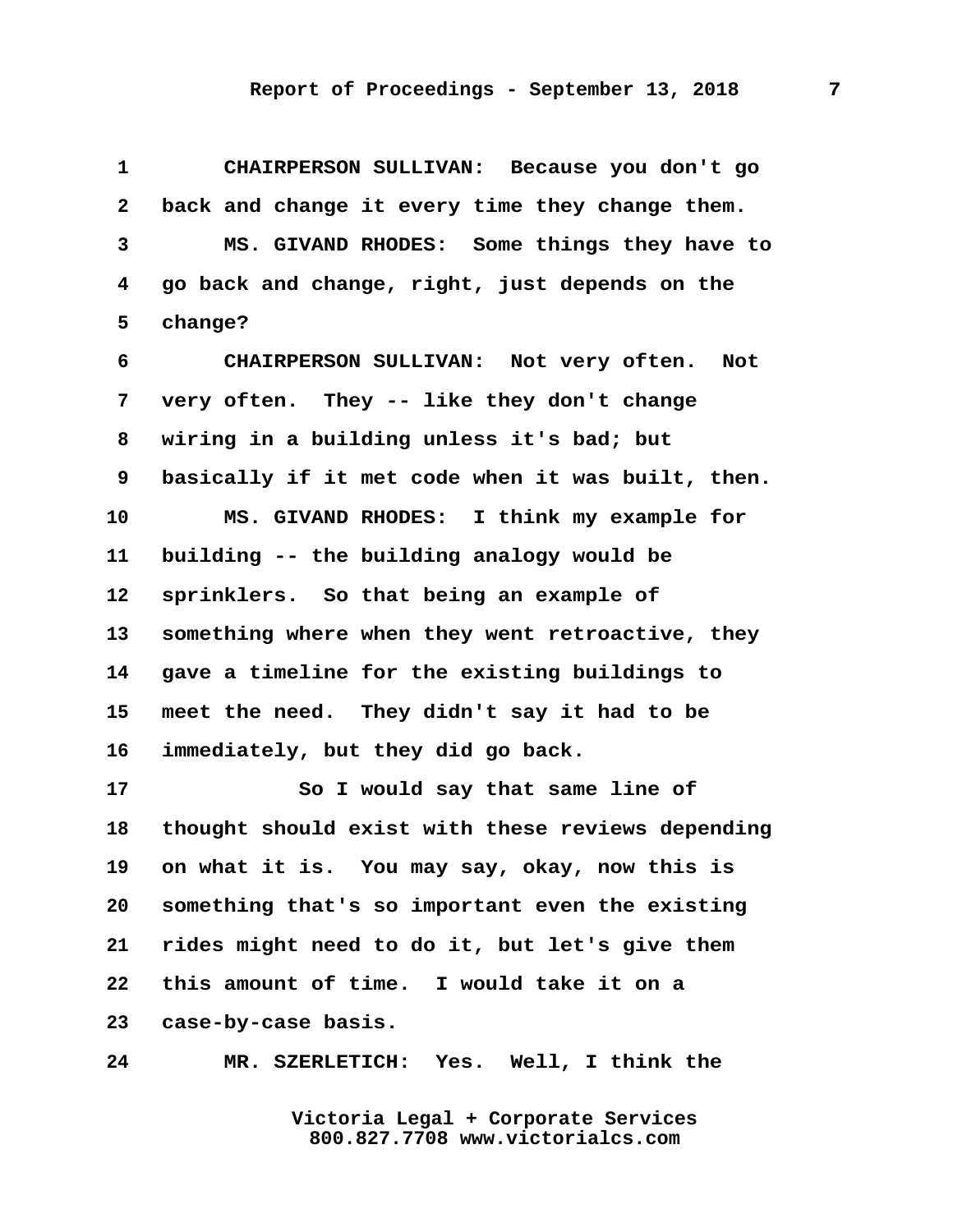CHAIRPERSON SULLIVAN: Because you don't go back and change it every time they change them.

MS. GIVAND RHODES: Some things they have to go back and change, right, just depends on the change?

CHAIRPERSON SULLIVAN: Not very often. Not very often. They -- like they don't change wiring in a building unless it's bad; but basically if it met code when it was built, then.

MS. GIVAND RHODES: I think my example for building -- the building analogy would be sprinklers. So that being an example of something where when they went retroactive, they gave a timeline for the existing buildings to meet the need. They didn't say it had to be immediately, but they did go back.

So I would say that same line of thought should exist with these reviews depending on what it is. You may say, okay, now this is something that's so important even the existing rides might need to do it, but let's give them this amount of time. I would take it on a case-by-case basis.

MR. SZERLETICH: Yes. Well, I think the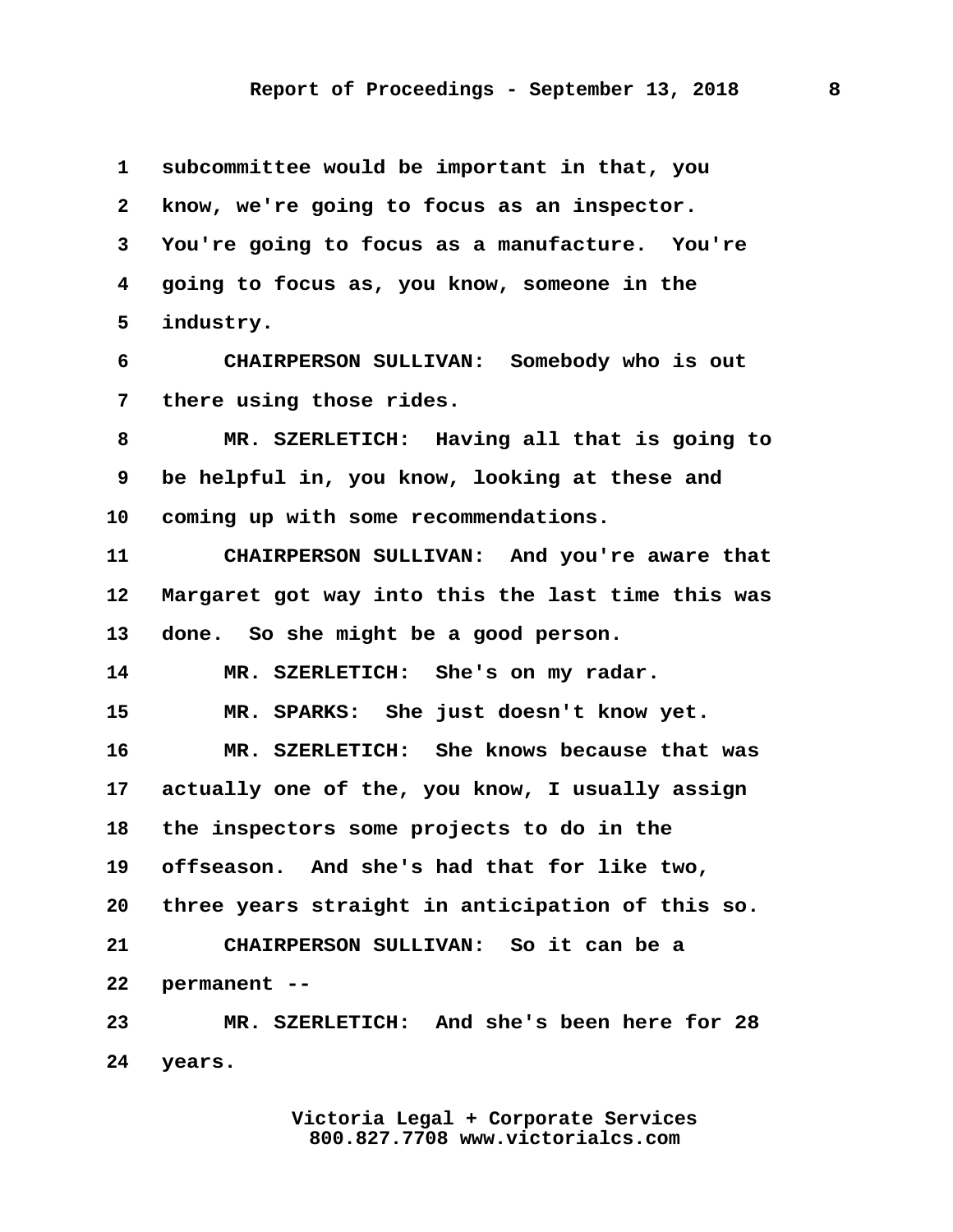subcommittee would be important in that, you know, we're going to focus as an inspector. You're going to focus as a manufacture. You're going to focus as, you know, someone in the industry.

CHAIRPERSON SULLIVAN: Somebody who is out there using those rides.

MR. SZERLETICH: Having all that is going to be helpful in, you know, looking at these and coming up with some recommendations.

CHAIRPERSON SULLIVAN: And you're aware that Margaret got way into this the last time this was done. So she might be a good person.

MR. SZERLETICH: She's on my radar.

MR. SPARKS: She just doesn't know yet.

MR. SZERLETICH: She knows because that was actually one of the, you know, I usually assign the inspectors some projects to do in the offseason. And she's had that for like two, three years straight in anticipation of this so.

CHAIRPERSON SULLIVAN: So it can be a permanent --

MR. SZERLETICH: And she's been here for 28 years.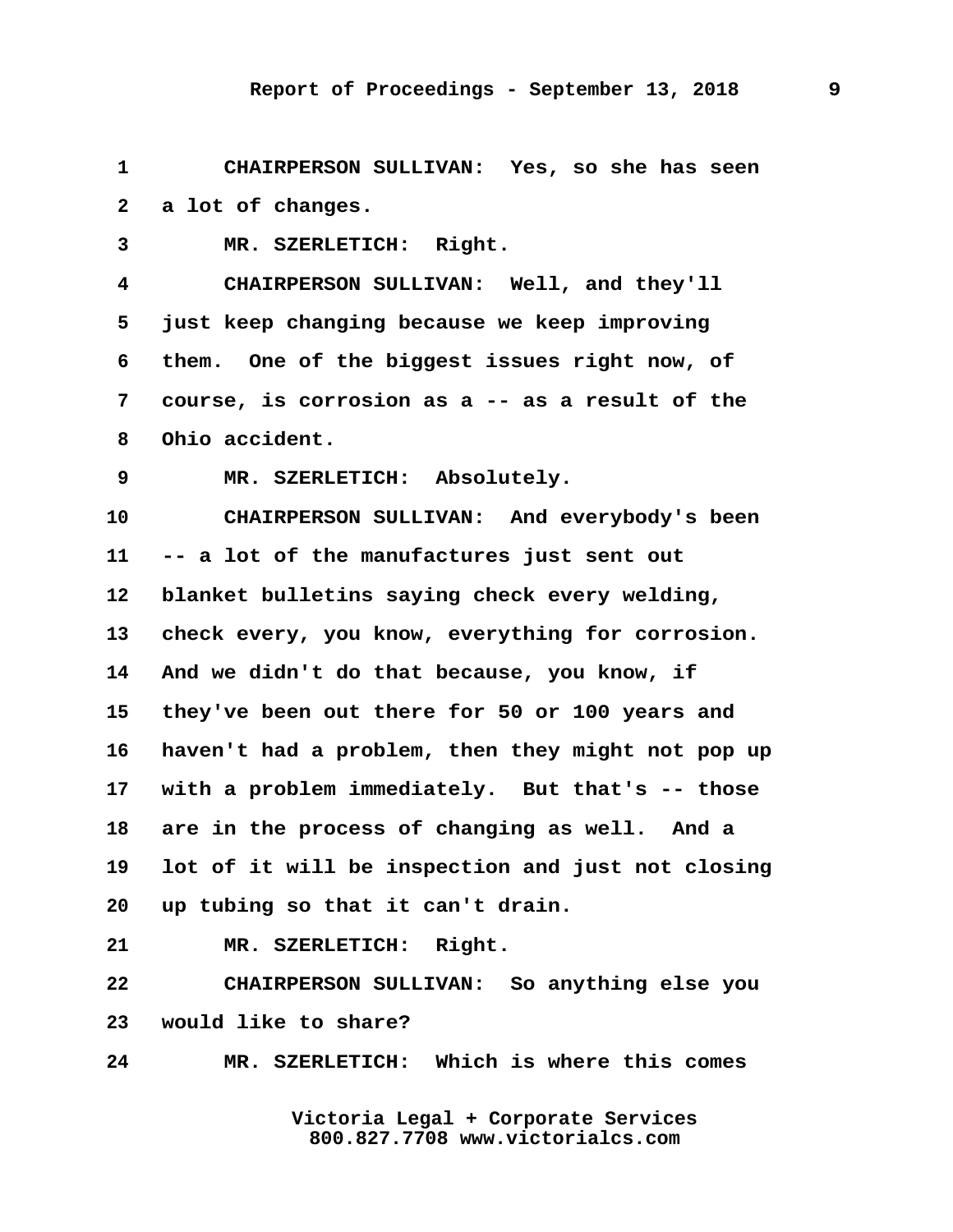1 CHAIRPERSON SULLIVAN: Yes, so she has seen
2 a lot of changes.
3 MR. SZERLETICH: Right.
4 CHAIRPERSON SULLIVAN: Well, and they'll
5 just keep changing because we keep improving
6 them. One of the biggest issues right now, of
7 course, is corrosion as a -- as a result of the
8 Ohio accident.
9 MR. SZERLETICH: Absolutely.
10 CHAIRPERSON SULLIVAN: And everybody's been
11 -- a lot of the manufactures just sent out
12 blanket bulletins saying check every welding,
13 check every, you know, everything for corrosion.
14 And we didn't do that because, you know, if
15 they've been out there for 50 or 100 years and
16 haven't had a problem, then they might not pop up
17 with a problem immediately. But that's -- those
18 are in the process of changing as well. And a
19 lot of it will be inspection and just not closing
20 up tubing so that it can't drain.
21 MR. SZERLETICH: Right.
22 CHAIRPERSON SULLIVAN: So anything else you
23 would like to share?
24 MR. SZERLETICH: Which is where this comes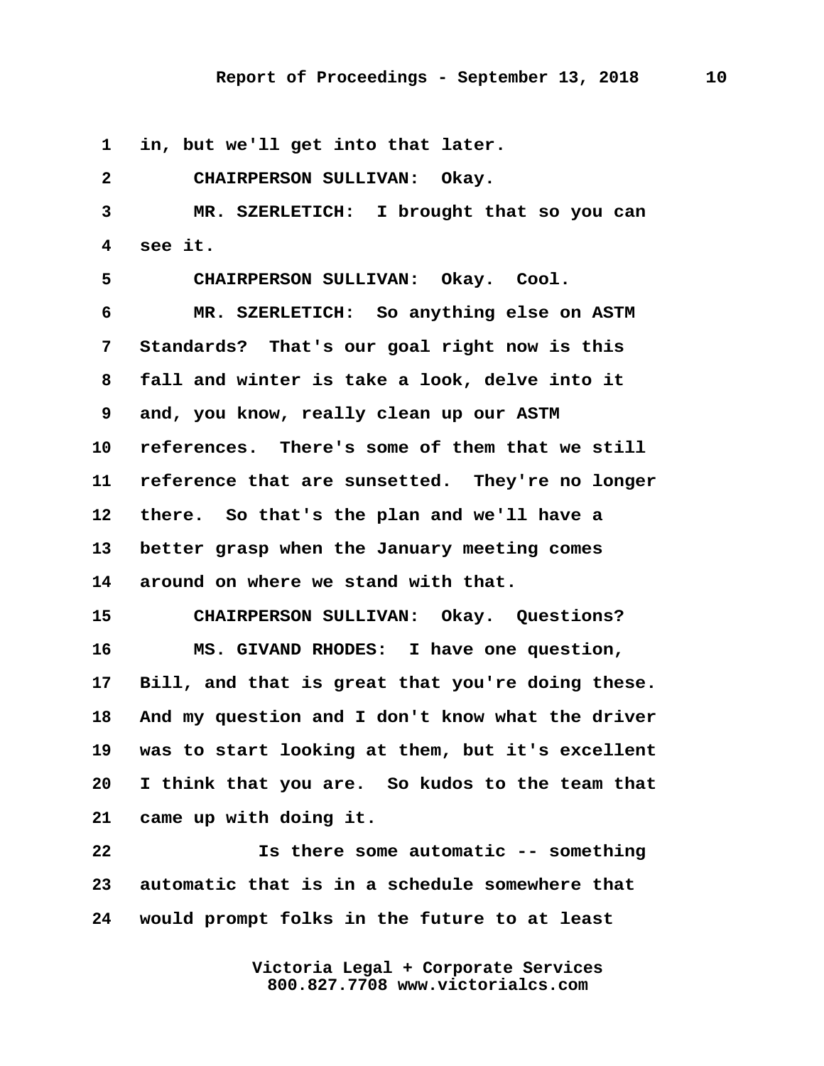1 in, but we'll get into that later.

2 CHAIRPERSON SULLIVAN: Okay.

3 MR. SZERLETICH: I brought that so you can

4 see it.

5 CHAIRPERSON SULLIVAN: Okay. Cool.

6 MR. SZERLETICH: So anything else on ASTM

7 Standards? That's our goal right now is this

8 fall and winter is take a look, delve into it

9 and, you know, really clean up our ASTM

10 references. There's some of them that we still

11 reference that are sunsetted. They're no longer

12 there. So that's the plan and we'll have a

13 better grasp when the January meeting comes

14 around on where we stand with that.

15 CHAIRPERSON SULLIVAN: Okay. Questions?

16 MS. GIVAND RHODES: I have one question,

17 Bill, and that is great that you're doing these.

18 And my question and I don't know what the driver

19 was to start looking at them, but it's excellent

20 I think that you are. So kudos to the team that

21 came up with doing it.

22 Is there some automatic -- something

23 automatic that is in a schedule somewhere that

24 would prompt folks in the future to at least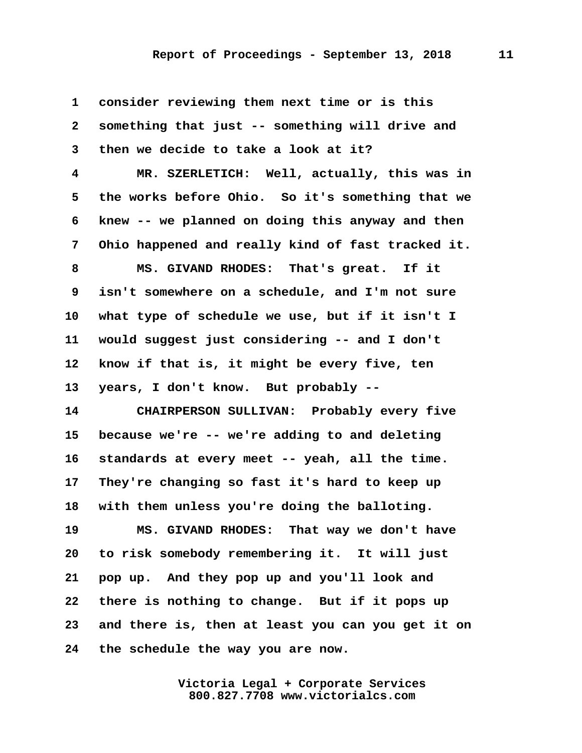1 consider reviewing them next time or is this
2 something that just -- something will drive and
3 then we decide to take a look at it?
4 MR. SZERLETICH: Well, actually, this was in
5 the works before Ohio. So it's something that we
6 knew -- we planned on doing this anyway and then
7 Ohio happened and really kind of fast tracked it.
8 MS. GIVAND RHODES: That's great. If it
9 isn't somewhere on a schedule, and I'm not sure
10 what type of schedule we use, but if it isn't I
11 would suggest just considering -- and I don't
12 know if that is, it might be every five, ten
13 years, I don't know. But probably --
14 CHAIRPERSON SULLIVAN: Probably every five
15 because we're -- we're adding to and deleting
16 standards at every meet -- yeah, all the time.
17 They're changing so fast it's hard to keep up
18 with them unless you're doing the balloting.
19 MS. GIVAND RHODES: That way we don't have
20 to risk somebody remembering it. It will just
21 pop up. And they pop up and you'll look and
22 there is nothing to change. But if it pops up
23 and there is, then at least you can you get it on
24 the schedule the way you are now.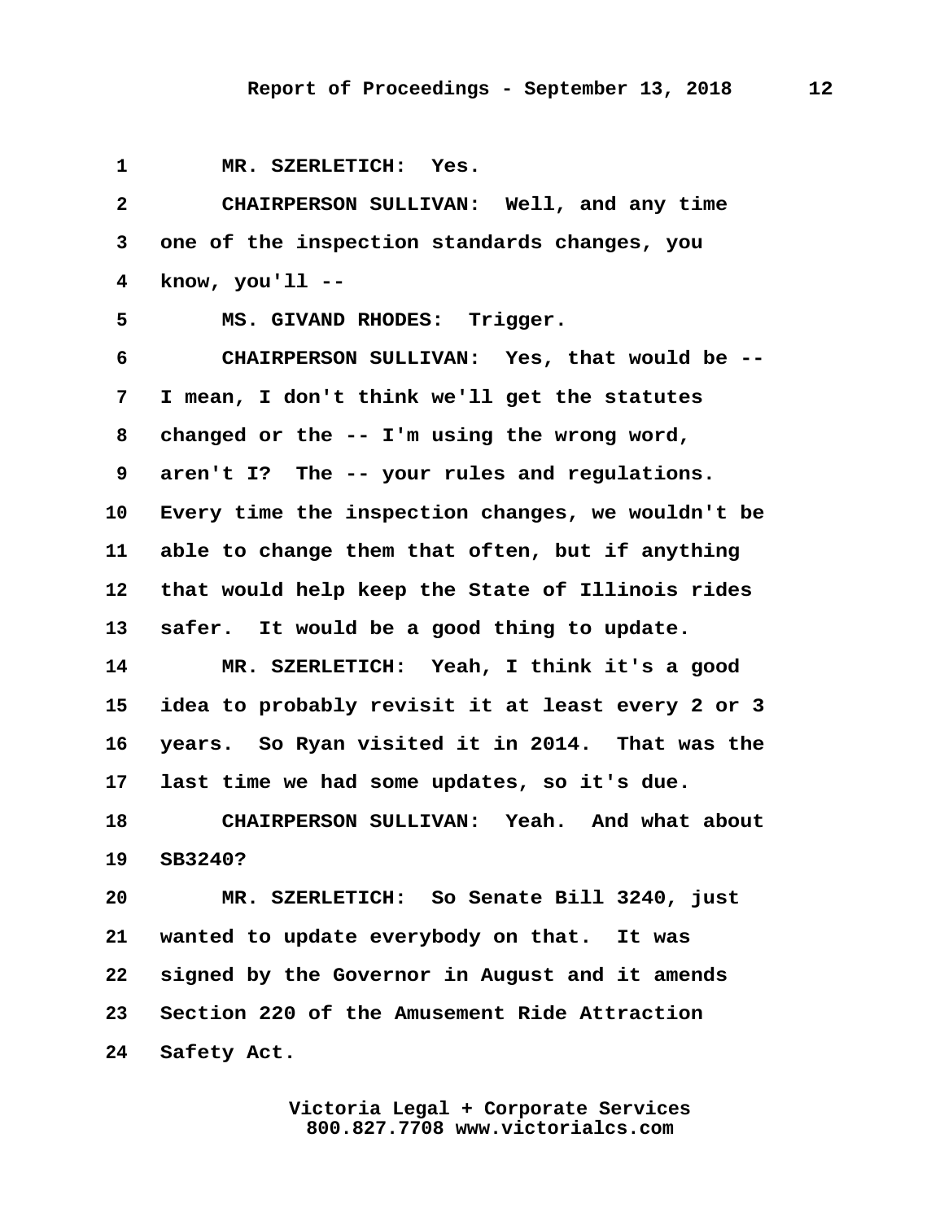MR. SZERLETICH: Yes.

CHAIRPERSON SULLIVAN: Well, and any time one of the inspection standards changes, you know, you'll --

MS. GIVAND RHODES: Trigger.

CHAIRPERSON SULLIVAN: Yes, that would be -- I mean, I don't think we'll get the statutes changed or the -- I'm using the wrong word, aren't I? The -- your rules and regulations. Every time the inspection changes, we wouldn't be able to change them that often, but if anything that would help keep the State of Illinois rides safer. It would be a good thing to update.

MR. SZERLETICH: Yeah, I think it's a good idea to probably revisit it at least every 2 or 3 years. So Ryan visited it in 2014. That was the last time we had some updates, so it's due.

CHAIRPERSON SULLIVAN: Yeah. And what about SB3240?

MR. SZERLETICH: So Senate Bill 3240, just wanted to update everybody on that. It was signed by the Governor in August and it amends Section 220 of the Amusement Ride Attraction Safety Act.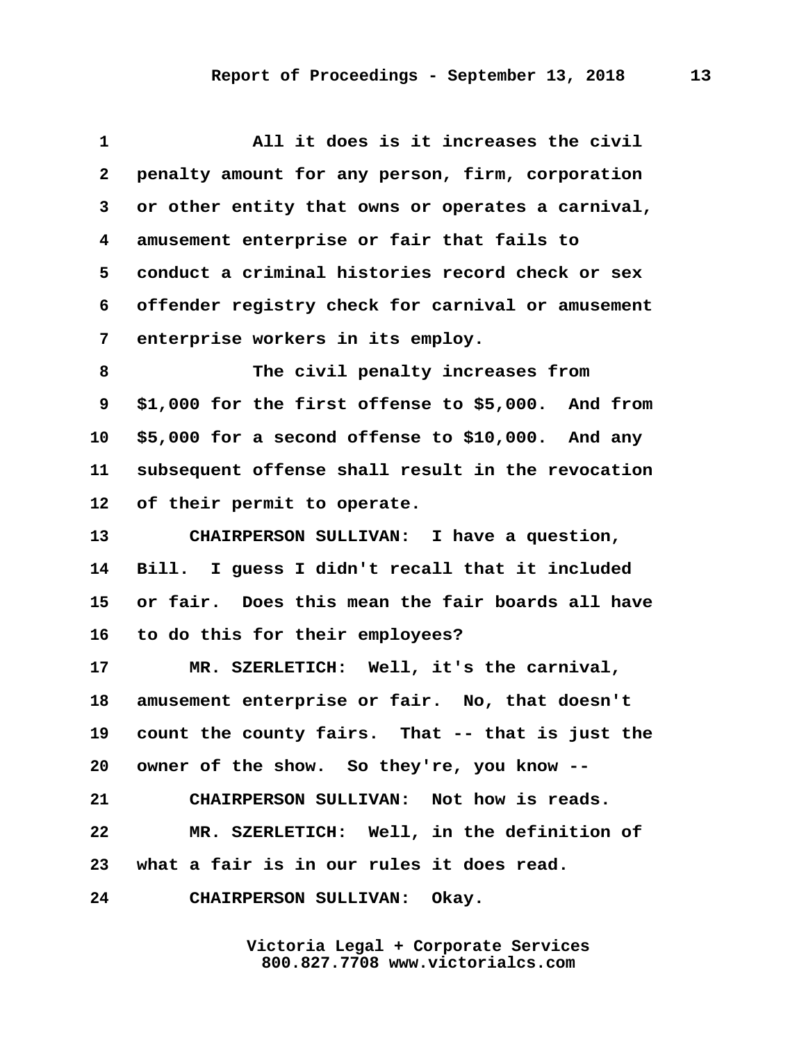All it does is it increases the civil penalty amount for any person, firm, corporation or other entity that owns or operates a carnival, amusement enterprise or fair that fails to conduct a criminal histories record check or sex offender registry check for carnival or amusement enterprise workers in its employ.

The civil penalty increases from $1,000 for the first offense to $5,000. And from $5,000 for a second offense to $10,000. And any subsequent offense shall result in the revocation of their permit to operate.

CHAIRPERSON SULLIVAN: I have a question, Bill. I guess I didn't recall that it included or fair. Does this mean the fair boards all have to do this for their employees?

MR. SZERLETICH: Well, it's the carnival, amusement enterprise or fair. No, that doesn't count the county fairs. That -- that is just the owner of the show. So they're, you know --

CHAIRPERSON SULLIVAN: Not how is reads.

MR. SZERLETICH: Well, in the definition of what a fair is in our rules it does read.

CHAIRPERSON SULLIVAN: Okay.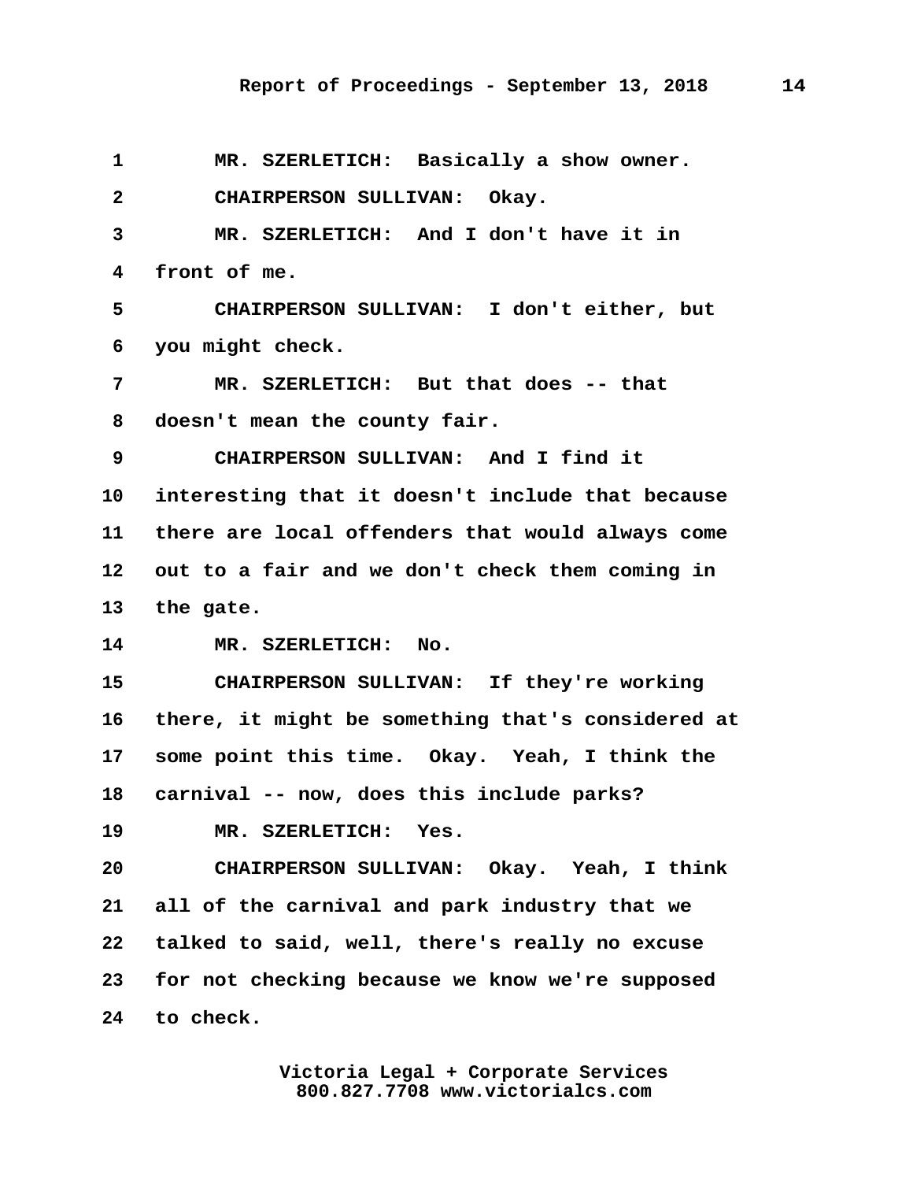MR. SZERLETICH: Basically a show owner.

CHAIRPERSON SULLIVAN: Okay.

MR. SZERLETICH: And I don't have it in front of me.

CHAIRPERSON SULLIVAN: I don't either, but you might check.

MR. SZERLETICH: But that does -- that doesn't mean the county fair.

CHAIRPERSON SULLIVAN: And I find it interesting that it doesn't include that because there are local offenders that would always come out to a fair and we don't check them coming in the gate.

MR. SZERLETICH: No.

CHAIRPERSON SULLIVAN: If they're working there, it might be something that's considered at some point this time. Okay. Yeah, I think the carnival -- now, does this include parks?

MR. SZERLETICH: Yes.

CHAIRPERSON SULLIVAN: Okay. Yeah, I think all of the carnival and park industry that we talked to said, well, there's really no excuse for not checking because we know we're supposed to check.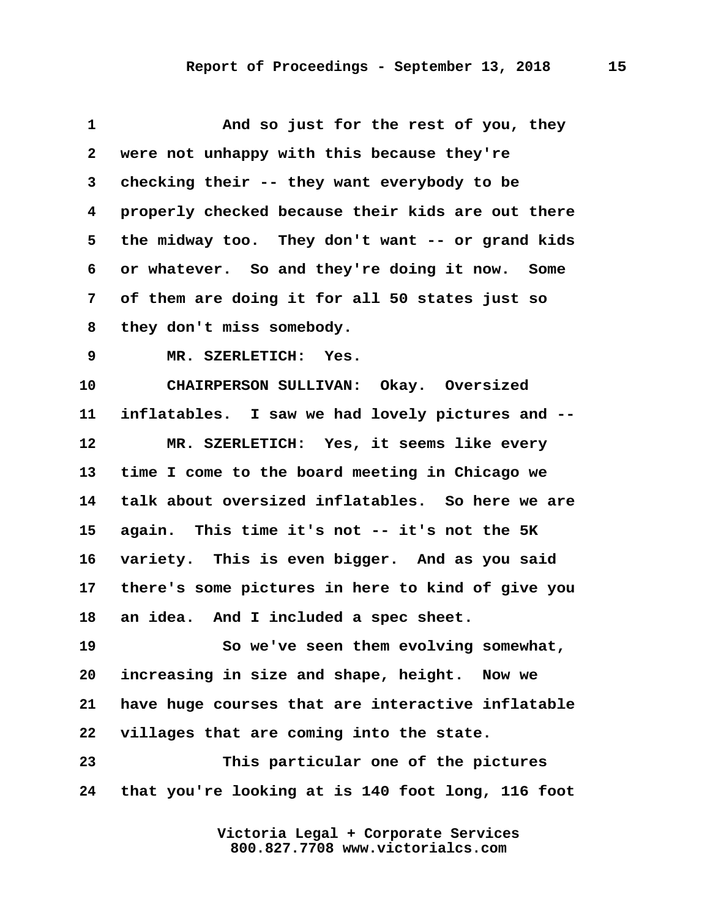1 And so just for the rest of you, they
2 were not unhappy with this because they're
3 checking their -- they want everybody to be
4 properly checked because their kids are out there
5 the midway too. They don't want -- or grand kids
6 or whatever. So and they're doing it now. Some
7 of them are doing it for all 50 states just so
8 they don't miss somebody.

9 MR. SZERLETICH: Yes.

10 CHAIRPERSON SULLIVAN: Okay. Oversized
11 inflatables. I saw we had lovely pictures and --

12 MR. SZERLETICH: Yes, it seems like every
13 time I come to the board meeting in Chicago we
14 talk about oversized inflatables. So here we are
15 again. This time it's not -- it's not the 5K
16 variety. This is even bigger. And as you said
17 there's some pictures in here to kind of give you
18 an idea. And I included a spec sheet.

19 So we've seen them evolving somewhat,
20 increasing in size and shape, height. Now we
21 have huge courses that are interactive inflatable
22 villages that are coming into the state.

23 This particular one of the pictures
24 that you're looking at is 140 foot long, 116 foot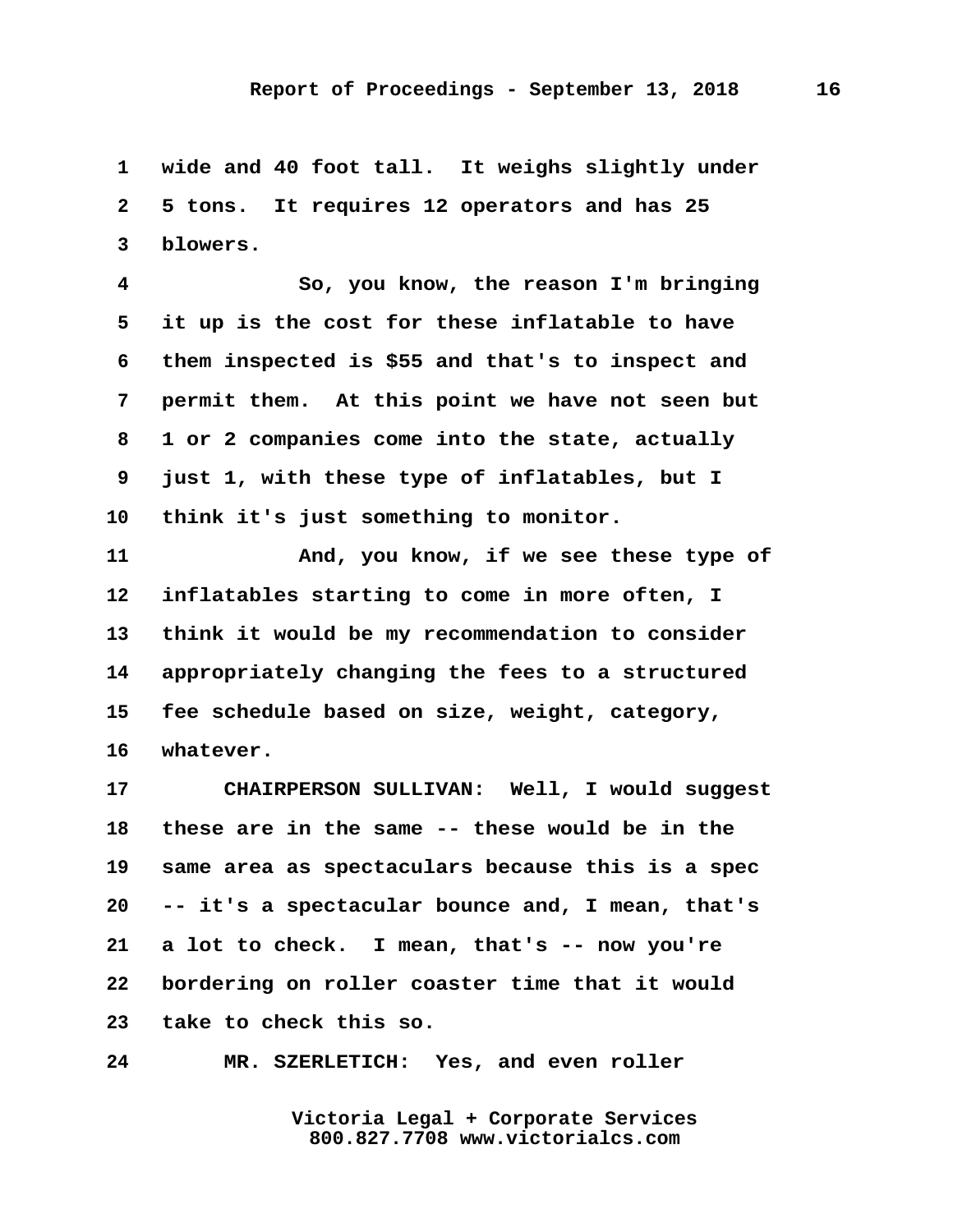1 wide and 40 foot tall. It weighs slightly under
2 5 tons. It requires 12 operators and has 25
3 blowers.

4 So, you know, the reason I'm bringing
5 it up is the cost for these inflatable to have
6 them inspected is $55 and that's to inspect and
7 permit them. At this point we have not seen but
8 1 or 2 companies come into the state, actually
9 just 1, with these type of inflatables, but I
10 think it's just something to monitor.

11 And, you know, if we see these type of
12 inflatables starting to come in more often, I
13 think it would be my recommendation to consider
14 appropriately changing the fees to a structured
15 fee schedule based on size, weight, category,
16 whatever.

17 CHAIRPERSON SULLIVAN: Well, I would suggest
18 these are in the same -- these would be in the
19 same area as spectaculars because this is a spec
20 -- it's a spectacular bounce and, I mean, that's
21 a lot to check. I mean, that's -- now you're
22 bordering on roller coaster time that it would
23 take to check this so.

24 MR. SZERLETICH: Yes, and even roller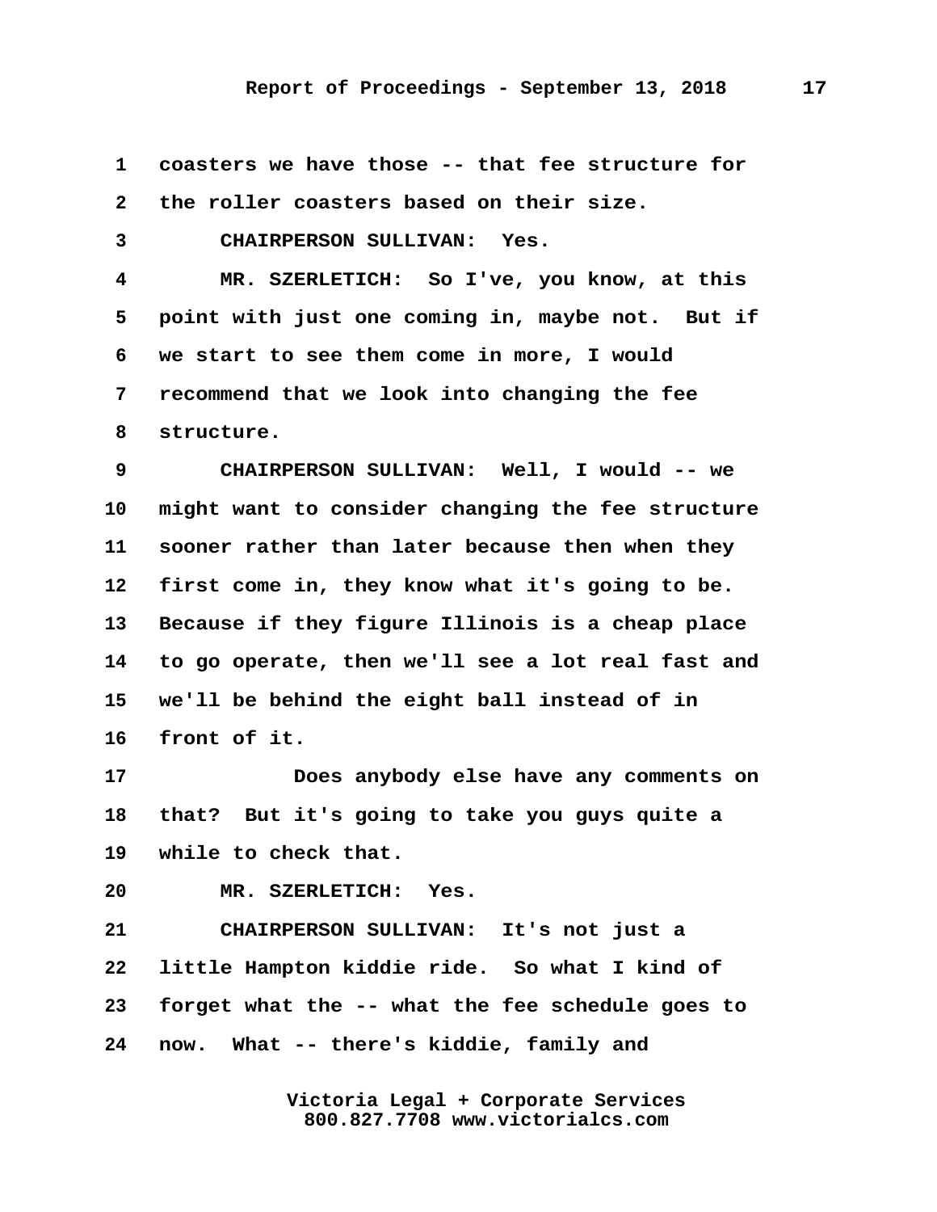coasters we have those -- that fee structure for the roller coasters based on their size.

CHAIRPERSON SULLIVAN: Yes.

MR. SZERLETICH: So I've, you know, at this point with just one coming in, maybe not. But if we start to see them come in more, I would recommend that we look into changing the fee structure.

CHAIRPERSON SULLIVAN: Well, I would -- we might want to consider changing the fee structure sooner rather than later because then when they first come in, they know what it's going to be. Because if they figure Illinois is a cheap place to go operate, then we'll see a lot real fast and we'll be behind the eight ball instead of in front of it.

Does anybody else have any comments on that? But it's going to take you guys quite a while to check that.

MR. SZERLETICH: Yes.

CHAIRPERSON SULLIVAN: It's not just a little Hampton kiddie ride. So what I kind of forget what the -- what the fee schedule goes to now. What -- there's kiddie, family and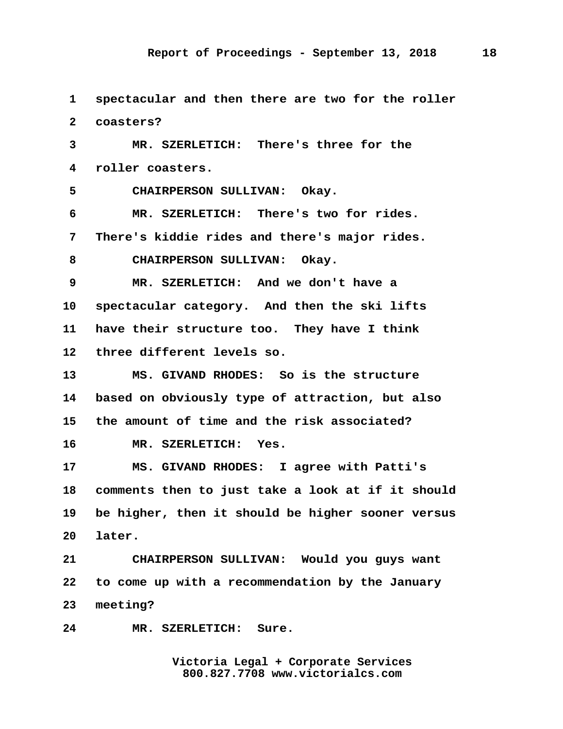spectacular and then there are two for the roller coasters?

MR. SZERLETICH: There's three for the roller coasters.

CHAIRPERSON SULLIVAN: Okay.

MR. SZERLETICH: There's two for rides. There's kiddie rides and there's major rides.

CHAIRPERSON SULLIVAN: Okay.

MR. SZERLETICH: And we don't have a spectacular category. And then the ski lifts have their structure too. They have I think three different levels so.

MS. GIVAND RHODES: So is the structure based on obviously type of attraction, but also the amount of time and the risk associated?

MR. SZERLETICH: Yes.

MS. GIVAND RHODES: I agree with Patti's comments then to just take a look at if it should be higher, then it should be higher sooner versus later.

CHAIRPERSON SULLIVAN: Would you guys want to come up with a recommendation by the January meeting?

MR. SZERLETICH: Sure.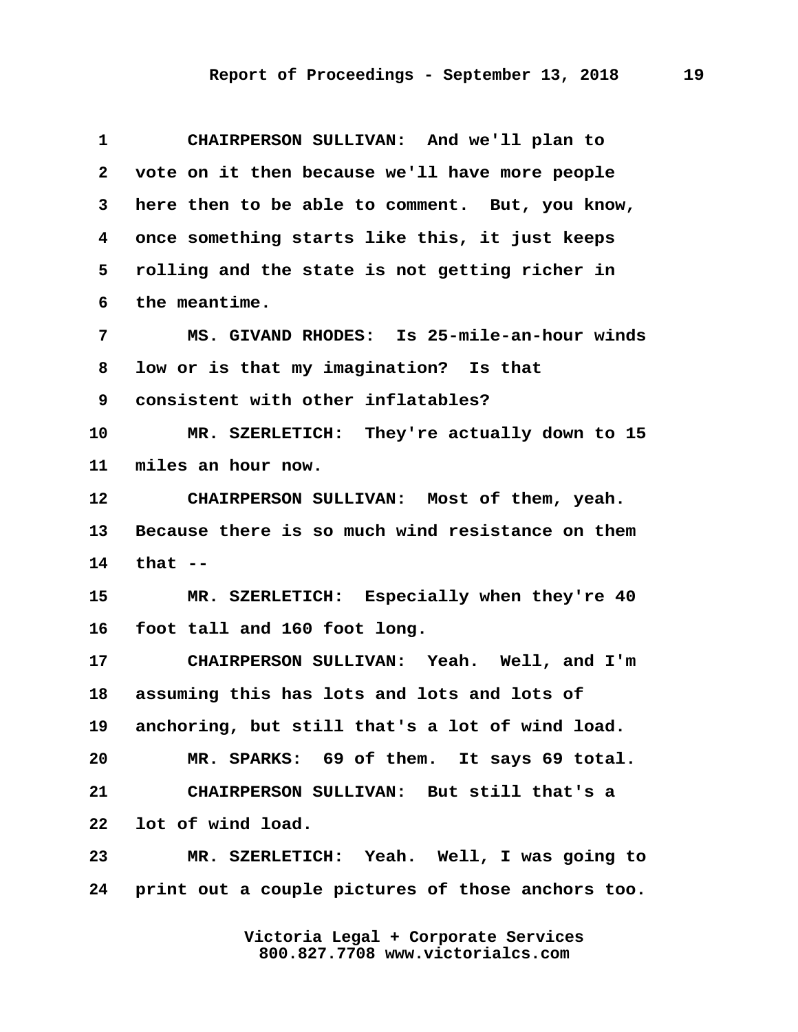1 CHAIRPERSON SULLIVAN: And we'll plan to
2 vote on it then because we'll have more people
3 here then to be able to comment. But, you know,
4 once something starts like this, it just keeps
5 rolling and the state is not getting richer in
6 the meantime.

7 MS. GIVAND RHODES: Is 25-mile-an-hour winds
8 low or is that my imagination? Is that
9 consistent with other inflatables?

10 MR. SZERLETICH: They're actually down to 15
11 miles an hour now.

12 CHAIRPERSON SULLIVAN: Most of them, yeah.
13 Because there is so much wind resistance on them
14 that --

15 MR. SZERLETICH: Especially when they're 40
16 foot tall and 160 foot long.

17 CHAIRPERSON SULLIVAN: Yeah. Well, and I'm
18 assuming this has lots and lots and lots of
19 anchoring, but still that's a lot of wind load.

20 MR. SPARKS: 69 of them. It says 69 total.

21 CHAIRPERSON SULLIVAN: But still that's a
22 lot of wind load.

23 MR. SZERLETICH: Yeah. Well, I was going to
24 print out a couple pictures of those anchors too.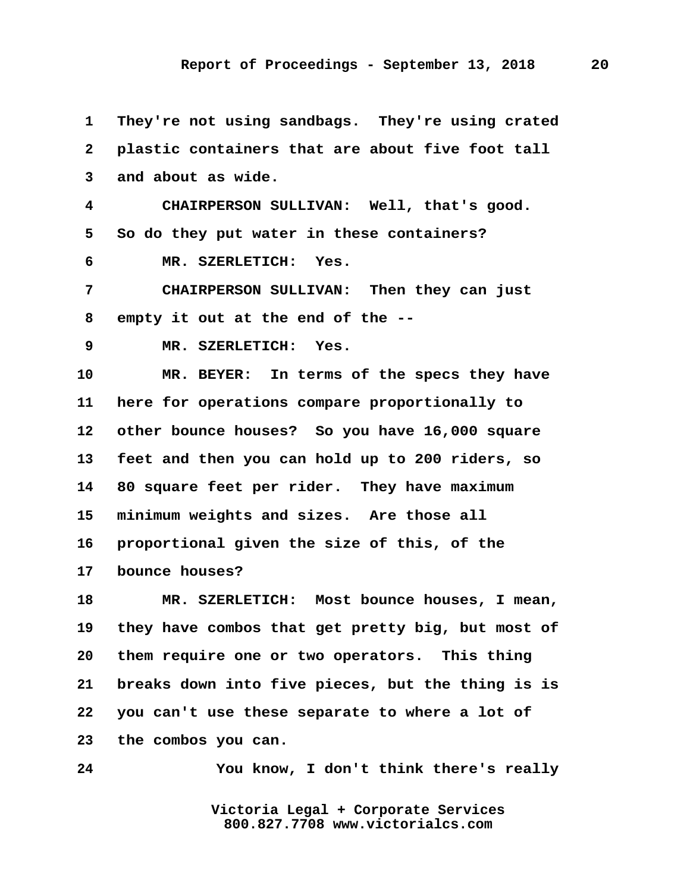1 They're not using sandbags. They're using crated
2 plastic containers that are about five foot tall
3 and about as wide.

4 CHAIRPERSON SULLIVAN: Well, that's good.
5 So do they put water in these containers?

6 MR. SZERLETICH: Yes.

7 CHAIRPERSON SULLIVAN: Then they can just
8 empty it out at the end of the --

9 MR. SZERLETICH: Yes.

10 MR. BEYER: In terms of the specs they have
11 here for operations compare proportionally to
12 other bounce houses? So you have 16,000 square
13 feet and then you can hold up to 200 riders, so
14 80 square feet per rider. They have maximum
15 minimum weights and sizes. Are those all
16 proportional given the size of this, of the
17 bounce houses?

18 MR. SZERLETICH: Most bounce houses, I mean,
19 they have combos that get pretty big, but most of
20 them require one or two operators. This thing
21 breaks down into five pieces, but the thing is is
22 you can't use these separate to where a lot of
23 the combos you can.

24 You know, I don't think there's really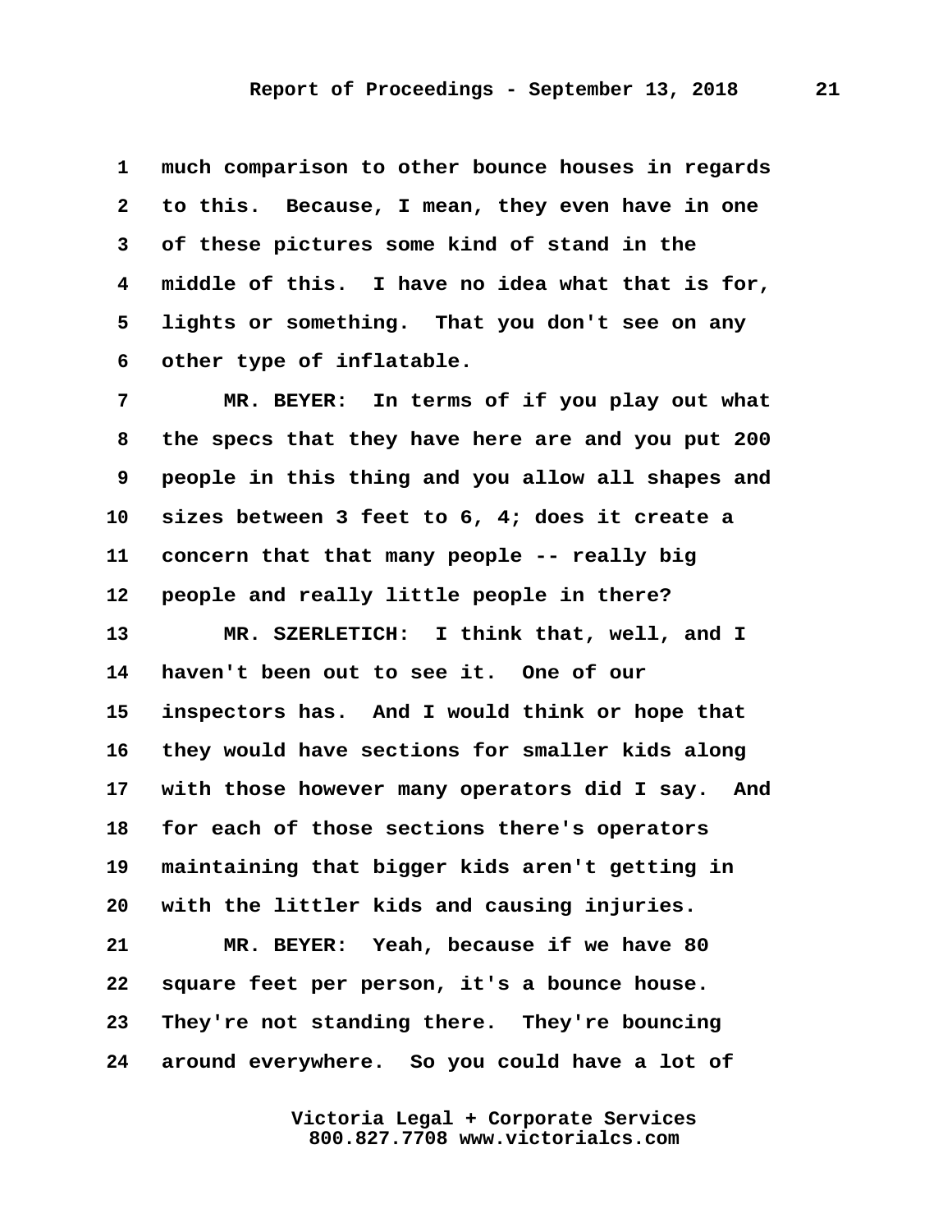1 much comparison to other bounce houses in regards
2 to this. Because, I mean, they even have in one
3 of these pictures some kind of stand in the
4 middle of this. I have no idea what that is for,
5 lights or something. That you don't see on any
6 other type of inflatable.

7 MR. BEYER: In terms of if you play out what
8 the specs that they have here are and you put 200
9 people in this thing and you allow all shapes and
10 sizes between 3 feet to 6, 4; does it create a
11 concern that that many people -- really big
12 people and really little people in there?

13 MR. SZERLETICH: I think that, well, and I
14 haven't been out to see it. One of our
15 inspectors has. And I would think or hope that
16 they would have sections for smaller kids along
17 with those however many operators did I say. And
18 for each of those sections there's operators
19 maintaining that bigger kids aren't getting in
20 with the littler kids and causing injuries.

21 MR. BEYER: Yeah, because if we have 80
22 square feet per person, it's a bounce house.
23 They're not standing there. They're bouncing
24 around everywhere. So you could have a lot of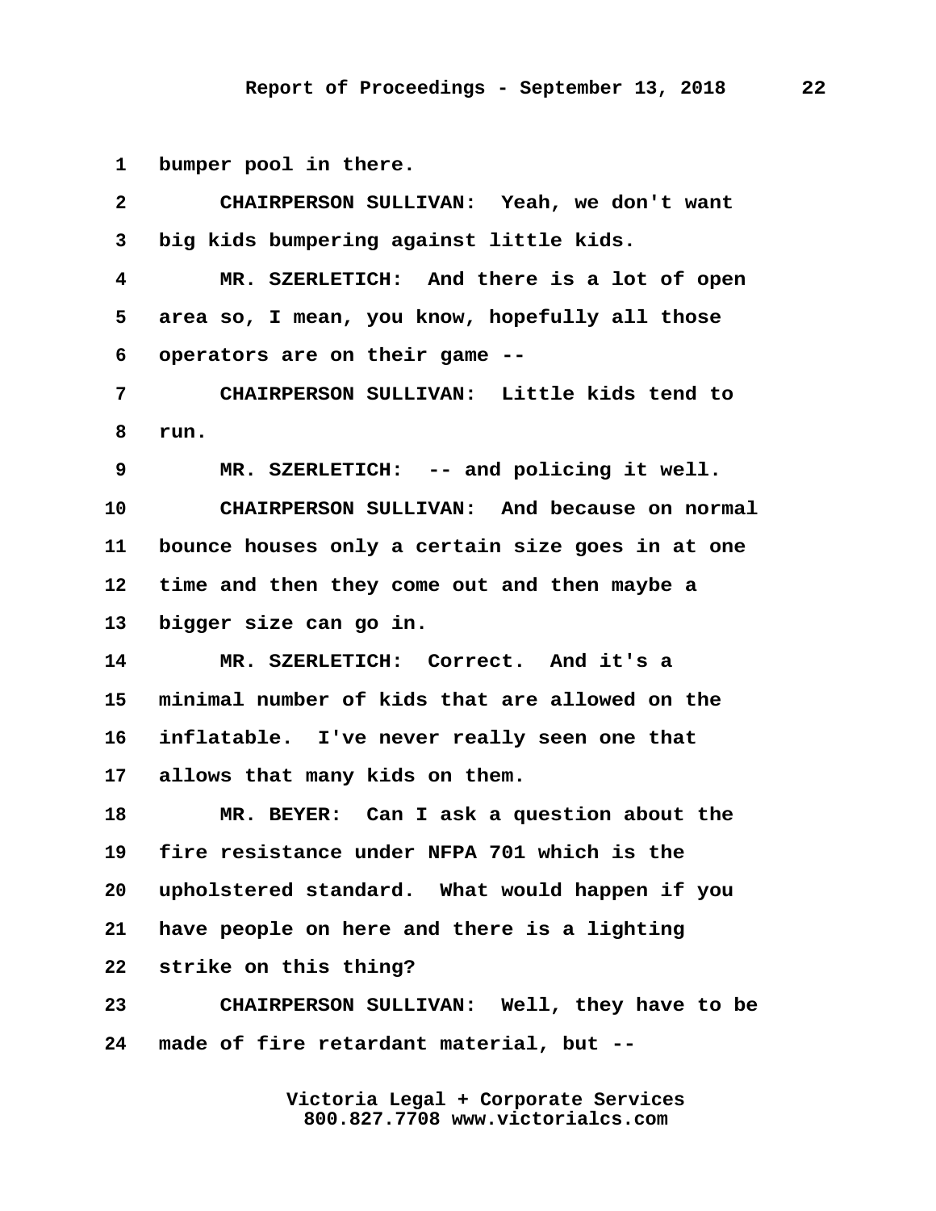1 bumper pool in there.

2 CHAIRPERSON SULLIVAN: Yeah, we don't want

3 big kids bumpering against little kids.

4 MR. SZERLETICH: And there is a lot of open

5 area so, I mean, you know, hopefully all those

6 operators are on their game --

7 CHAIRPERSON SULLIVAN: Little kids tend to

8 run.

9 MR. SZERLETICH: -- and policing it well.

10 CHAIRPERSON SULLIVAN: And because on normal

11 bounce houses only a certain size goes in at one

12 time and then they come out and then maybe a

13 bigger size can go in.

14 MR. SZERLETICH: Correct. And it's a

15 minimal number of kids that are allowed on the

16 inflatable. I've never really seen one that

17 allows that many kids on them.

18 MR. BEYER: Can I ask a question about the

19 fire resistance under NFPA 701 which is the

20 upholstered standard. What would happen if you

21 have people on here and there is a lighting

22 strike on this thing?

23 CHAIRPERSON SULLIVAN: Well, they have to be

24 made of fire retardant material, but --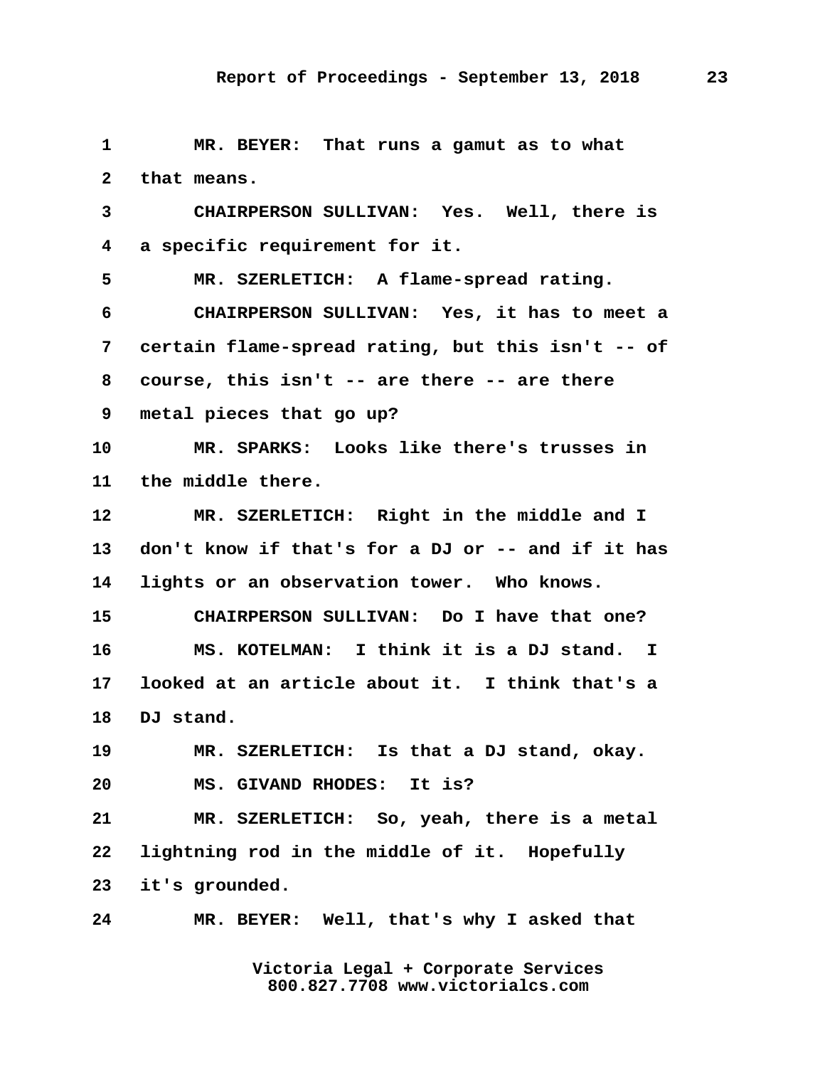1 MR. BEYER: That runs a gamut as to what
2 that means.
3 CHAIRPERSON SULLIVAN: Yes. Well, there is
4 a specific requirement for it.
5 MR. SZERLETICH: A flame-spread rating.
6 CHAIRPERSON SULLIVAN: Yes, it has to meet a
7 certain flame-spread rating, but this isn't -- of
8 course, this isn't -- are there -- are there
9 metal pieces that go up?
10 MR. SPARKS: Looks like there's trusses in
11 the middle there.
12 MR. SZERLETICH: Right in the middle and I
13 don't know if that's for a DJ or -- and if it has
14 lights or an observation tower. Who knows.
15 CHAIRPERSON SULLIVAN: Do I have that one?
16 MS. KOTELMAN: I think it is a DJ stand. I
17 looked at an article about it. I think that's a
18 DJ stand.
19 MR. SZERLETICH: Is that a DJ stand, okay.
20 MS. GIVAND RHODES: It is?
21 MR. SZERLETICH: So, yeah, there is a metal
22 lightning rod in the middle of it. Hopefully
23 it's grounded.
24 MR. BEYER: Well, that's why I asked that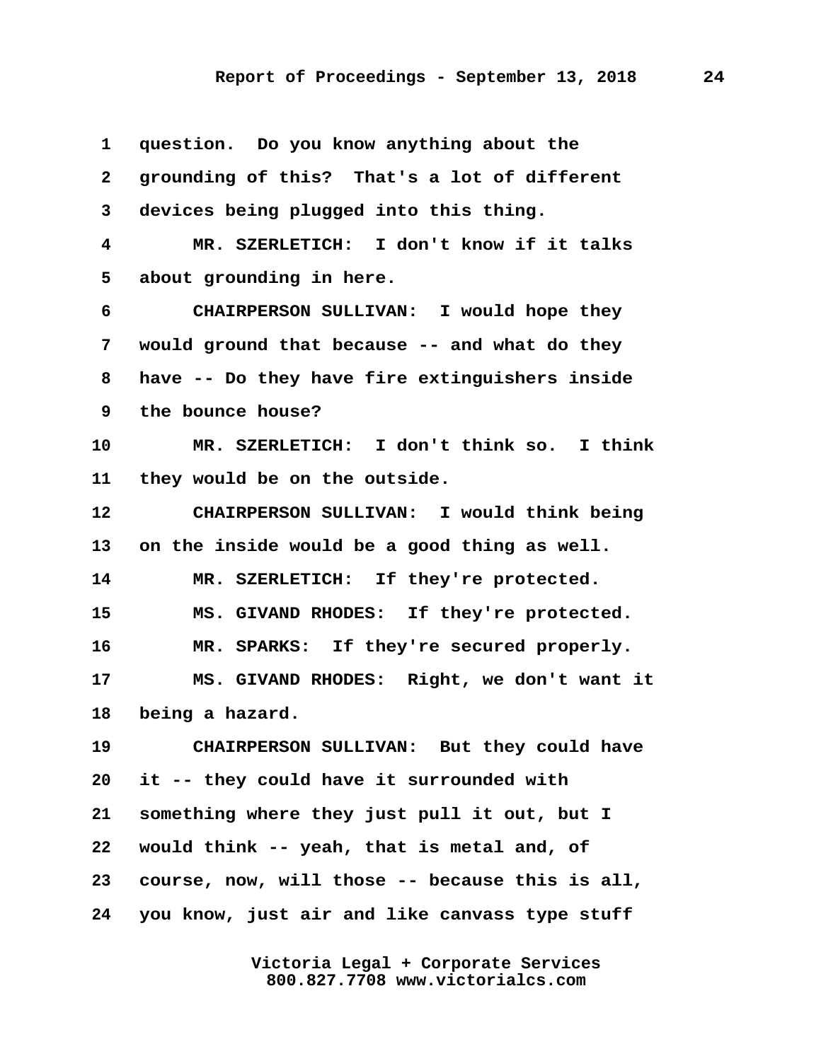1 question. Do you know anything about the
2 grounding of this? That's a lot of different
3 devices being plugged into this thing.
4 MR. SZERLETICH: I don't know if it talks
5 about grounding in here.
6 CHAIRPERSON SULLIVAN: I would hope they
7 would ground that because -- and what do they
8 have -- Do they have fire extinguishers inside
9 the bounce house?
10 MR. SZERLETICH: I don't think so. I think
11 they would be on the outside.
12 CHAIRPERSON SULLIVAN: I would think being
13 on the inside would be a good thing as well.
14 MR. SZERLETICH: If they're protected.
15 MS. GIVAND RHODES: If they're protected.
16 MR. SPARKS: If they're secured properly.
17 MS. GIVAND RHODES: Right, we don't want it
18 being a hazard.
19 CHAIRPERSON SULLIVAN: But they could have
20 it -- they could have it surrounded with
21 something where they just pull it out, but I
22 would think -- yeah, that is metal and, of
23 course, now, will those -- because this is all,
24 you know, just air and like canvass type stuff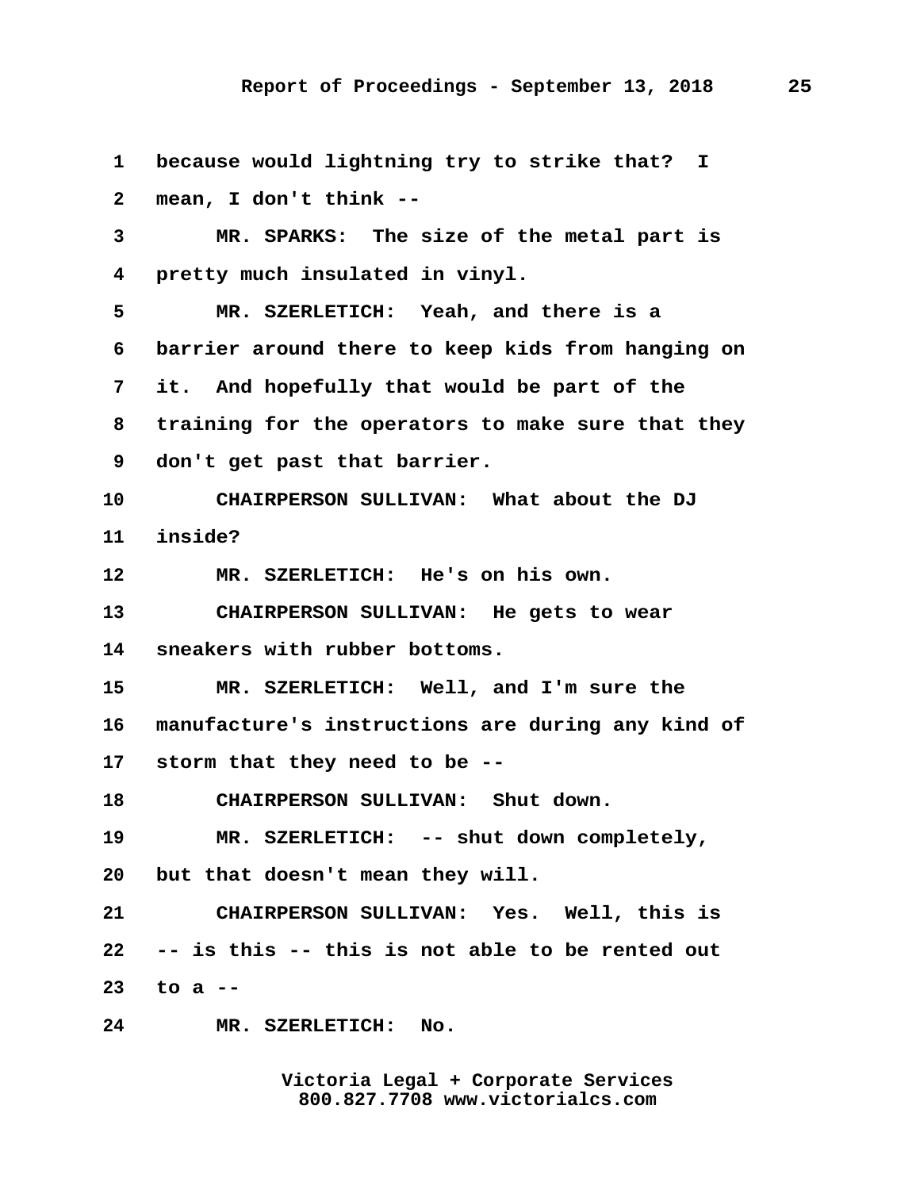1 because would lightning try to strike that? I
2 mean, I don't think --
3 MR. SPARKS: The size of the metal part is
4 pretty much insulated in vinyl.
5 MR. SZERLETICH: Yeah, and there is a
6 barrier around there to keep kids from hanging on
7 it. And hopefully that would be part of the
8 training for the operators to make sure that they
9 don't get past that barrier.
10 CHAIRPERSON SULLIVAN: What about the DJ
11 inside?
12 MR. SZERLETICH: He's on his own.
13 CHAIRPERSON SULLIVAN: He gets to wear
14 sneakers with rubber bottoms.
15 MR. SZERLETICH: Well, and I'm sure the
16 manufacture's instructions are during any kind of
17 storm that they need to be --
18 CHAIRPERSON SULLIVAN: Shut down.
19 MR. SZERLETICH: -- shut down completely,
20 but that doesn't mean they will.
21 CHAIRPERSON SULLIVAN: Yes. Well, this is
22 -- is this -- this is not able to be rented out
23 to a --
24 MR. SZERLETICH: No.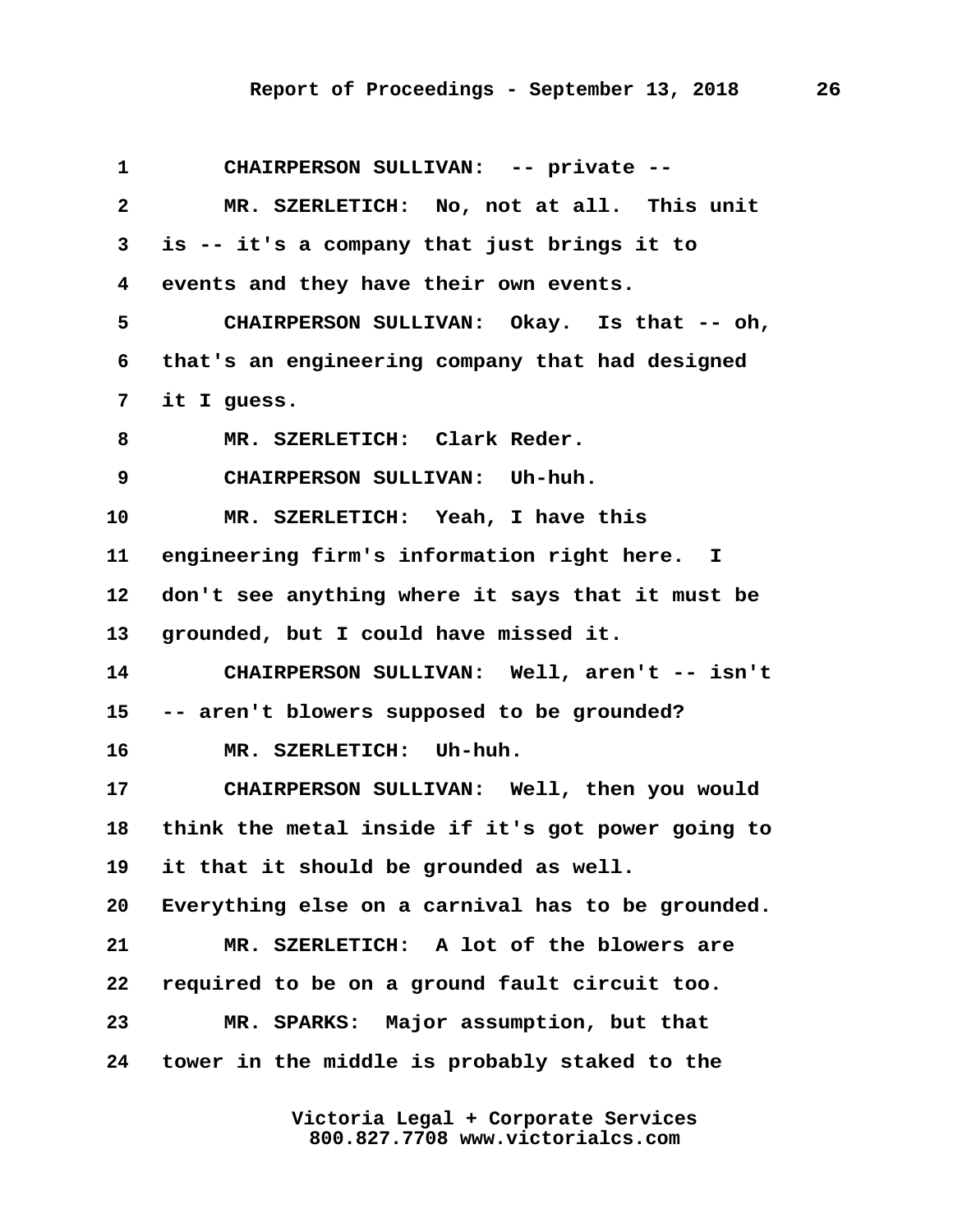1 CHAIRPERSON SULLIVAN: -- private --

2 MR. SZERLETICH: No, not at all. This unit

3 is -- it's a company that just brings it to

4 events and they have their own events.

5 CHAIRPERSON SULLIVAN: Okay. Is that -- oh,

6 that's an engineering company that had designed

7 it I guess.

8 MR. SZERLETICH: Clark Reder.

9 CHAIRPERSON SULLIVAN: Uh-huh.

10 MR. SZERLETICH: Yeah, I have this

11 engineering firm's information right here. I

12 don't see anything where it says that it must be

13 grounded, but I could have missed it.

14 CHAIRPERSON SULLIVAN: Well, aren't -- isn't

15 -- aren't blowers supposed to be grounded?

16 MR. SZERLETICH: Uh-huh.

17 CHAIRPERSON SULLIVAN: Well, then you would

18 think the metal inside if it's got power going to

19 it that it should be grounded as well.

20 Everything else on a carnival has to be grounded.

21 MR. SZERLETICH: A lot of the blowers are

22 required to be on a ground fault circuit too.

23 MR. SPARKS: Major assumption, but that

24 tower in the middle is probably staked to the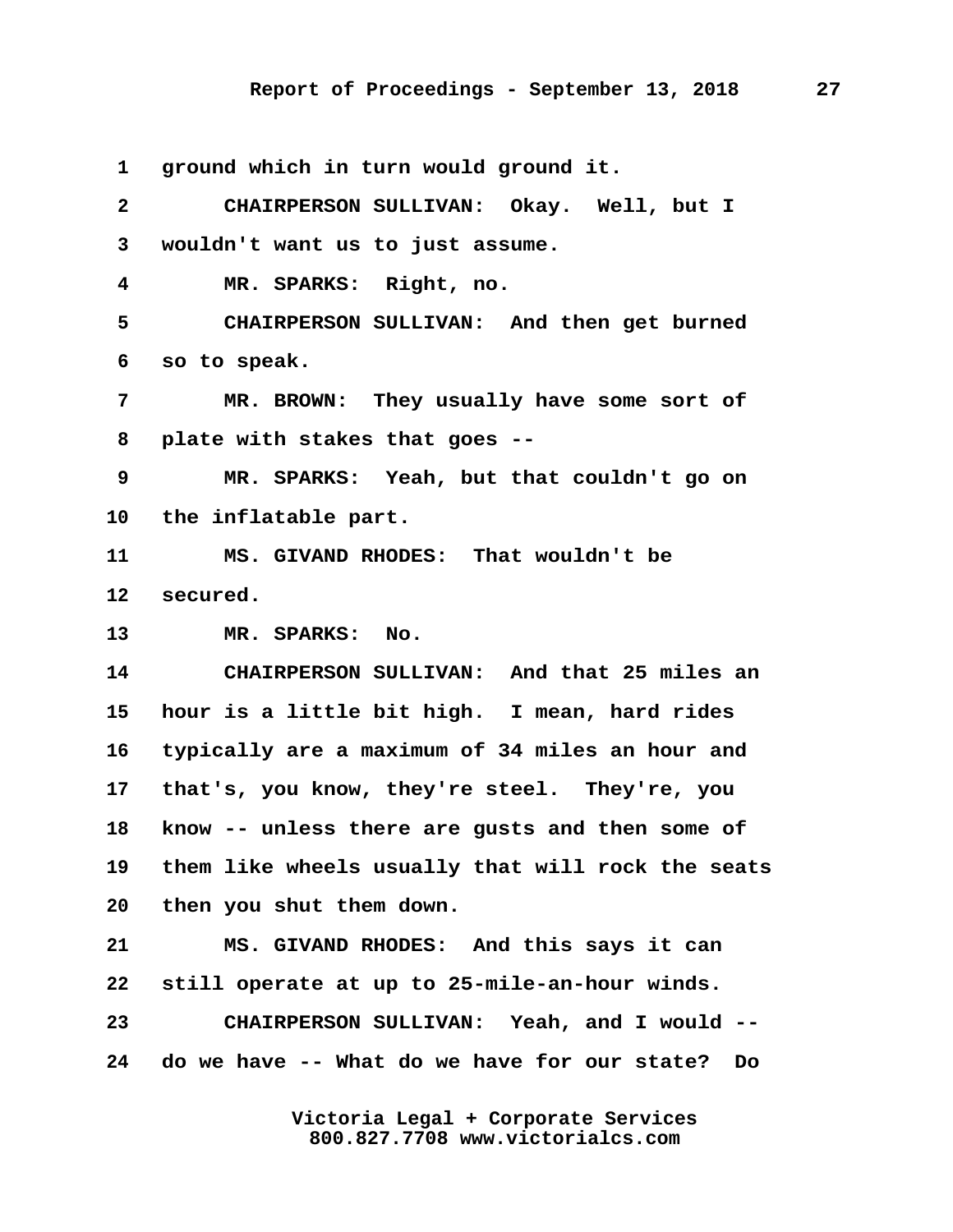1 ground which in turn would ground it.

2 CHAIRPERSON SULLIVAN: Okay. Well, but I

3 wouldn't want us to just assume.

4 MR. SPARKS: Right, no.

5 CHAIRPERSON SULLIVAN: And then get burned

6 so to speak.

7 MR. BROWN: They usually have some sort of

8 plate with stakes that goes --

9 MR. SPARKS: Yeah, but that couldn't go on

10 the inflatable part.

11 MS. GIVAND RHODES: That wouldn't be

12 secured.

13 MR. SPARKS: No.

14 CHAIRPERSON SULLIVAN: And that 25 miles an

15 hour is a little bit high. I mean, hard rides

16 typically are a maximum of 34 miles an hour and

17 that's, you know, they're steel. They're, you

18 know -- unless there are gusts and then some of

19 them like wheels usually that will rock the seats

20 then you shut them down.

21 MS. GIVAND RHODES: And this says it can

22 still operate at up to 25-mile-an-hour winds.

23 CHAIRPERSON SULLIVAN: Yeah, and I would --

24 do we have -- What do we have for our state? Do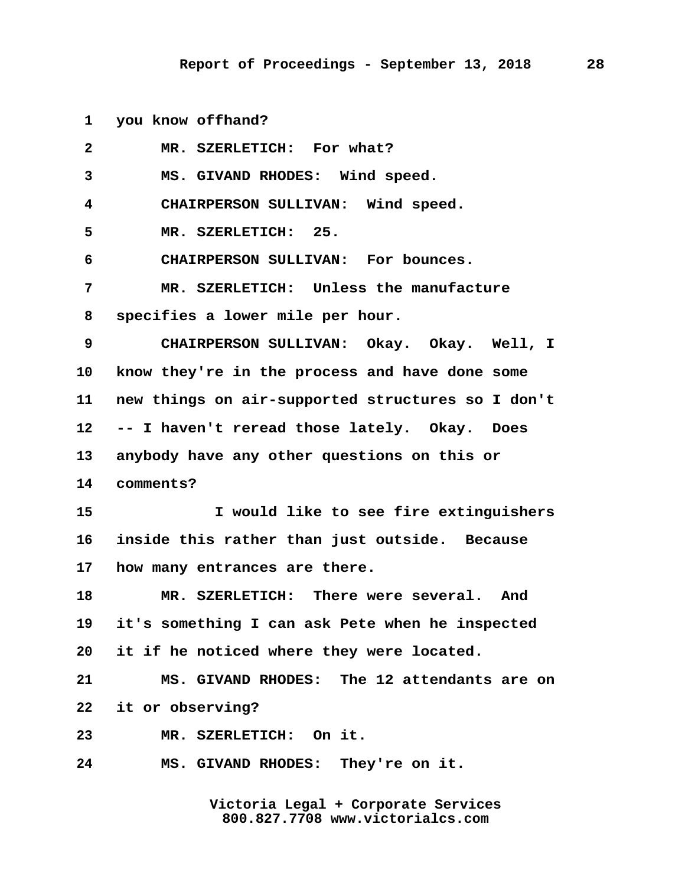1 you know offhand?

2 MR. SZERLETICH: For what?

3 MS. GIVAND RHODES: Wind speed.

4 CHAIRPERSON SULLIVAN: Wind speed.

5 MR. SZERLETICH: 25.

6 CHAIRPERSON SULLIVAN: For bounces.

7 MR. SZERLETICH: Unless the manufacture

8 specifies a lower mile per hour.

9 CHAIRPERSON SULLIVAN: Okay. Okay. Well, I

10 know they're in the process and have done some

11 new things on air-supported structures so I don't

12 -- I haven't reread those lately. Okay. Does

13 anybody have any other questions on this or

14 comments?

15 I would like to see fire extinguishers

16 inside this rather than just outside. Because

17 how many entrances are there.

18 MR. SZERLETICH: There were several. And

19 it's something I can ask Pete when he inspected

20 it if he noticed where they were located.

21 MS. GIVAND RHODES: The 12 attendants are on

22 it or observing?

23 MR. SZERLETICH: On it.

24 MS. GIVAND RHODES: They're on it.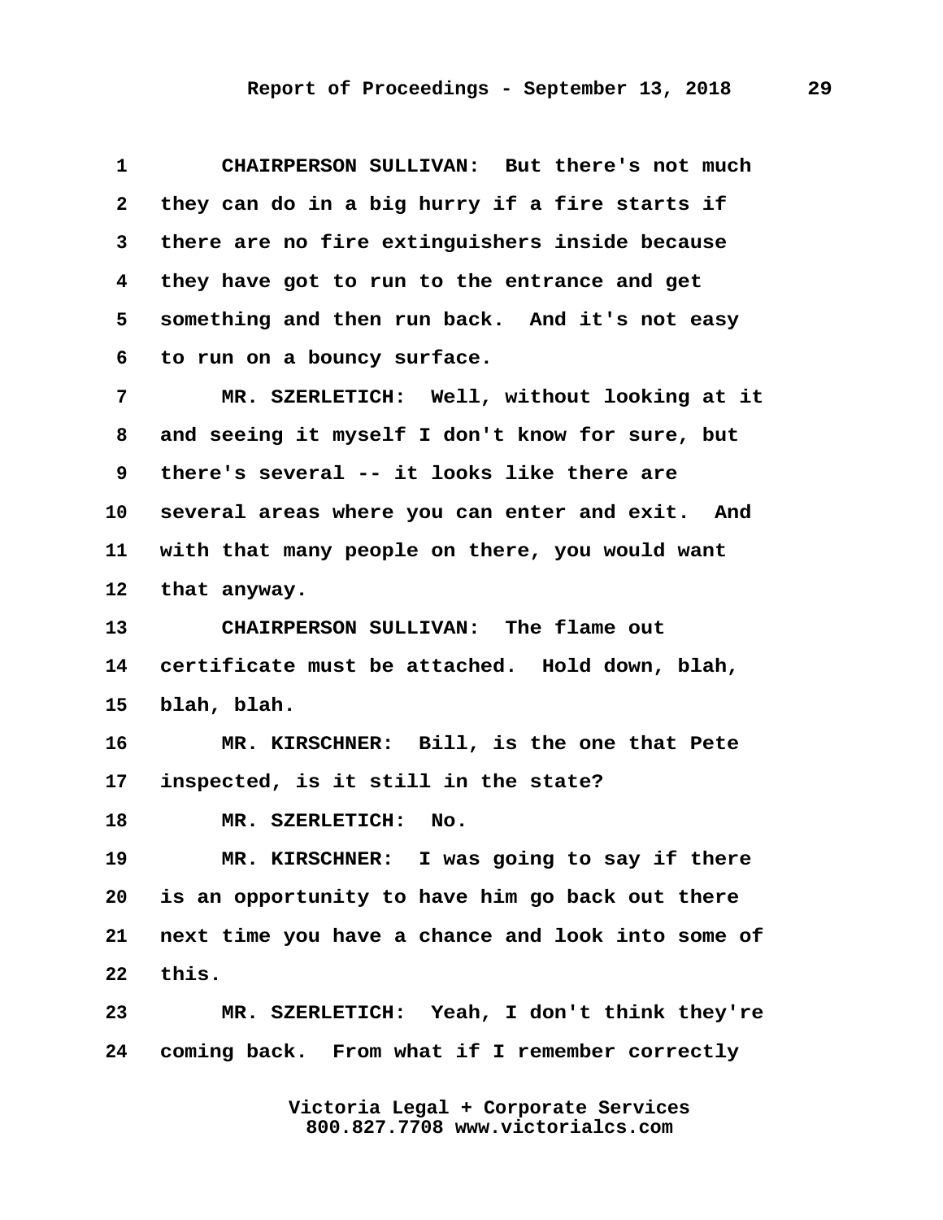1 CHAIRPERSON SULLIVAN: But there's not much
2 they can do in a big hurry if a fire starts if
3 there are no fire extinguishers inside because
4 they have got to run to the entrance and get
5 something and then run back. And it's not easy
6 to run on a bouncy surface.
7 MR. SZERLETICH: Well, without looking at it
8 and seeing it myself I don't know for sure, but
9 there's several -- it looks like there are
10 several areas where you can enter and exit. And
11 with that many people on there, you would want
12 that anyway.
13 CHAIRPERSON SULLIVAN: The flame out
14 certificate must be attached. Hold down, blah,
15 blah, blah.
16 MR. KIRSCHNER: Bill, is the one that Pete
17 inspected, is it still in the state?
18 MR. SZERLETICH: No.
19 MR. KIRSCHNER: I was going to say if there
20 is an opportunity to have him go back out there
21 next time you have a chance and look into some of
22 this.
23 MR. SZERLETICH: Yeah, I don't think they're
24 coming back. From what if I remember correctly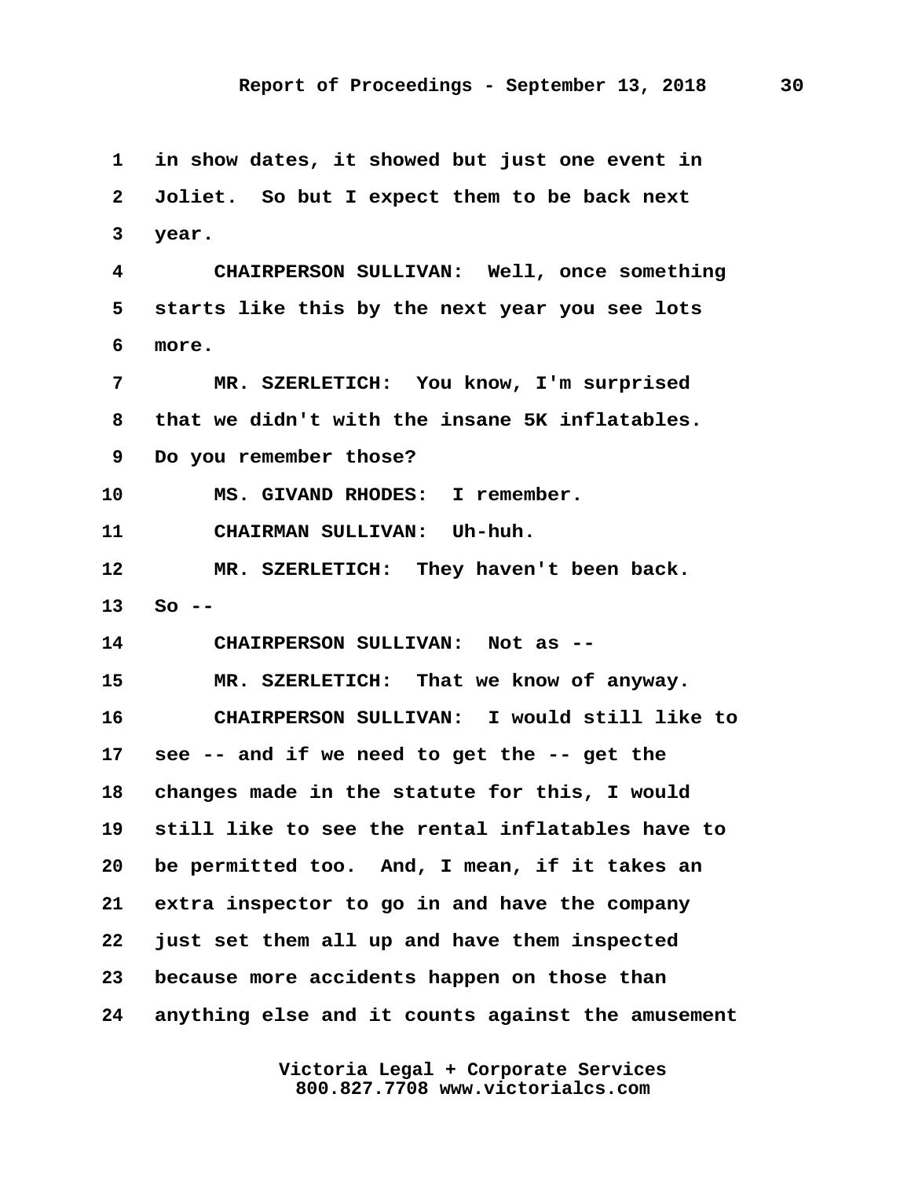1 in show dates, it showed but just one event in
2 Joliet. So but I expect them to be back next
3 year.
4 CHAIRPERSON SULLIVAN: Well, once something
5 starts like this by the next year you see lots
6 more.
7 MR. SZERLETICH: You know, I'm surprised
8 that we didn't with the insane 5K inflatables.
9 Do you remember those?
10 MS. GIVAND RHODES: I remember.
11 CHAIRMAN SULLIVAN: Uh-huh.
12 MR. SZERLETICH: They haven't been back.
13 So --
14 CHAIRPERSON SULLIVAN: Not as --
15 MR. SZERLETICH: That we know of anyway.
16 CHAIRPERSON SULLIVAN: I would still like to
17 see -- and if we need to get the -- get the
18 changes made in the statute for this, I would
19 still like to see the rental inflatables have to
20 be permitted too. And, I mean, if it takes an
21 extra inspector to go in and have the company
22 just set them all up and have them inspected
23 because more accidents happen on those than
24 anything else and it counts against the amusement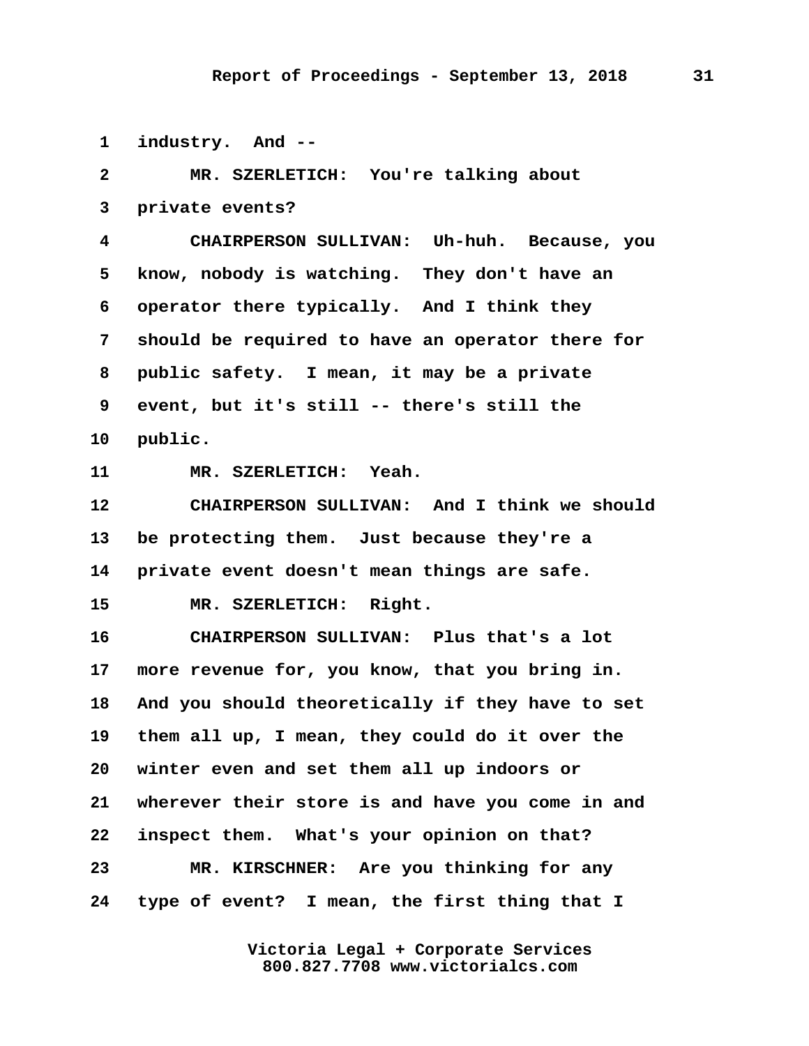1 industry. And --

2 MR. SZERLETICH: You're talking about

3 private events?

4 CHAIRPERSON SULLIVAN: Uh-huh. Because, you

5 know, nobody is watching. They don't have an

6 operator there typically. And I think they

7 should be required to have an operator there for

8 public safety. I mean, it may be a private

9 event, but it's still -- there's still the

10 public.

11 MR. SZERLETICH: Yeah.

12 CHAIRPERSON SULLIVAN: And I think we should

13 be protecting them. Just because they're a

14 private event doesn't mean things are safe.

15 MR. SZERLETICH: Right.

16 CHAIRPERSON SULLIVAN: Plus that's a lot

17 more revenue for, you know, that you bring in.

18 And you should theoretically if they have to set

19 them all up, I mean, they could do it over the

20 winter even and set them all up indoors or

21 wherever their store is and have you come in and

22 inspect them. What's your opinion on that?

23 MR. KIRSCHNER: Are you thinking for any

24 type of event? I mean, the first thing that I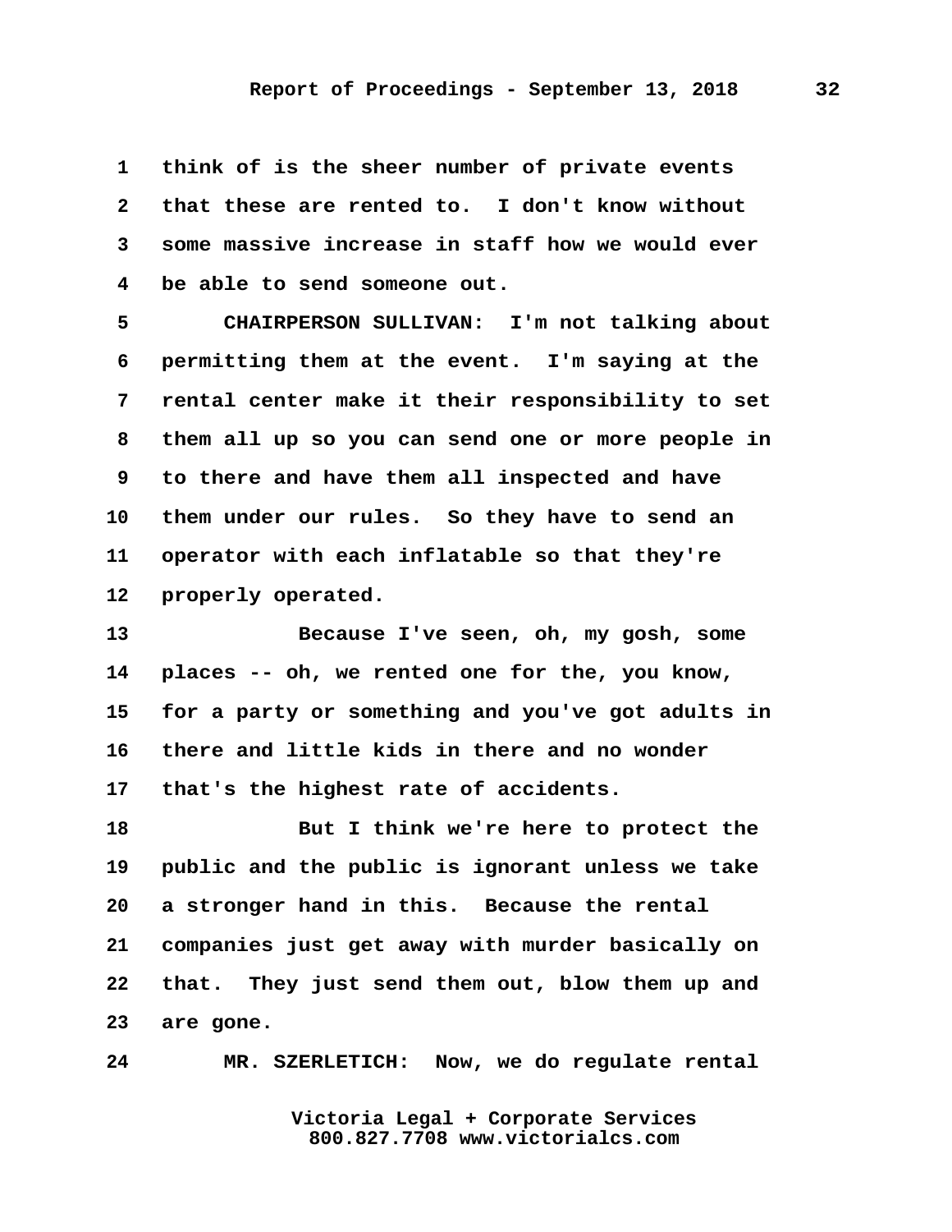think of is the sheer number of private events that these are rented to. I don't know without some massive increase in staff how we would ever be able to send someone out.

CHAIRPERSON SULLIVAN: I'm not talking about permitting them at the event. I'm saying at the rental center make it their responsibility to set them all up so you can send one or more people in to there and have them all inspected and have them under our rules. So they have to send an operator with each inflatable so that they're properly operated.

Because I've seen, oh, my gosh, some places -- oh, we rented one for the, you know, for a party or something and you've got adults in there and little kids in there and no wonder that's the highest rate of accidents.

But I think we're here to protect the public and the public is ignorant unless we take a stronger hand in this. Because the rental companies just get away with murder basically on that. They just send them out, blow them up and are gone.

MR. SZERLETICH: Now, we do regulate rental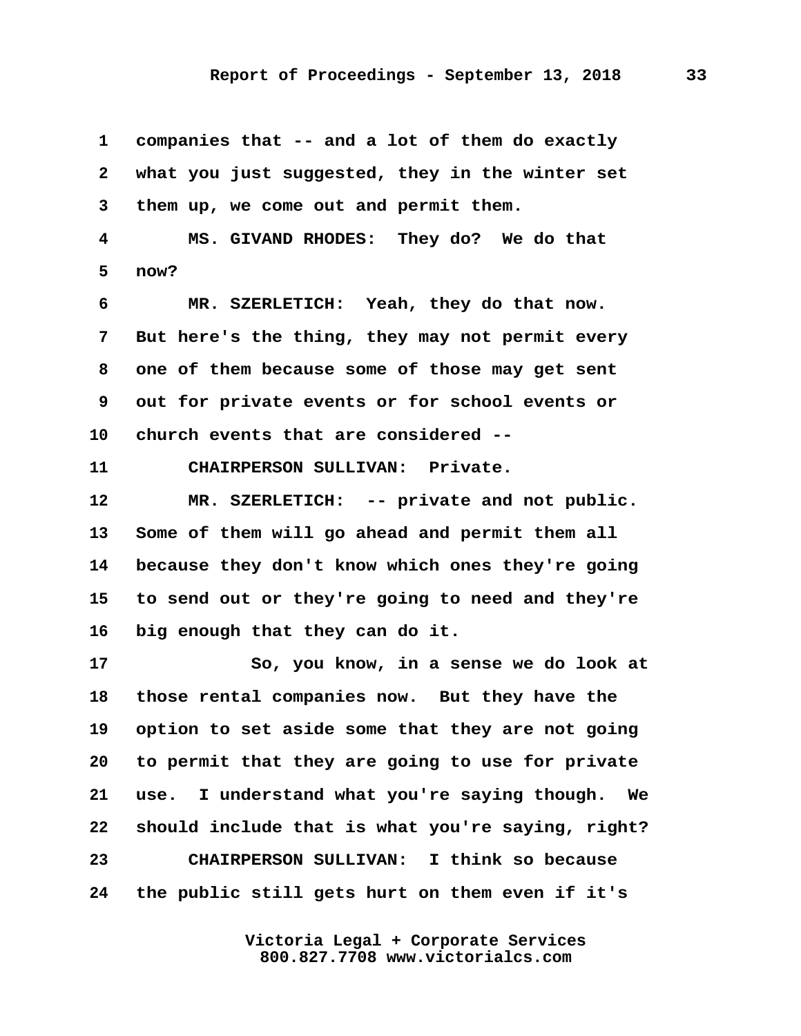1 companies that -- and a lot of them do exactly
2 what you just suggested, they in the winter set
3 them up, we come out and permit them.
4 MS. GIVAND RHODES: They do? We do that
5 now?
6 MR. SZERLETICH: Yeah, they do that now.
7 But here's the thing, they may not permit every
8 one of them because some of those may get sent
9 out for private events or for school events or
10 church events that are considered --
11 CHAIRPERSON SULLIVAN: Private.
12 MR. SZERLETICH: -- private and not public.
13 Some of them will go ahead and permit them all
14 because they don't know which ones they're going
15 to send out or they're going to need and they're
16 big enough that they can do it.
17 So, you know, in a sense we do look at
18 those rental companies now. But they have the
19 option to set aside some that they are not going
20 to permit that they are going to use for private
21 use. I understand what you're saying though. We
22 should include that is what you're saying, right?
23 CHAIRPERSON SULLIVAN: I think so because
24 the public still gets hurt on them even if it's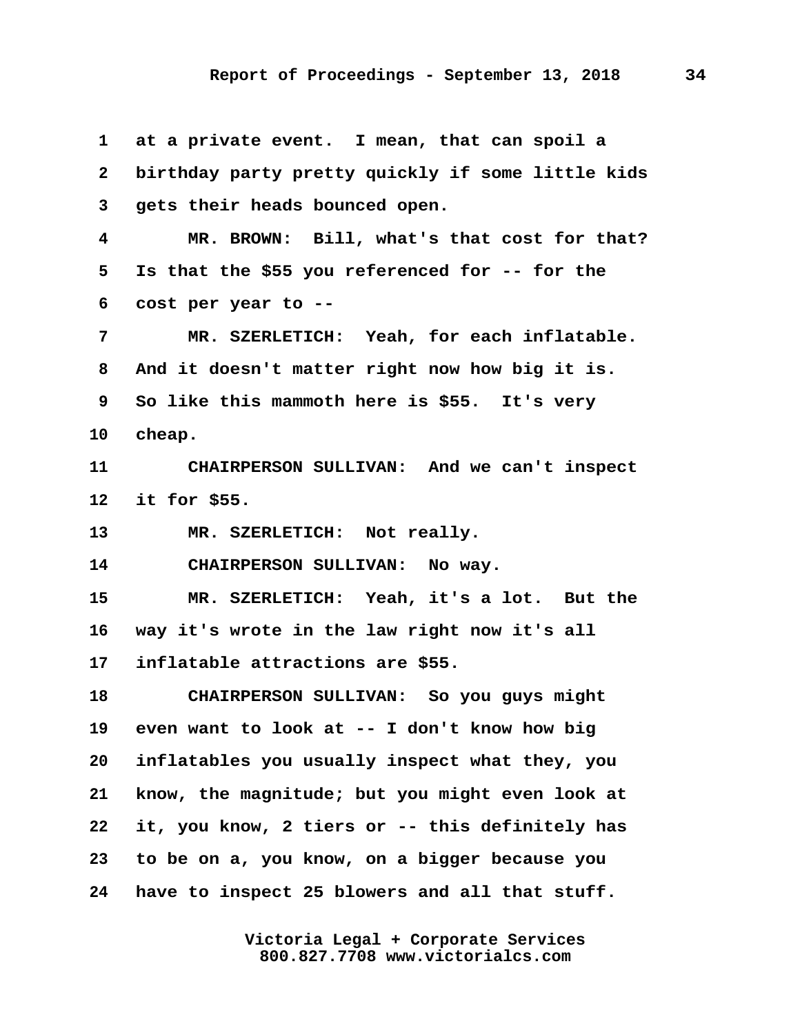at a private event. I mean, that can spoil a birthday party pretty quickly if some little kids gets their heads bounced open.

MR. BROWN: Bill, what's that cost for that? Is that the $55 you referenced for -- for the cost per year to --

MR. SZERLETICH: Yeah, for each inflatable. And it doesn't matter right now how big it is. So like this mammoth here is $55. It's very cheap.

CHAIRPERSON SULLIVAN: And we can't inspect it for $55.

MR. SZERLETICH: Not really.

CHAIRPERSON SULLIVAN: No way.

MR. SZERLETICH: Yeah, it's a lot. But the way it's wrote in the law right now it's all inflatable attractions are $55.

CHAIRPERSON SULLIVAN: So you guys might even want to look at -- I don't know how big inflatables you usually inspect what they, you know, the magnitude; but you might even look at it, you know, 2 tiers or -- this definitely has to be on a, you know, on a bigger because you have to inspect 25 blowers and all that stuff.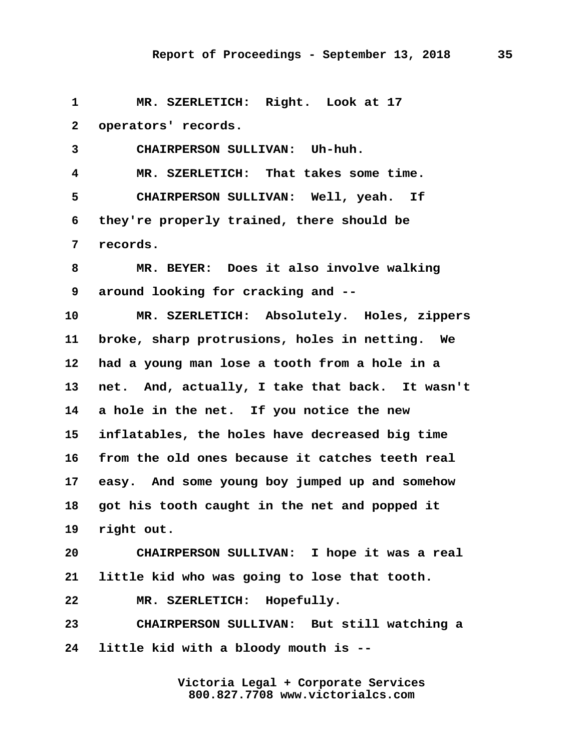1 MR. SZERLETICH: Right. Look at 17
2 operators' records.
3 CHAIRPERSON SULLIVAN: Uh-huh.
4 MR. SZERLETICH: That takes some time.
5 CHAIRPERSON SULLIVAN: Well, yeah. If
6 they're properly trained, there should be
7 records.
8 MR. BEYER: Does it also involve walking
9 around looking for cracking and --
10 MR. SZERLETICH: Absolutely. Holes, zippers
11 broke, sharp protrusions, holes in netting. We
12 had a young man lose a tooth from a hole in a
13 net. And, actually, I take that back. It wasn't
14 a hole in the net. If you notice the new
15 inflatables, the holes have decreased big time
16 from the old ones because it catches teeth real
17 easy. And some young boy jumped up and somehow
18 got his tooth caught in the net and popped it
19 right out.
20 CHAIRPERSON SULLIVAN: I hope it was a real
21 little kid who was going to lose that tooth.
22 MR. SZERLETICH: Hopefully.
23 CHAIRPERSON SULLIVAN: But still watching a
24 little kid with a bloody mouth is --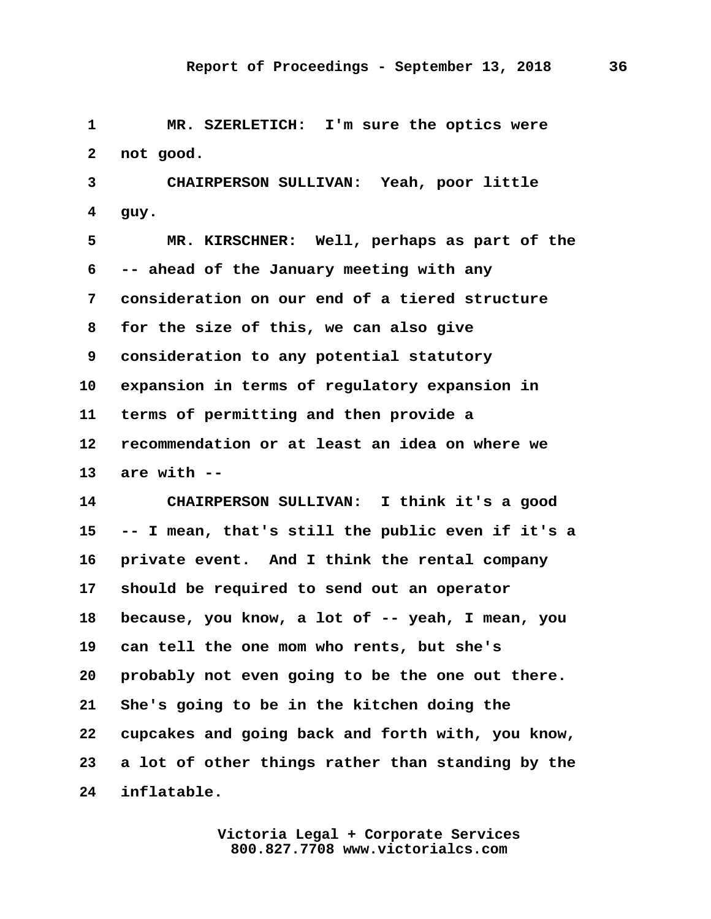MR. SZERLETICH: I'm sure the optics were not good.

CHAIRPERSON SULLIVAN: Yeah, poor little guy.

MR. KIRSCHNER: Well, perhaps as part of the -- ahead of the January meeting with any consideration on our end of a tiered structure for the size of this, we can also give consideration to any potential statutory expansion in terms of regulatory expansion in terms of permitting and then provide a recommendation or at least an idea on where we are with --

CHAIRPERSON SULLIVAN: I think it's a good -- I mean, that's still the public even if it's a private event. And I think the rental company should be required to send out an operator because, you know, a lot of -- yeah, I mean, you can tell the one mom who rents, but she's probably not even going to be the one out there. She's going to be in the kitchen doing the cupcakes and going back and forth with, you know, a lot of other things rather than standing by the inflatable.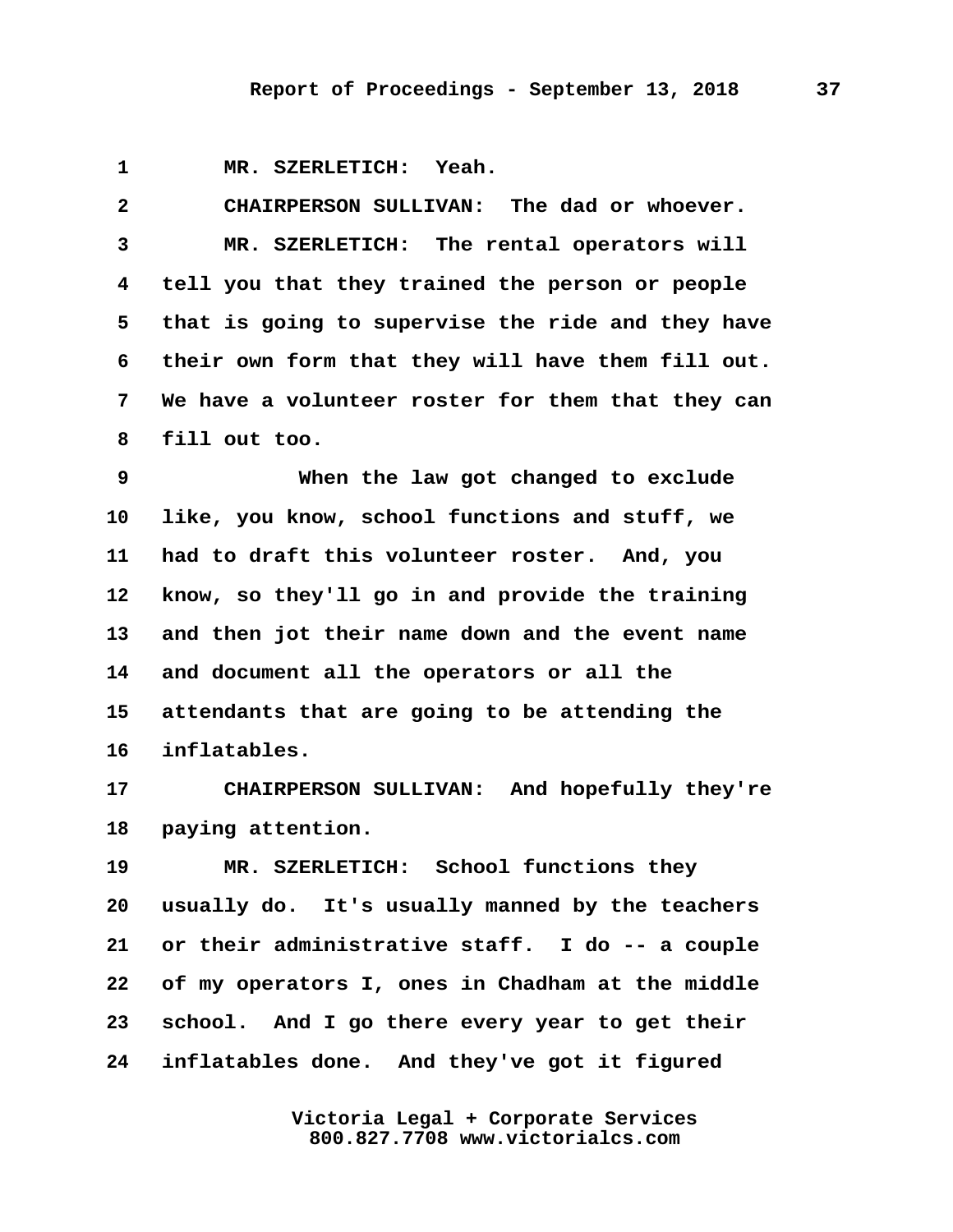1 MR. SZERLETICH: Yeah.

2 CHAIRPERSON SULLIVAN: The dad or whoever.

3 MR. SZERLETICH: The rental operators will
4 tell you that they trained the person or people
5 that is going to supervise the ride and they have
6 their own form that they will have them fill out.
7 We have a volunteer roster for them that they can
8 fill out too.

9 When the law got changed to exclude
10 like, you know, school functions and stuff, we
11 had to draft this volunteer roster. And, you
12 know, so they'll go in and provide the training
13 and then jot their name down and the event name
14 and document all the operators or all the
15 attendants that are going to be attending the
16 inflatables.

17 CHAIRPERSON SULLIVAN: And hopefully they're
18 paying attention.

19 MR. SZERLETICH: School functions they
20 usually do. It's usually manned by the teachers
21 or their administrative staff. I do -- a couple
22 of my operators I, ones in Chadham at the middle
23 school. And I go there every year to get their
24 inflatables done. And they've got it figured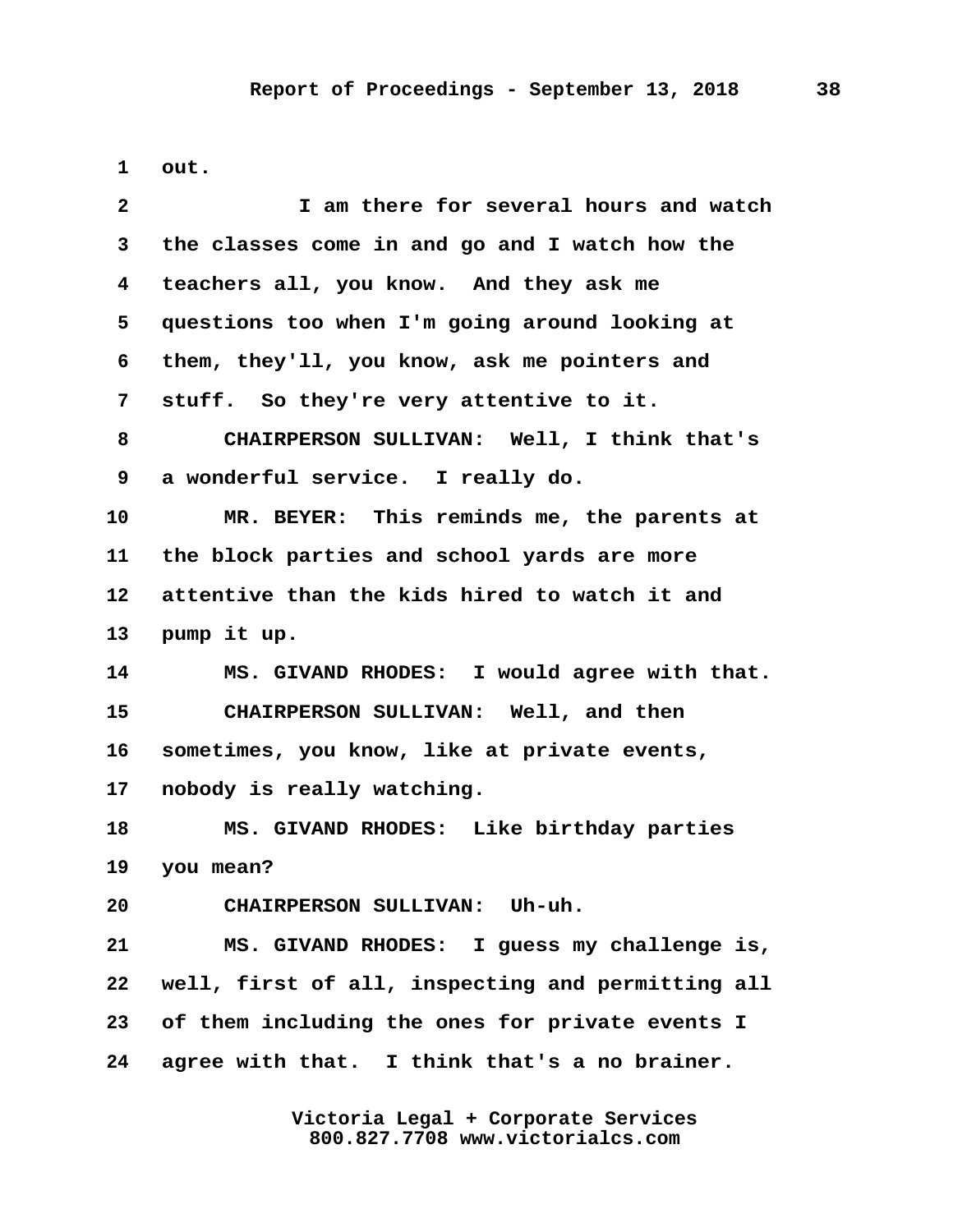out.

I am there for several hours and watch the classes come in and go and I watch how the teachers all, you know. And they ask me questions too when I'm going around looking at them, they'll, you know, ask me pointers and stuff. So they're very attentive to it.

CHAIRPERSON SULLIVAN: Well, I think that's a wonderful service. I really do.

MR. BEYER: This reminds me, the parents at the block parties and school yards are more attentive than the kids hired to watch it and pump it up.

MS. GIVAND RHODES: I would agree with that.

CHAIRPERSON SULLIVAN: Well, and then sometimes, you know, like at private events, nobody is really watching.

MS. GIVAND RHODES: Like birthday parties you mean?

CHAIRPERSON SULLIVAN: Uh-uh.

MS. GIVAND RHODES: I guess my challenge is, well, first of all, inspecting and permitting all of them including the ones for private events I agree with that. I think that's a no brainer.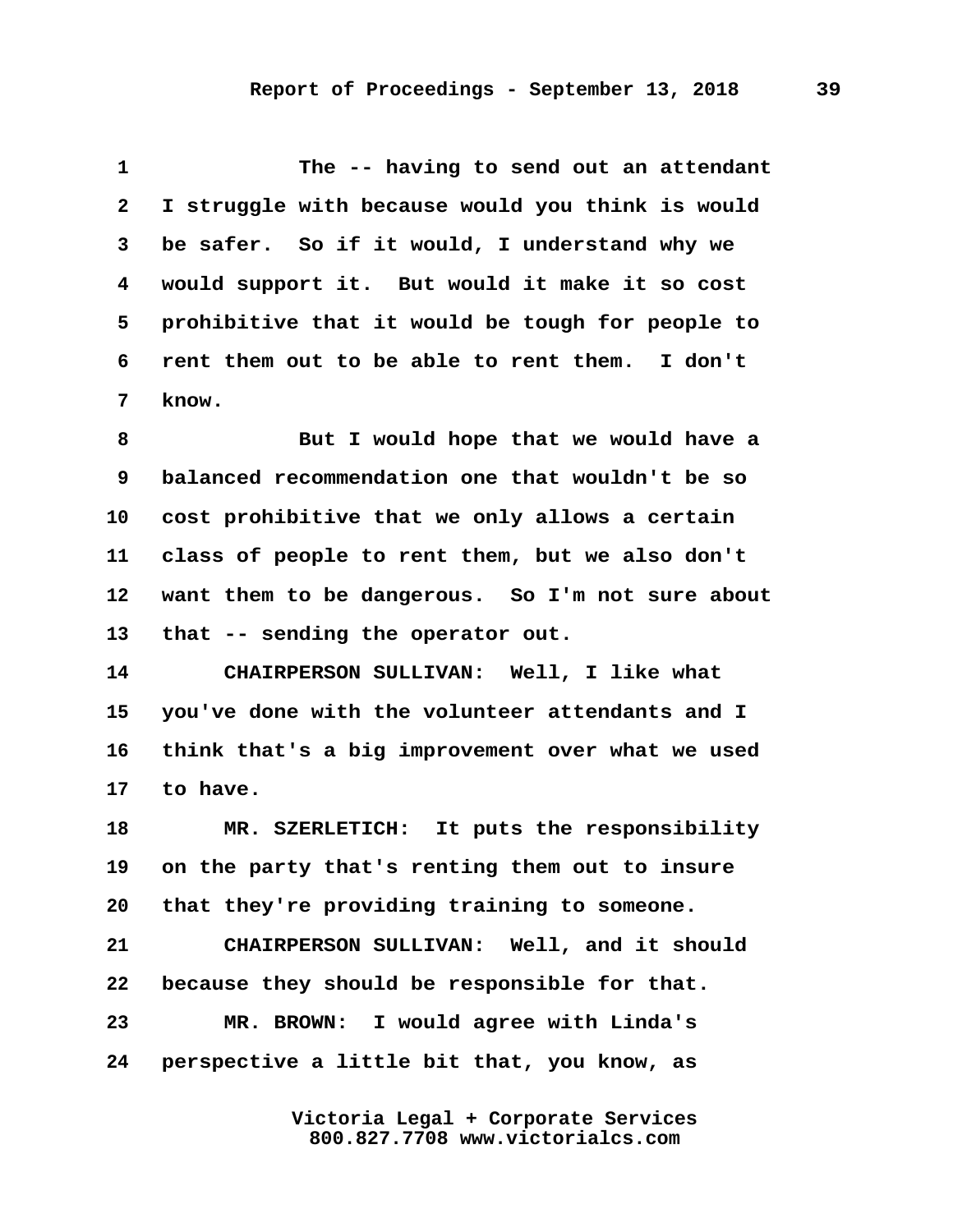The -- having to send out an attendant I struggle with because would you think is would be safer. So if it would, I understand why we would support it. But would it make it so cost prohibitive that it would be tough for people to rent them out to be able to rent them. I don't know.

But I would hope that we would have a balanced recommendation one that wouldn't be so cost prohibitive that we only allows a certain class of people to rent them, but we also don't want them to be dangerous. So I'm not sure about that -- sending the operator out.

**CHAIRPERSON SULLIVAN:** Well, I like what you've done with the volunteer attendants and I think that's a big improvement over what we used to have.

**MR. SZERLETICH:** It puts the responsibility on the party that's renting them out to insure that they're providing training to someone.

**CHAIRPERSON SULLIVAN:** Well, and it should because they should be responsible for that.

**MR. BROWN:** I would agree with Linda's perspective a little bit that, you know, as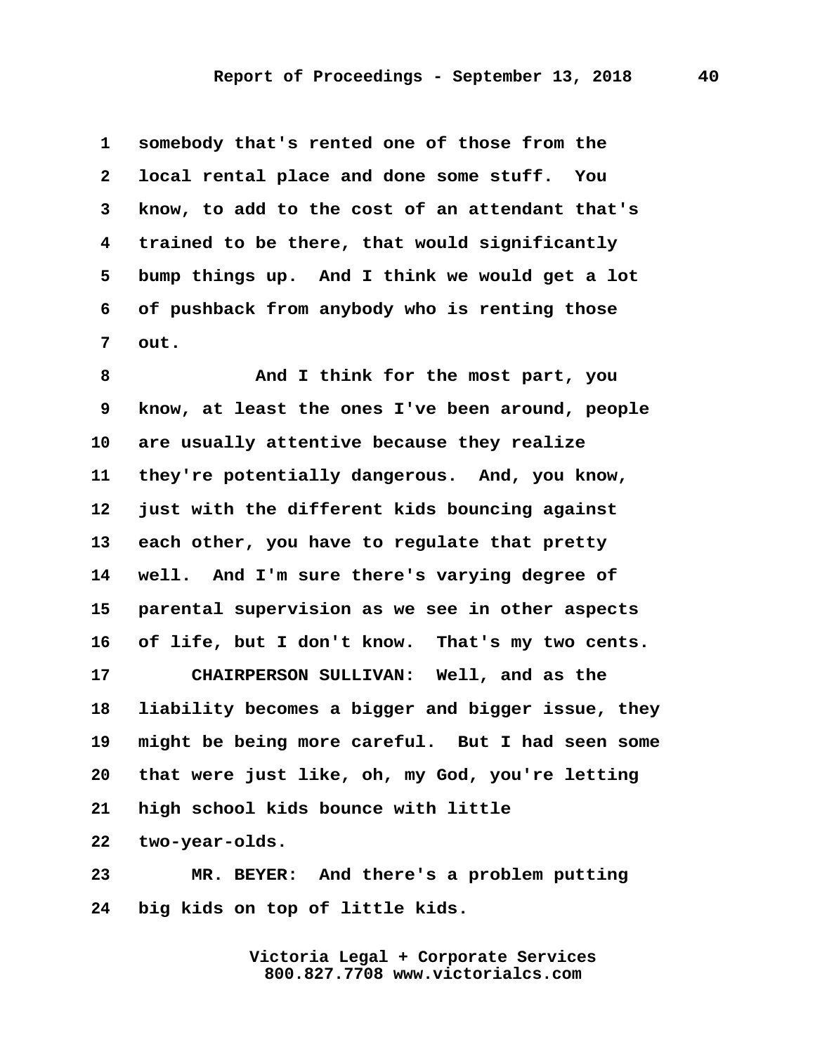1 somebody that's rented one of those from the
2 local rental place and done some stuff. You
3 know, to add to the cost of an attendant that's
4 trained to be there, that would significantly
5 bump things up. And I think we would get a lot
6 of pushback from anybody who is renting those
7 out.

8 And I think for the most part, you
9 know, at least the ones I've been around, people
10 are usually attentive because they realize
11 they're potentially dangerous. And, you know,
12 just with the different kids bouncing against
13 each other, you have to regulate that pretty
14 well. And I'm sure there's varying degree of
15 parental supervision as we see in other aspects
16 of life, but I don't know. That's my two cents.

17 CHAIRPERSON SULLIVAN: Well, and as the
18 liability becomes a bigger and bigger issue, they
19 might be being more careful. But I had seen some
20 that were just like, oh, my God, you're letting
21 high school kids bounce with little
22 two-year-olds.

23 MR. BEYER: And there's a problem putting
24 big kids on top of little kids.

Victoria Legal + Corporate Services
800.827.7708 www.victorialcs.com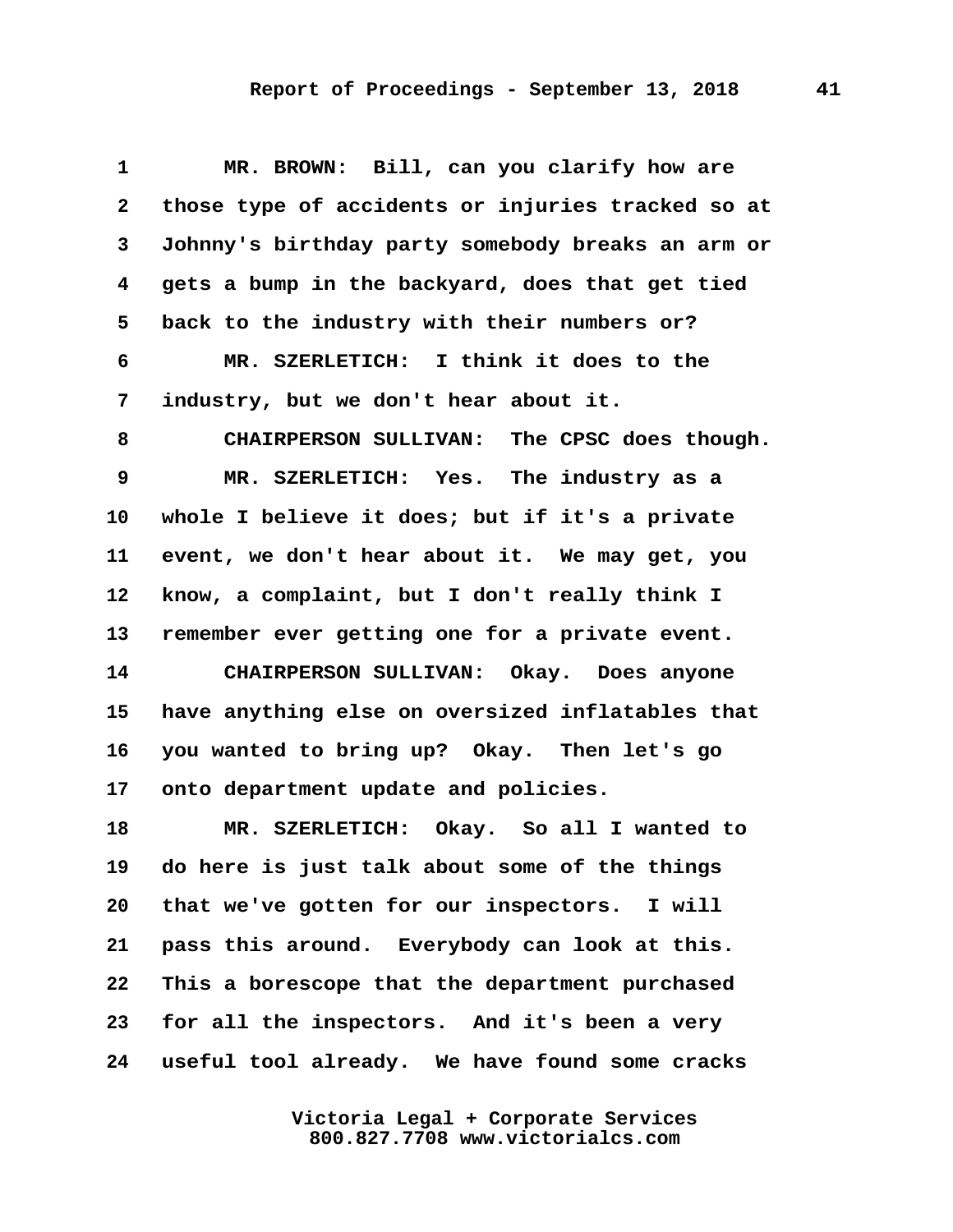1 MR. BROWN: Bill, can you clarify how are
2 those type of accidents or injuries tracked so at
3 Johnny's birthday party somebody breaks an arm or
4 gets a bump in the backyard, does that get tied
5 back to the industry with their numbers or?
6 MR. SZERLETICH: I think it does to the
7 industry, but we don't hear about it.
8 CHAIRPERSON SULLIVAN: The CPSC does though.
9 MR. SZERLETICH: Yes. The industry as a
10 whole I believe it does; but if it's a private
11 event, we don't hear about it. We may get, you
12 know, a complaint, but I don't really think I
13 remember ever getting one for a private event.
14 CHAIRPERSON SULLIVAN: Okay. Does anyone
15 have anything else on oversized inflatables that
16 you wanted to bring up? Okay. Then let's go
17 onto department update and policies.
18 MR. SZERLETICH: Okay. So all I wanted to
19 do here is just talk about some of the things
20 that we've gotten for our inspectors. I will
21 pass this around. Everybody can look at this.
22 This a borescope that the department purchased
23 for all the inspectors. And it's been a very
24 useful tool already. We have found some cracks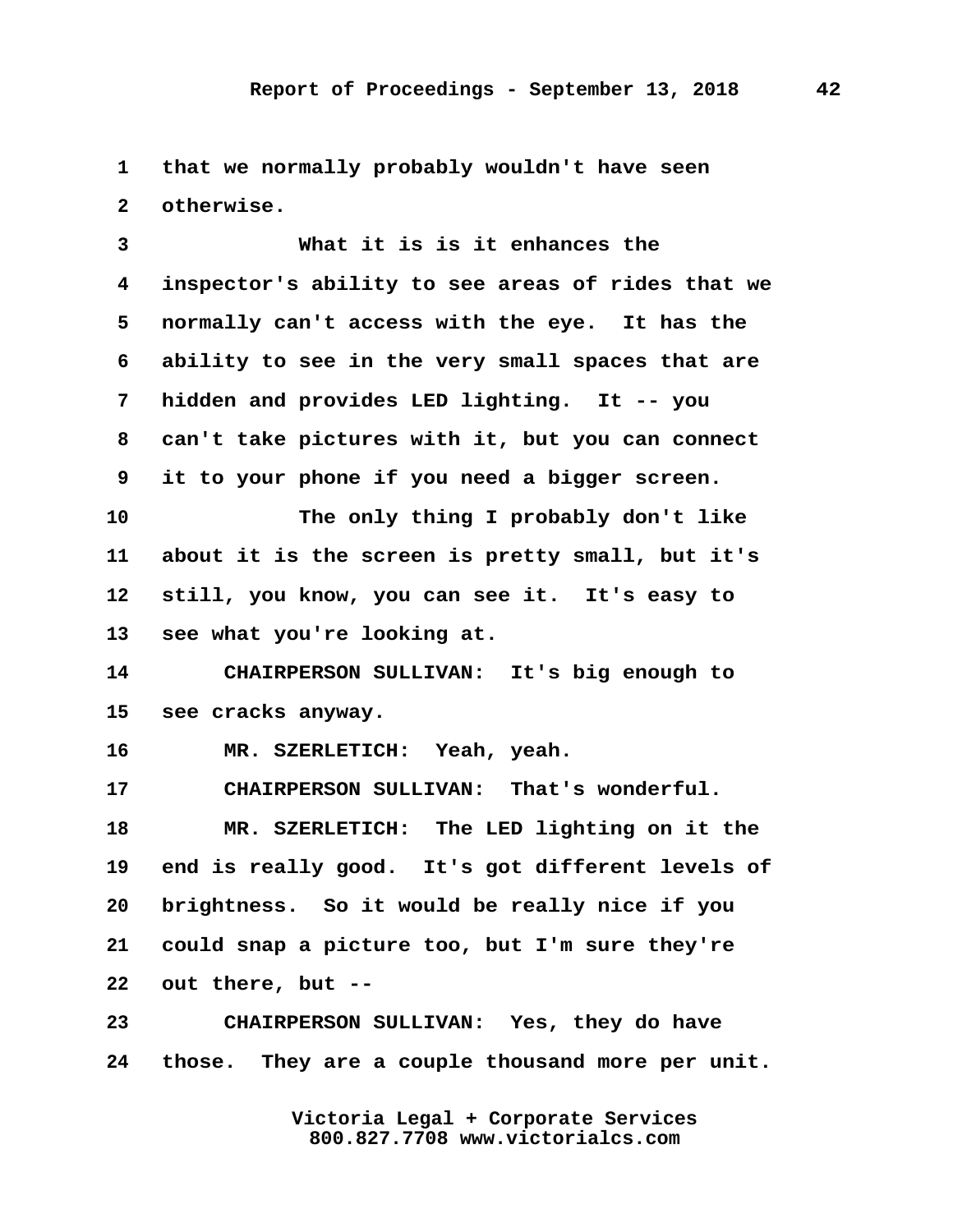that we normally probably wouldn't have seen otherwise.

What it is is it enhances the inspector's ability to see areas of rides that we normally can't access with the eye. It has the ability to see in the very small spaces that are hidden and provides LED lighting. It -- you can't take pictures with it, but you can connect it to your phone if you need a bigger screen.

The only thing I probably don't like about it is the screen is pretty small, but it's still, you know, you can see it. It's easy to see what you're looking at.

CHAIRPERSON SULLIVAN: It's big enough to see cracks anyway.

MR. SZERLETICH: Yeah, yeah.

CHAIRPERSON SULLIVAN: That's wonderful.

MR. SZERLETICH: The LED lighting on it the end is really good. It's got different levels of brightness. So it would be really nice if you could snap a picture too, but I'm sure they're out there, but --

CHAIRPERSON SULLIVAN: Yes, they do have those. They are a couple thousand more per unit.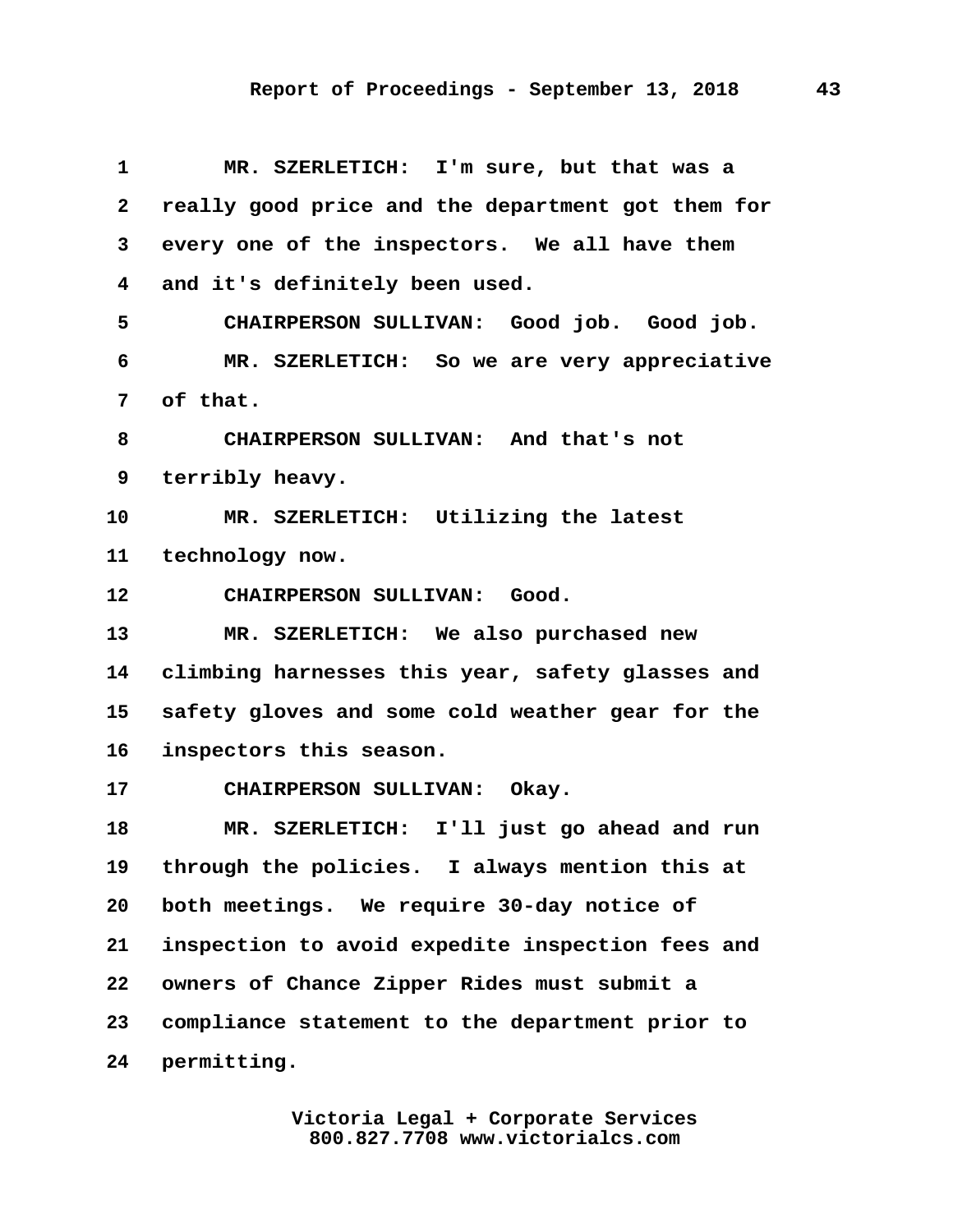MR. SZERLETICH: I'm sure, but that was a really good price and the department got them for every one of the inspectors. We all have them and it's definitely been used.

CHAIRPERSON SULLIVAN: Good job. Good job.

MR. SZERLETICH: So we are very appreciative of that.

CHAIRPERSON SULLIVAN: And that's not terribly heavy.

MR. SZERLETICH: Utilizing the latest technology now.

CHAIRPERSON SULLIVAN: Good.

MR. SZERLETICH: We also purchased new climbing harnesses this year, safety glasses and safety gloves and some cold weather gear for the inspectors this season.

CHAIRPERSON SULLIVAN: Okay.

MR. SZERLETICH: I'll just go ahead and run through the policies. I always mention this at both meetings. We require 30-day notice of inspection to avoid expedite inspection fees and owners of Chance Zipper Rides must submit a compliance statement to the department prior to permitting.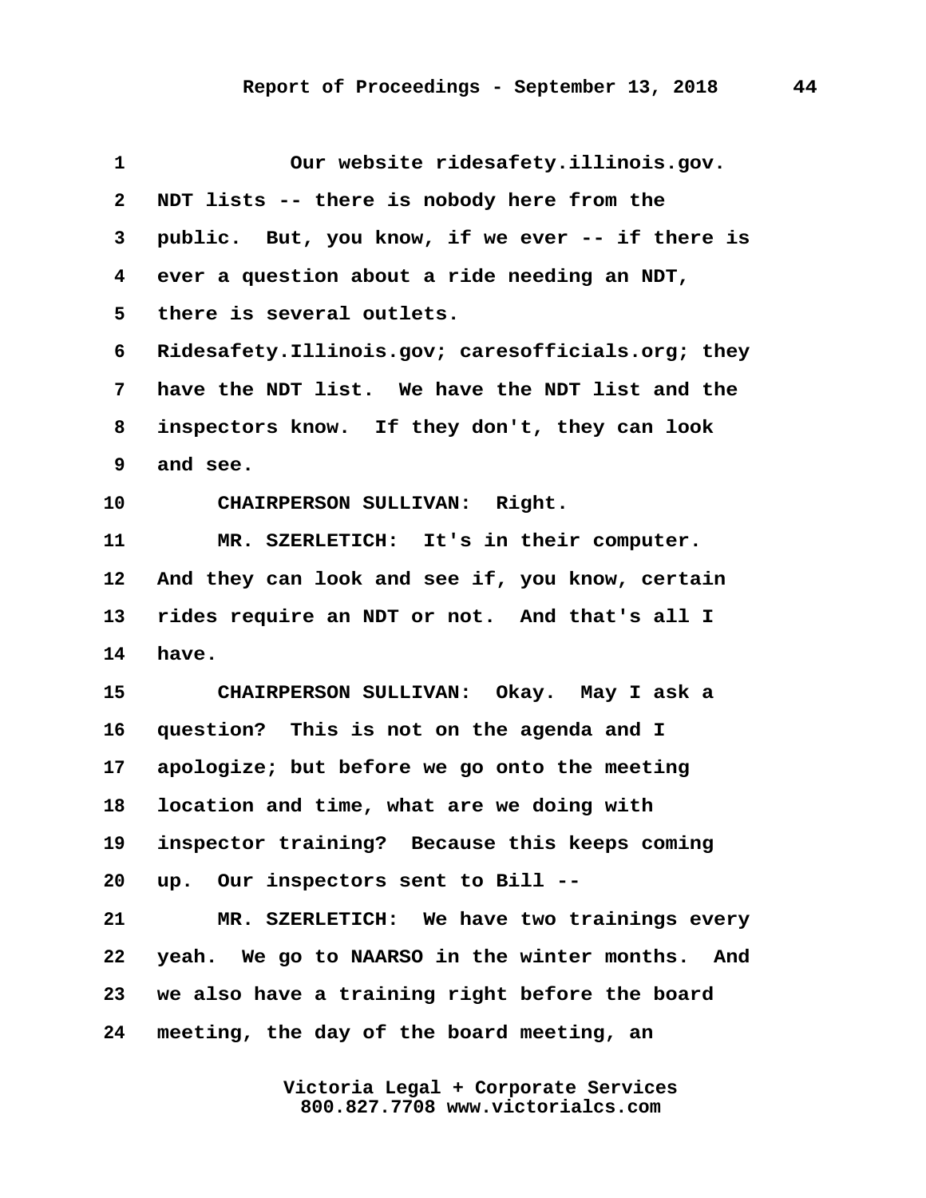Our website ridesafety.illinois.gov. NDT lists -- there is nobody here from the public. But, you know, if we ever -- if there is ever a question about a ride needing an NDT, there is several outlets. Ridesafety.Illinois.gov; caresofficials.org; they have the NDT list. We have the NDT list and the inspectors know. If they don't, they can look and see.

CHAIRPERSON SULLIVAN: Right.

MR. SZERLETICH: It's in their computer. And they can look and see if, you know, certain rides require an NDT or not. And that's all I have.

CHAIRPERSON SULLIVAN: Okay. May I ask a question? This is not on the agenda and I apologize; but before we go onto the meeting location and time, what are we doing with inspector training? Because this keeps coming up. Our inspectors sent to Bill --

MR. SZERLETICH: We have two trainings every yeah. We go to NAARSO in the winter months. And we also have a training right before the board meeting, the day of the board meeting, an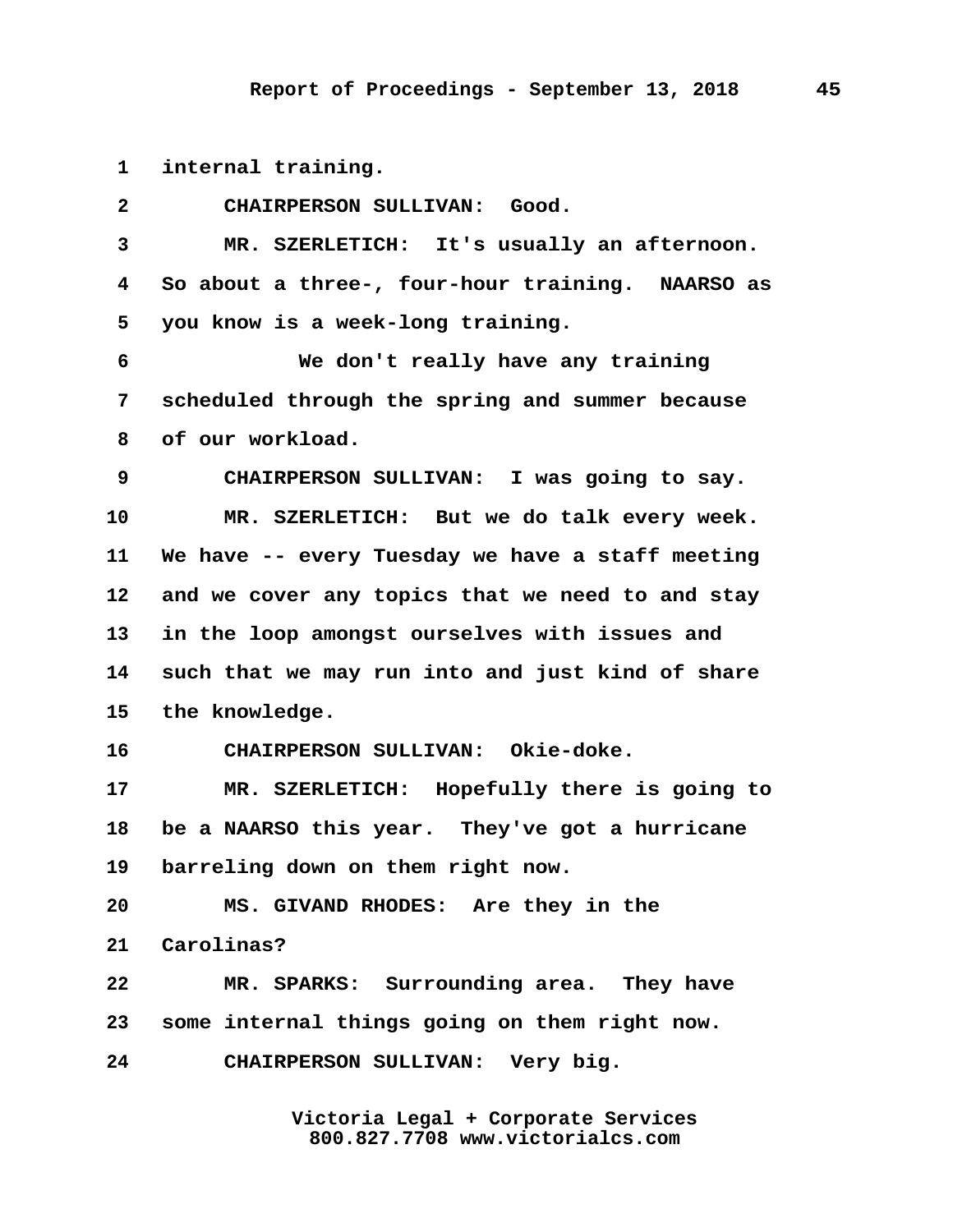internal training.

CHAIRPERSON SULLIVAN: Good.

MR. SZERLETICH: It's usually an afternoon. So about a three-, four-hour training. NAARSO as you know is a week-long training.

We don't really have any training scheduled through the spring and summer because of our workload.

CHAIRPERSON SULLIVAN: I was going to say.

MR. SZERLETICH: But we do talk every week. We have -- every Tuesday we have a staff meeting and we cover any topics that we need to and stay in the loop amongst ourselves with issues and such that we may run into and just kind of share the knowledge.

CHAIRPERSON SULLIVAN: Okie-doke.

MR. SZERLETICH: Hopefully there is going to be a NAARSO this year. They've got a hurricane barreling down on them right now.

MS. GIVAND RHODES: Are they in the Carolinas?

MR. SPARKS: Surrounding area. They have some internal things going on them right now.

CHAIRPERSON SULLIVAN: Very big.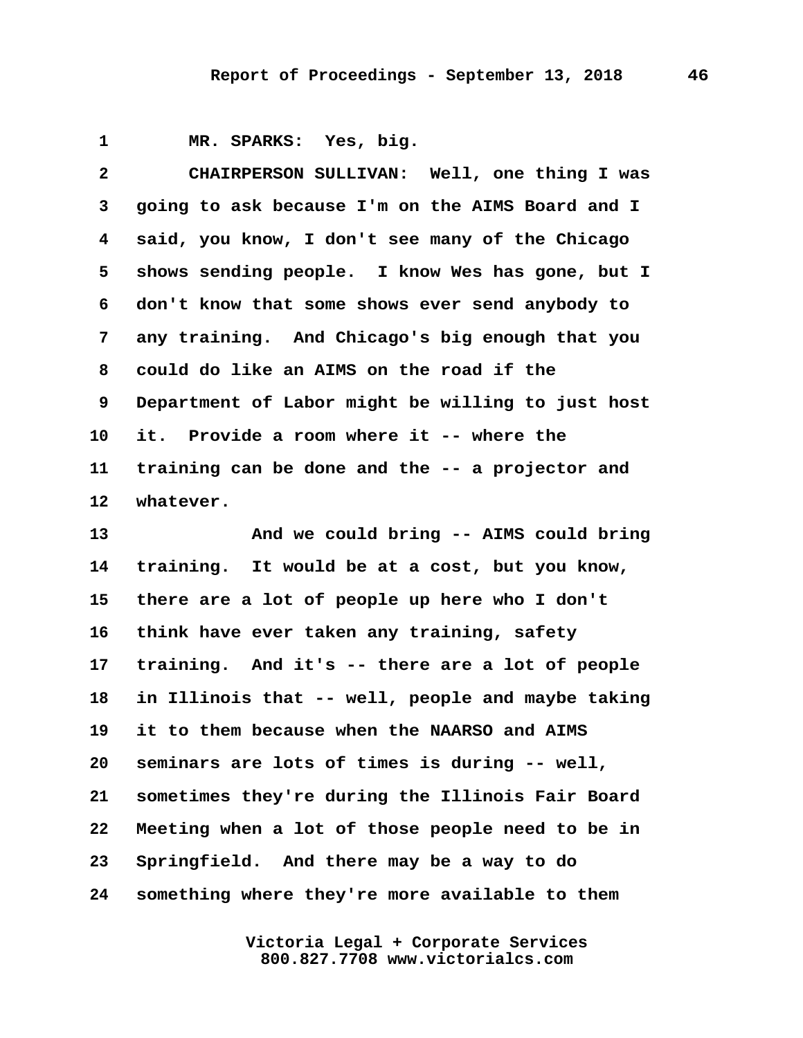MR. SPARKS: Yes, big.

CHAIRPERSON SULLIVAN: Well, one thing I was going to ask because I'm on the AIMS Board and I said, you know, I don't see many of the Chicago shows sending people. I know Wes has gone, but I don't know that some shows ever send anybody to any training. And Chicago's big enough that you could do like an AIMS on the road if the Department of Labor might be willing to just host it. Provide a room where it -- where the training can be done and the -- a projector and whatever.

And we could bring -- AIMS could bring training. It would be at a cost, but you know, there are a lot of people up here who I don't think have ever taken any training, safety training. And it's -- there are a lot of people in Illinois that -- well, people and maybe taking it to them because when the NAARSO and AIMS seminars are lots of times is during -- well, sometimes they're during the Illinois Fair Board Meeting when a lot of those people need to be in Springfield. And there may be a way to do something where they're more available to them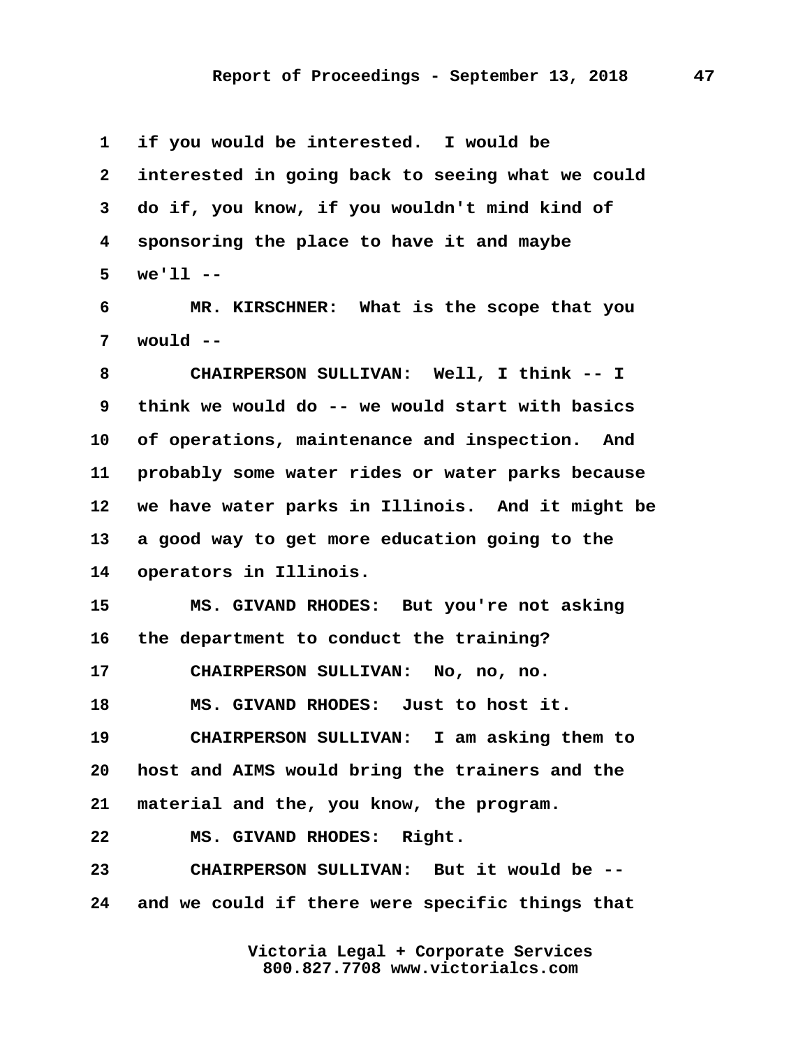1 if you would be interested. I would be
2 interested in going back to seeing what we could
3 do if, you know, if you wouldn't mind kind of
4 sponsoring the place to have it and maybe
5 we'll --
6 MR. KIRSCHNER: What is the scope that you
7 would --
8 CHAIRPERSON SULLIVAN: Well, I think -- I
9 think we would do -- we would start with basics
10 of operations, maintenance and inspection. And
11 probably some water rides or water parks because
12 we have water parks in Illinois. And it might be
13 a good way to get more education going to the
14 operators in Illinois.
15 MS. GIVAND RHODES: But you're not asking
16 the department to conduct the training?
17 CHAIRPERSON SULLIVAN: No, no, no.
18 MS. GIVAND RHODES: Just to host it.
19 CHAIRPERSON SULLIVAN: I am asking them to
20 host and AIMS would bring the trainers and the
21 material and the, you know, the program.
22 MS. GIVAND RHODES: Right.
23 CHAIRPERSON SULLIVAN: But it would be --
24 and we could if there were specific things that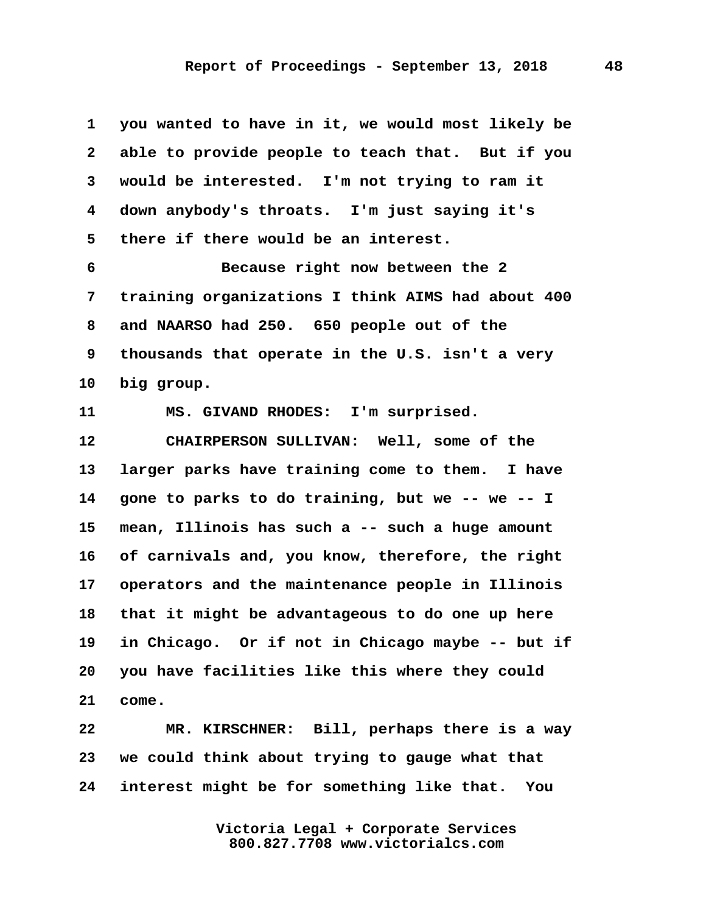1 you wanted to have in it, we would most likely be
2 able to provide people to teach that. But if you
3 would be interested. I'm not trying to ram it
4 down anybody's throats. I'm just saying it's
5 there if there would be an interest.

6 Because right now between the 2
7 training organizations I think AIMS had about 400
8 and NAARSO had 250. 650 people out of the
9 thousands that operate in the U.S. isn't a very
10 big group.

11 MS. GIVAND RHODES: I'm surprised.

12 CHAIRPERSON SULLIVAN: Well, some of the
13 larger parks have training come to them. I have
14 gone to parks to do training, but we -- we -- I
15 mean, Illinois has such a -- such a huge amount
16 of carnivals and, you know, therefore, the right
17 operators and the maintenance people in Illinois
18 that it might be advantageous to do one up here
19 in Chicago. Or if not in Chicago maybe -- but if
20 you have facilities like this where they could
21 come.

22 MR. KIRSCHNER: Bill, perhaps there is a way
23 we could think about trying to gauge what that
24 interest might be for something like that. You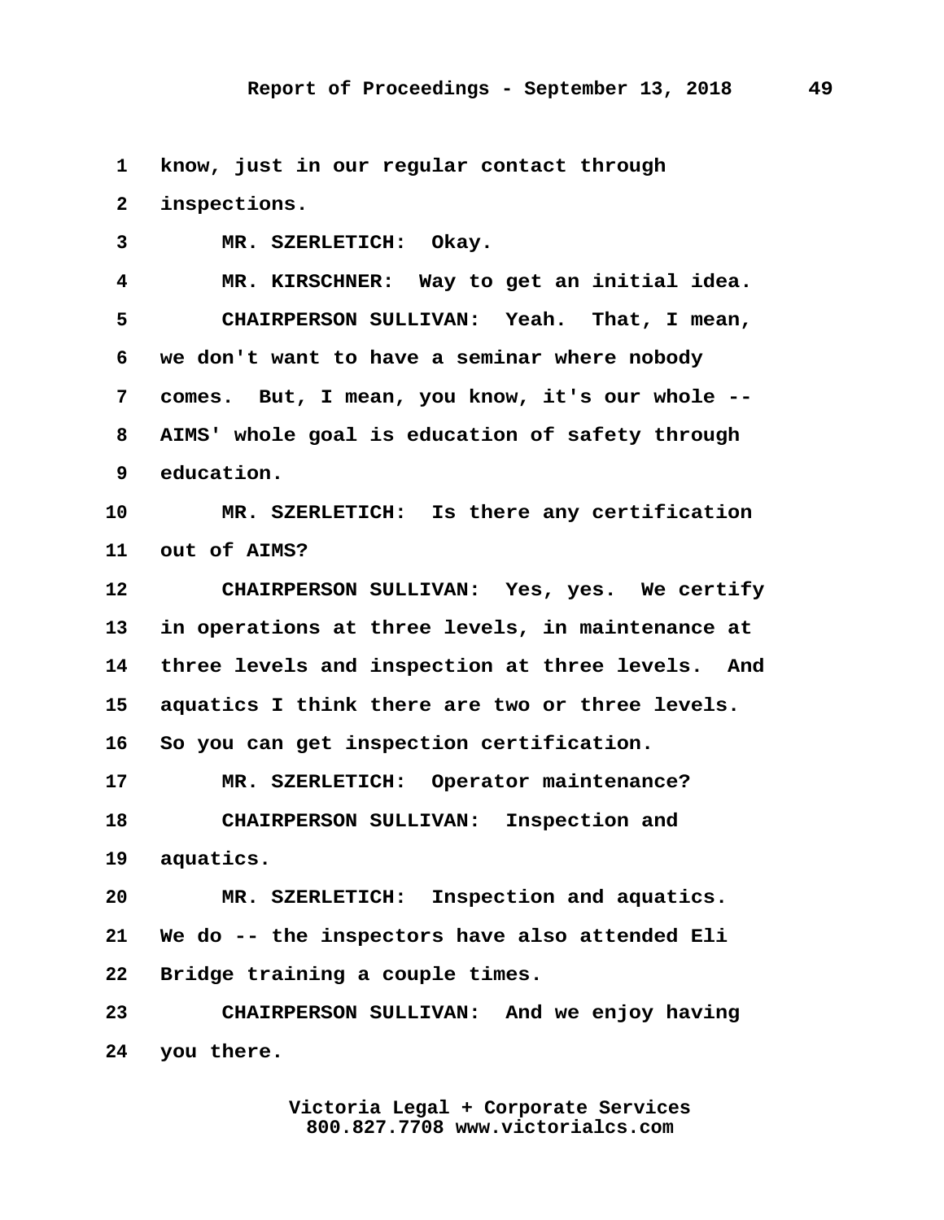1 know, just in our regular contact through
2 inspections.
3 MR. SZERLETICH: Okay.
4 MR. KIRSCHNER: Way to get an initial idea.
5 CHAIRPERSON SULLIVAN: Yeah. That, I mean,
6 we don't want to have a seminar where nobody
7 comes. But, I mean, you know, it's our whole --
8 AIMS' whole goal is education of safety through
9 education.
10 MR. SZERLETICH: Is there any certification
11 out of AIMS?
12 CHAIRPERSON SULLIVAN: Yes, yes. We certify
13 in operations at three levels, in maintenance at
14 three levels and inspection at three levels. And
15 aquatics I think there are two or three levels.
16 So you can get inspection certification.
17 MR. SZERLETICH: Operator maintenance?
18 CHAIRPERSON SULLIVAN: Inspection and
19 aquatics.
20 MR. SZERLETICH: Inspection and aquatics.
21 We do -- the inspectors have also attended Eli
22 Bridge training a couple times.
23 CHAIRPERSON SULLIVAN: And we enjoy having
24 you there.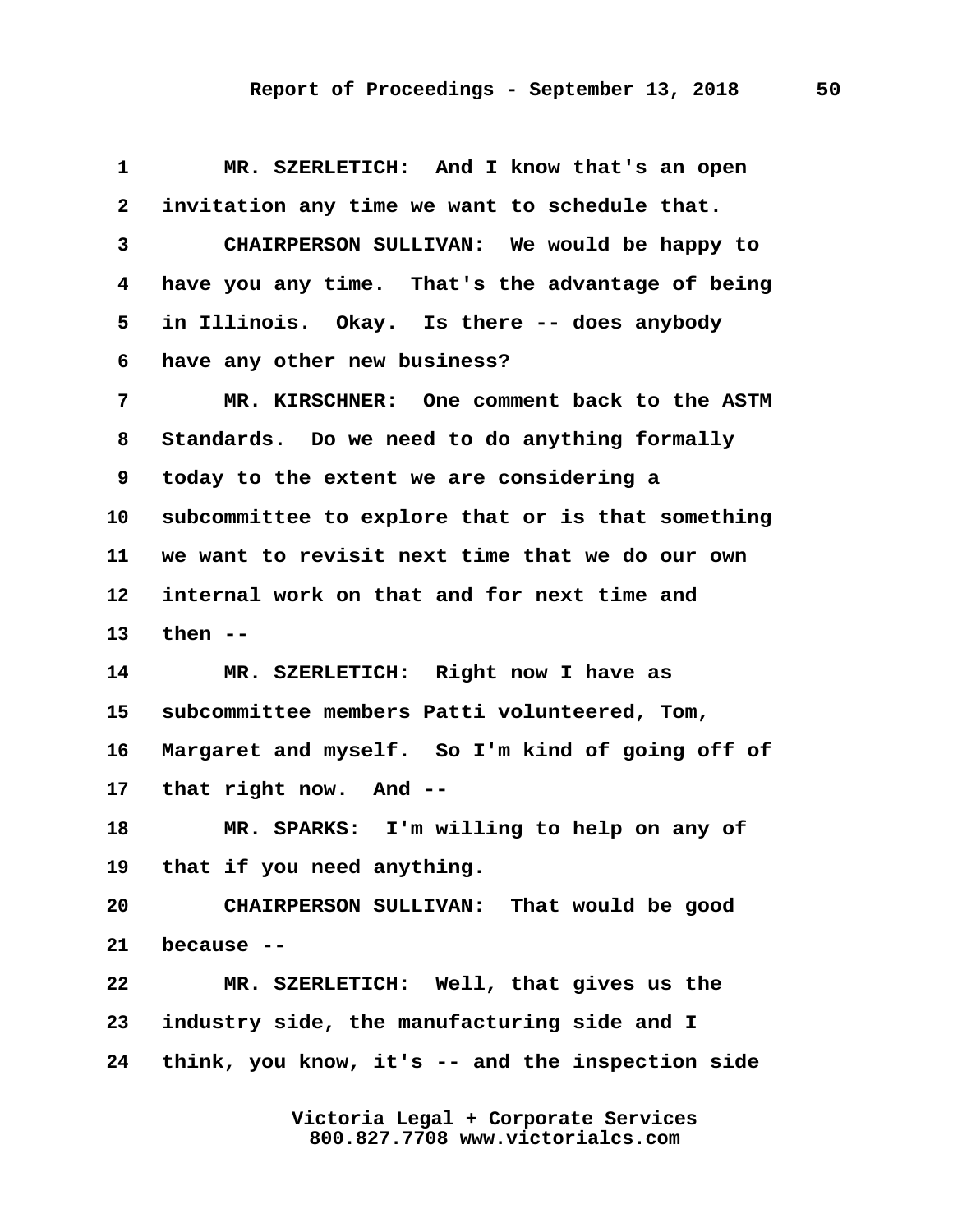1 MR. SZERLETICH: And I know that's an open
2 invitation any time we want to schedule that.
3 CHAIRPERSON SULLIVAN: We would be happy to
4 have you any time. That's the advantage of being
5 in Illinois. Okay. Is there -- does anybody
6 have any other new business?
7 MR. KIRSCHNER: One comment back to the ASTM
8 Standards. Do we need to do anything formally
9 today to the extent we are considering a
10 subcommittee to explore that or is that something
11 we want to revisit next time that we do our own
12 internal work on that and for next time and
13 then --
14 MR. SZERLETICH: Right now I have as
15 subcommittee members Patti volunteered, Tom,
16 Margaret and myself. So I'm kind of going off of
17 that right now. And --
18 MR. SPARKS: I'm willing to help on any of
19 that if you need anything.
20 CHAIRPERSON SULLIVAN: That would be good
21 because --
22 MR. SZERLETICH: Well, that gives us the
23 industry side, the manufacturing side and I
24 think, you know, it's -- and the inspection side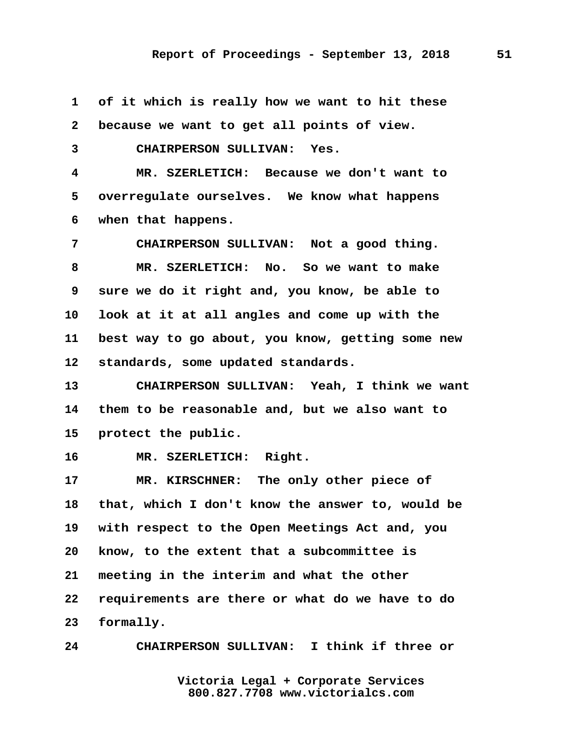1 of it which is really how we want to hit these
2 because we want to get all points of view.

3 CHAIRPERSON SULLIVAN: Yes.

4 MR. SZERLETICH: Because we don't want to
5 overregulate ourselves. We know what happens
6 when that happens.

7 CHAIRPERSON SULLIVAN: Not a good thing.

8 MR. SZERLETICH: No. So we want to make
9 sure we do it right and, you know, be able to
10 look at it at all angles and come up with the
11 best way to go about, you know, getting some new
12 standards, some updated standards.

13 CHAIRPERSON SULLIVAN: Yeah, I think we want
14 them to be reasonable and, but we also want to
15 protect the public.

16 MR. SZERLETICH: Right.

17 MR. KIRSCHNER: The only other piece of
18 that, which I don't know the answer to, would be
19 with respect to the Open Meetings Act and, you
20 know, to the extent that a subcommittee is
21 meeting in the interim and what the other
22 requirements are there or what do we have to do
23 formally.

24 CHAIRPERSON SULLIVAN: I think if three or

Victoria Legal + Corporate Services
800.827.7708 www.victorialcs.com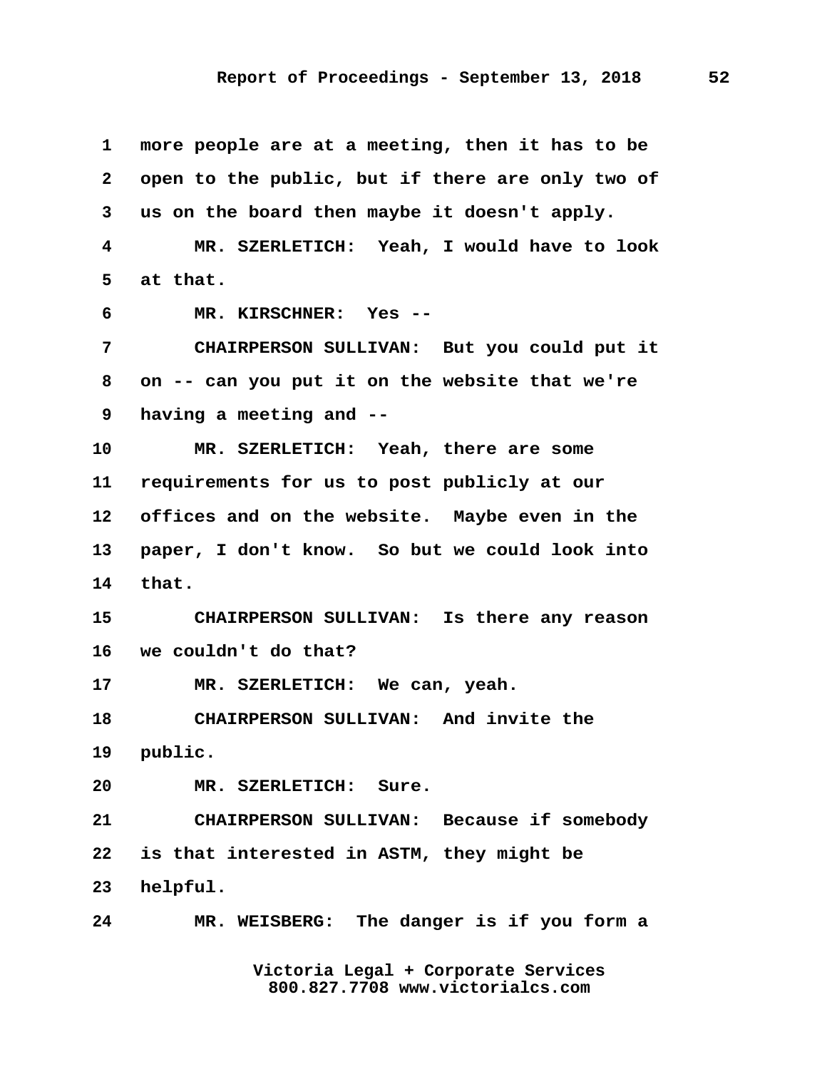1 more people are at a meeting, then it has to be
2 open to the public, but if there are only two of
3 us on the board then maybe it doesn't apply.
4 MR. SZERLETICH: Yeah, I would have to look
5 at that.
6 MR. KIRSCHNER: Yes --
7 CHAIRPERSON SULLIVAN: But you could put it
8 on -- can you put it on the website that we're
9 having a meeting and --
10 MR. SZERLETICH: Yeah, there are some
11 requirements for us to post publicly at our
12 offices and on the website. Maybe even in the
13 paper, I don't know. So but we could look into
14 that.
15 CHAIRPERSON SULLIVAN: Is there any reason
16 we couldn't do that?
17 MR. SZERLETICH: We can, yeah.
18 CHAIRPERSON SULLIVAN: And invite the
19 public.
20 MR. SZERLETICH: Sure.
21 CHAIRPERSON SULLIVAN: Because if somebody
22 is that interested in ASTM, they might be
23 helpful.
24 MR. WEISBERG: The danger is if you form a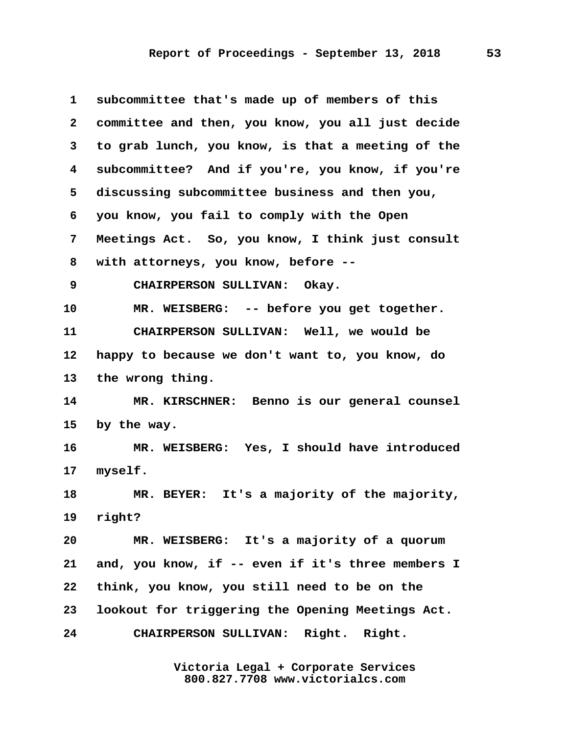1 subcommittee that's made up of members of this
2 committee and then, you know, you all just decide
3 to grab lunch, you know, is that a meeting of the
4 subcommittee? And if you're, you know, if you're
5 discussing subcommittee business and then you,
6 you know, you fail to comply with the Open
7 Meetings Act. So, you know, I think just consult
8 with attorneys, you know, before --
9 CHAIRPERSON SULLIVAN: Okay.
10 MR. WEISBERG: -- before you get together.
11 CHAIRPERSON SULLIVAN: Well, we would be
12 happy to because we don't want to, you know, do
13 the wrong thing.
14 MR. KIRSCHNER: Benno is our general counsel
15 by the way.
16 MR. WEISBERG: Yes, I should have introduced
17 myself.
18 MR. BEYER: It's a majority of the majority,
19 right?
20 MR. WEISBERG: It's a majority of a quorum
21 and, you know, if -- even if it's three members I
22 think, you know, you still need to be on the
23 lookout for triggering the Opening Meetings Act.
24 CHAIRPERSON SULLIVAN: Right. Right.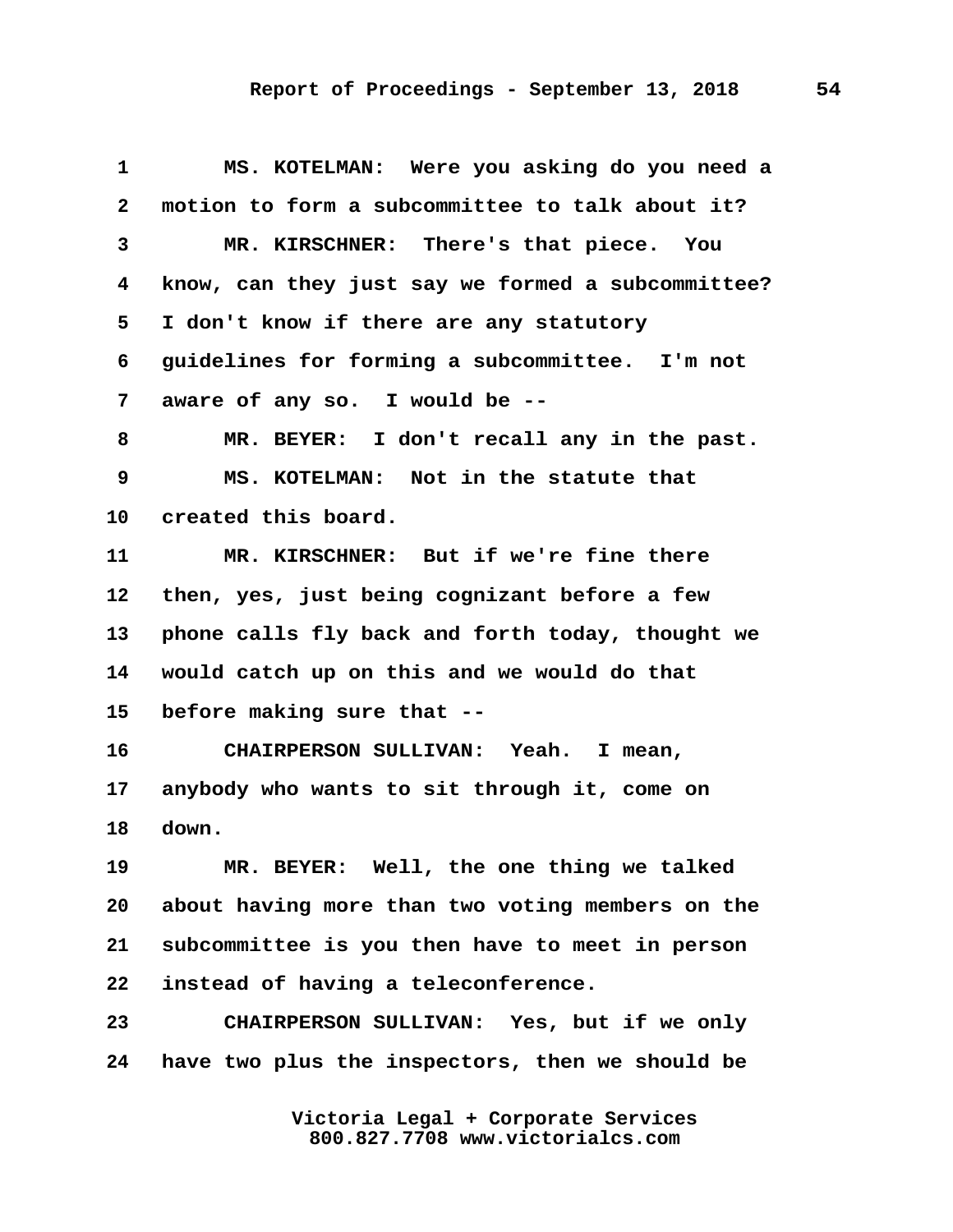1 MS. KOTELMAN: Were you asking do you need a
2 motion to form a subcommittee to talk about it?
3 MR. KIRSCHNER: There's that piece. You
4 know, can they just say we formed a subcommittee?
5 I don't know if there are any statutory
6 guidelines for forming a subcommittee. I'm not
7 aware of any so. I would be --
8 MR. BEYER: I don't recall any in the past.
9 MS. KOTELMAN: Not in the statute that
10 created this board.
11 MR. KIRSCHNER: But if we're fine there
12 then, yes, just being cognizant before a few
13 phone calls fly back and forth today, thought we
14 would catch up on this and we would do that
15 before making sure that --
16 CHAIRPERSON SULLIVAN: Yeah. I mean,
17 anybody who wants to sit through it, come on
18 down.
19 MR. BEYER: Well, the one thing we talked
20 about having more than two voting members on the
21 subcommittee is you then have to meet in person
22 instead of having a teleconference.
23 CHAIRPERSON SULLIVAN: Yes, but if we only
24 have two plus the inspectors, then we should be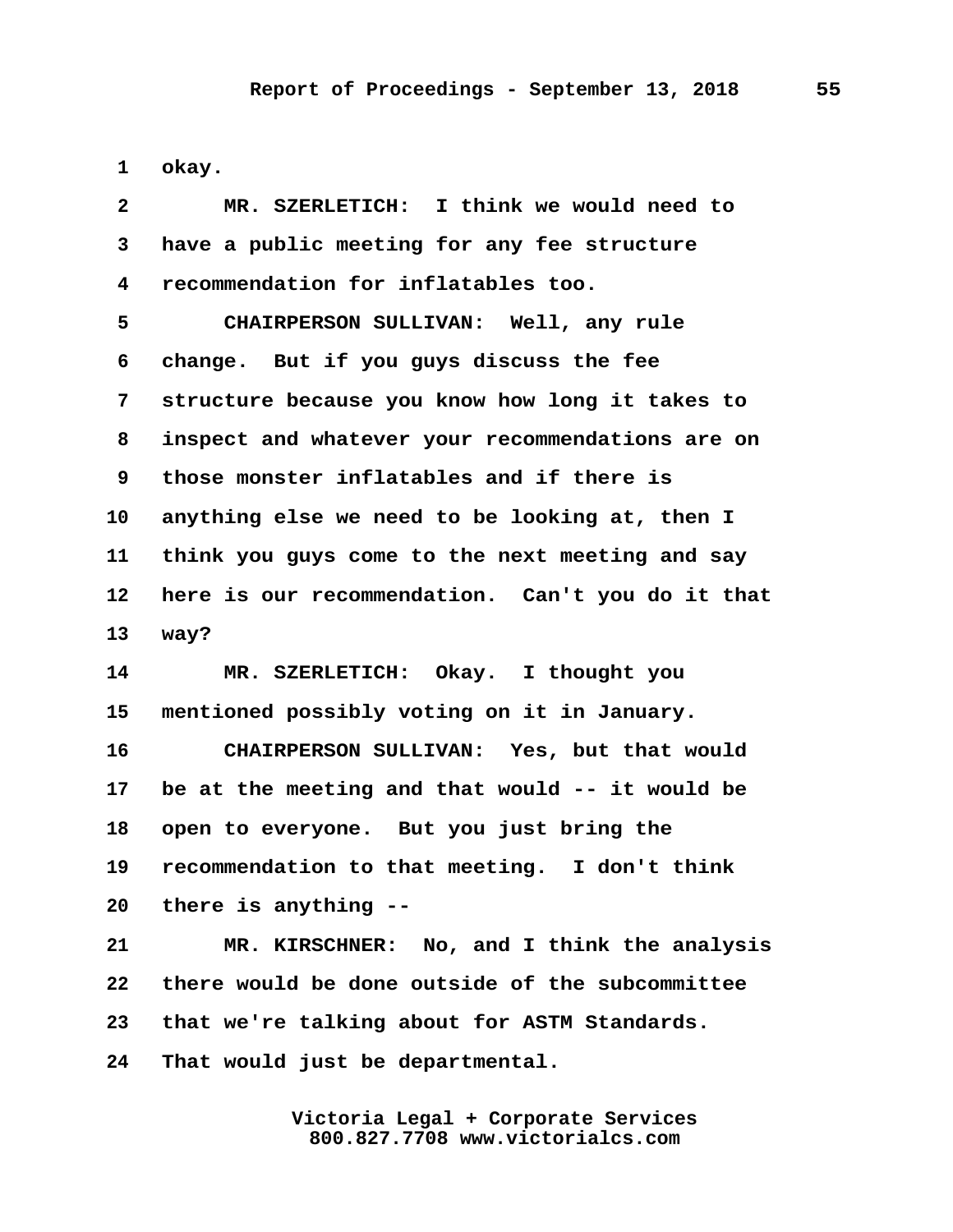okay.

MR. SZERLETICH: I think we would need to have a public meeting for any fee structure recommendation for inflatables too.

CHAIRPERSON SULLIVAN: Well, any rule change. But if you guys discuss the fee structure because you know how long it takes to inspect and whatever your recommendations are on those monster inflatables and if there is anything else we need to be looking at, then I think you guys come to the next meeting and say here is our recommendation. Can't you do it that way?

MR. SZERLETICH: Okay. I thought you mentioned possibly voting on it in January.

CHAIRPERSON SULLIVAN: Yes, but that would be at the meeting and that would -- it would be open to everyone. But you just bring the recommendation to that meeting. I don't think there is anything --

MR. KIRSCHNER: No, and I think the analysis there would be done outside of the subcommittee that we're talking about for ASTM Standards. That would just be departmental.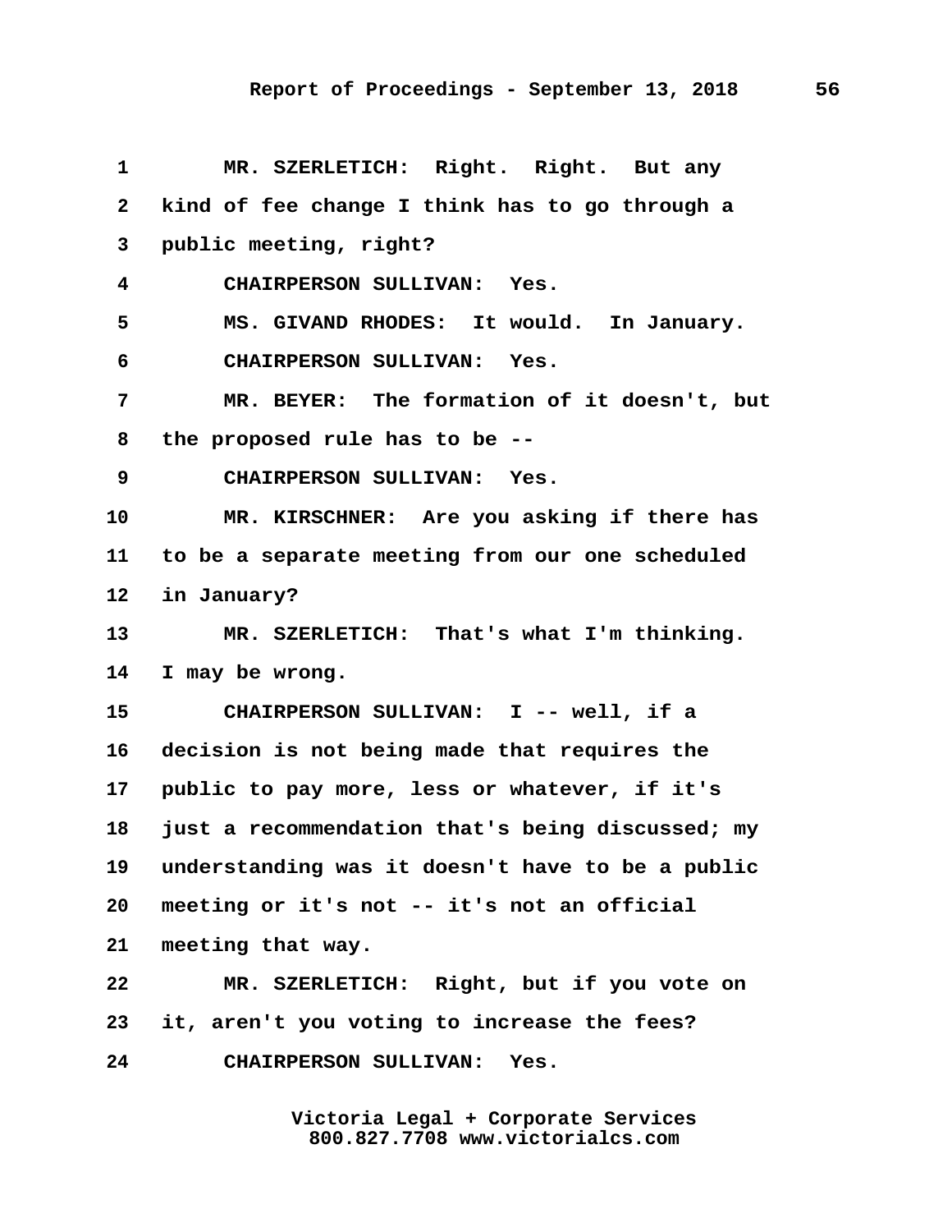1 MR. SZERLETICH: Right. Right. But any
2 kind of fee change I think has to go through a
3 public meeting, right?
4 CHAIRPERSON SULLIVAN: Yes.
5 MS. GIVAND RHODES: It would. In January.
6 CHAIRPERSON SULLIVAN: Yes.
7 MR. BEYER: The formation of it doesn't, but
8 the proposed rule has to be --
9 CHAIRPERSON SULLIVAN: Yes.
10 MR. KIRSCHNER: Are you asking if there has
11 to be a separate meeting from our one scheduled
12 in January?
13 MR. SZERLETICH: That's what I'm thinking.
14 I may be wrong.
15 CHAIRPERSON SULLIVAN: I -- well, if a
16 decision is not being made that requires the
17 public to pay more, less or whatever, if it's
18 just a recommendation that's being discussed; my
19 understanding was it doesn't have to be a public
20 meeting or it's not -- it's not an official
21 meeting that way.
22 MR. SZERLETICH: Right, but if you vote on
23 it, aren't you voting to increase the fees?
24 CHAIRPERSON SULLIVAN: Yes.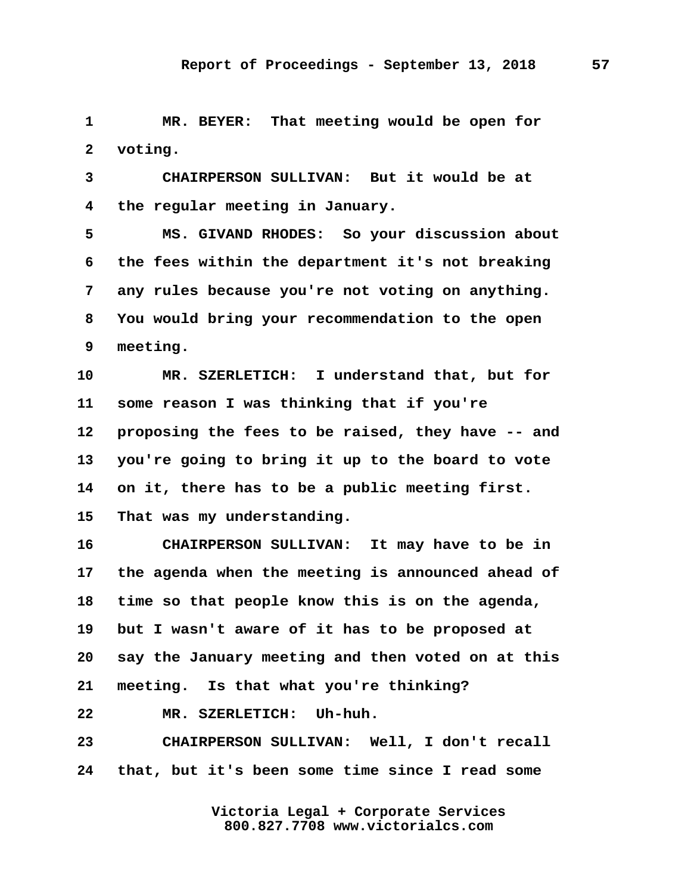1 MR. BEYER: That meeting would be open for
2 voting.

3 CHAIRPERSON SULLIVAN: But it would be at
4 the regular meeting in January.

5 MS. GIVAND RHODES: So your discussion about
6 the fees within the department it's not breaking
7 any rules because you're not voting on anything.
8 You would bring your recommendation to the open
9 meeting.

10 MR. SZERLETICH: I understand that, but for
11 some reason I was thinking that if you're
12 proposing the fees to be raised, they have -- and
13 you're going to bring it up to the board to vote
14 on it, there has to be a public meeting first.
15 That was my understanding.

16 CHAIRPERSON SULLIVAN: It may have to be in
17 the agenda when the meeting is announced ahead of
18 time so that people know this is on the agenda,
19 but I wasn't aware of it has to be proposed at
20 say the January meeting and then voted on at this
21 meeting. Is that what you're thinking?

22 MR. SZERLETICH: Uh-huh.

23 CHAIRPERSON SULLIVAN: Well, I don't recall
24 that, but it's been some time since I read some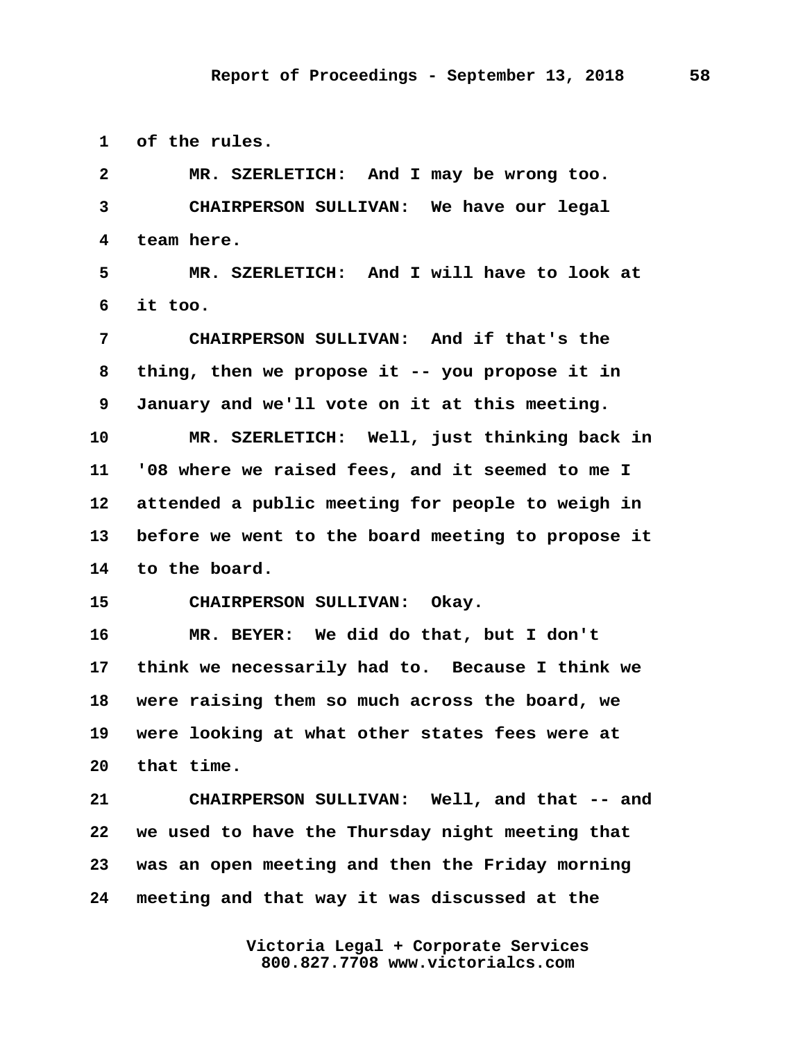1 of the rules.

2 MR. SZERLETICH: And I may be wrong too.

3 CHAIRPERSON SULLIVAN: We have our legal

4 team here.

5 MR. SZERLETICH: And I will have to look at

6 it too.

7 CHAIRPERSON SULLIVAN: And if that's the

8 thing, then we propose it -- you propose it in

9 January and we'll vote on it at this meeting.

10 MR. SZERLETICH: Well, just thinking back in

11 '08 where we raised fees, and it seemed to me I

12 attended a public meeting for people to weigh in

13 before we went to the board meeting to propose it

14 to the board.

15 CHAIRPERSON SULLIVAN: Okay.

16 MR. BEYER: We did do that, but I don't

17 think we necessarily had to. Because I think we

18 were raising them so much across the board, we

19 were looking at what other states fees were at

20 that time.

21 CHAIRPERSON SULLIVAN: Well, and that -- and

22 we used to have the Thursday night meeting that

23 was an open meeting and then the Friday morning

24 meeting and that way it was discussed at the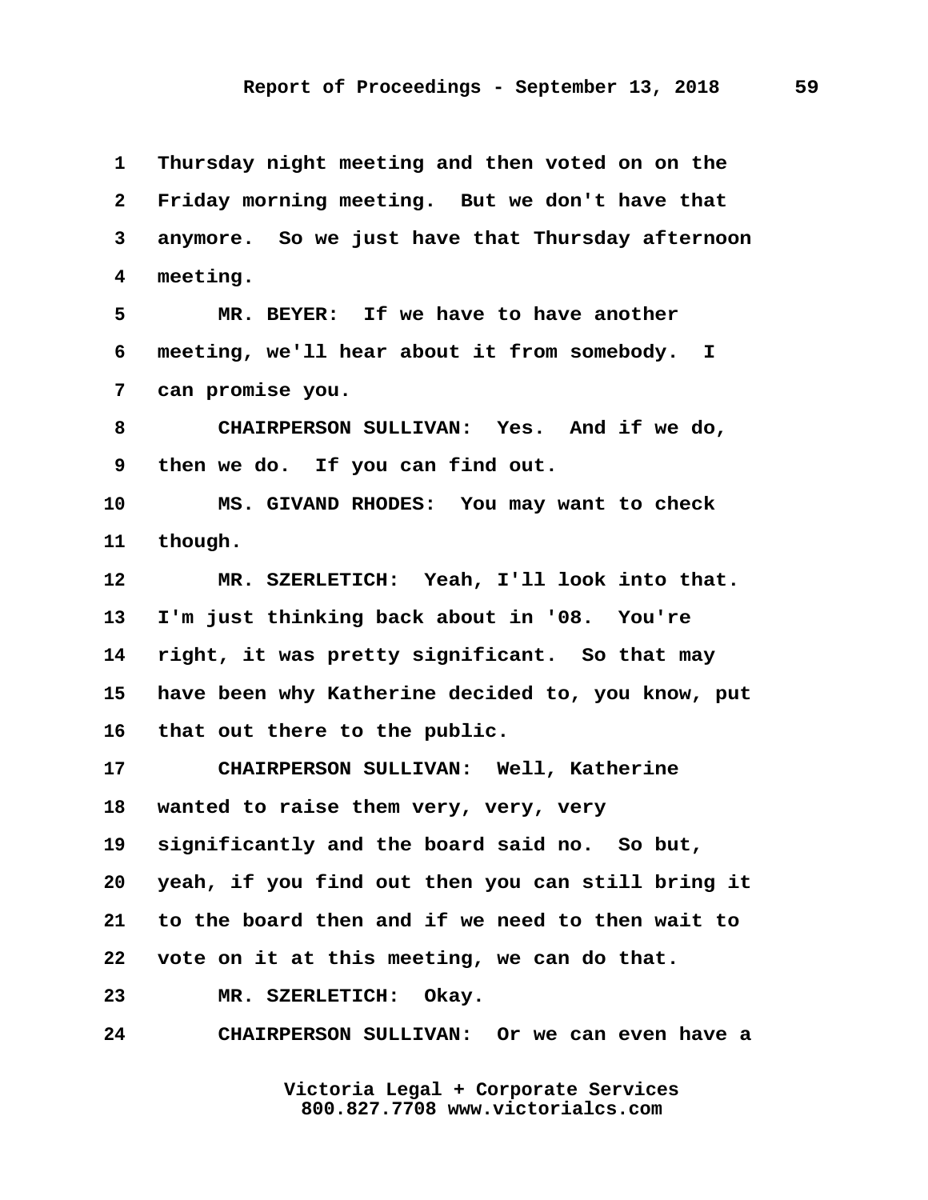1 Thursday night meeting and then voted on on the
2 Friday morning meeting. But we don't have that
3 anymore. So we just have that Thursday afternoon
4 meeting.

5 MR. BEYER: If we have to have another
6 meeting, we'll hear about it from somebody. I
7 can promise you.

8 CHAIRPERSON SULLIVAN: Yes. And if we do,
9 then we do. If you can find out.

10 MS. GIVAND RHODES: You may want to check
11 though.

12 MR. SZERLETICH: Yeah, I'll look into that.
13 I'm just thinking back about in '08. You're
14 right, it was pretty significant. So that may
15 have been why Katherine decided to, you know, put
16 that out there to the public.

17 CHAIRPERSON SULLIVAN: Well, Katherine
18 wanted to raise them very, very, very
19 significantly and the board said no. So but,
20 yeah, if you find out then you can still bring it
21 to the board then and if we need to then wait to
22 vote on it at this meeting, we can do that.

23 MR. SZERLETICH: Okay.

24 CHAIRPERSON SULLIVAN: Or we can even have a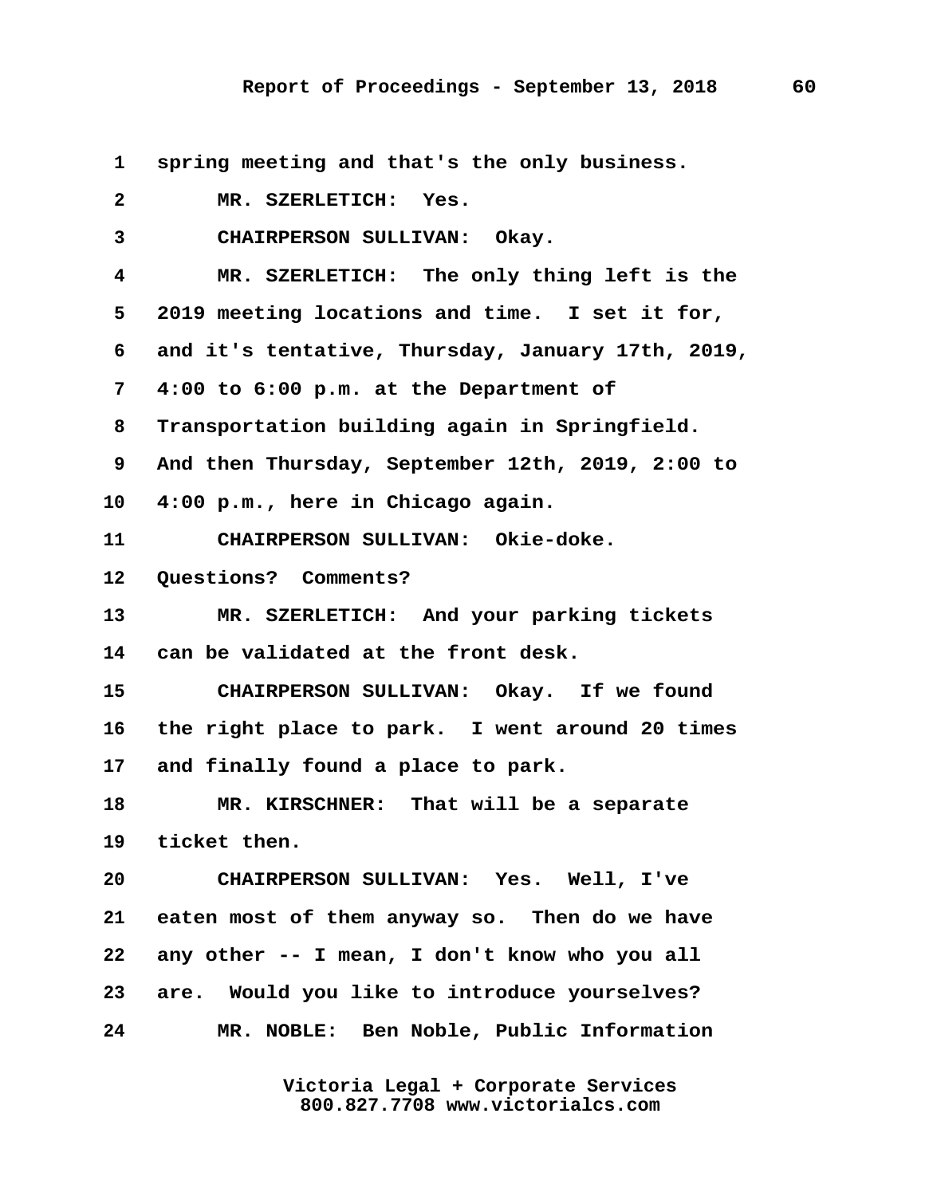1 spring meeting and that's the only business.

2 MR. SZERLETICH: Yes.

3 CHAIRPERSON SULLIVAN: Okay.

4 MR. SZERLETICH: The only thing left is the

5 2019 meeting locations and time. I set it for,

6 and it's tentative, Thursday, January 17th, 2019,

7 4:00 to 6:00 p.m. at the Department of

8 Transportation building again in Springfield.

9 And then Thursday, September 12th, 2019, 2:00 to

10 4:00 p.m., here in Chicago again.

11 CHAIRPERSON SULLIVAN: Okie-doke.

12 Questions? Comments?

13 MR. SZERLETICH: And your parking tickets

14 can be validated at the front desk.

15 CHAIRPERSON SULLIVAN: Okay. If we found

16 the right place to park. I went around 20 times

17 and finally found a place to park.

18 MR. KIRSCHNER: That will be a separate

19 ticket then.

20 CHAIRPERSON SULLIVAN: Yes. Well, I've

21 eaten most of them anyway so. Then do we have

22 any other -- I mean, I don't know who you all

23 are. Would you like to introduce yourselves?

24 MR. NOBLE: Ben Noble, Public Information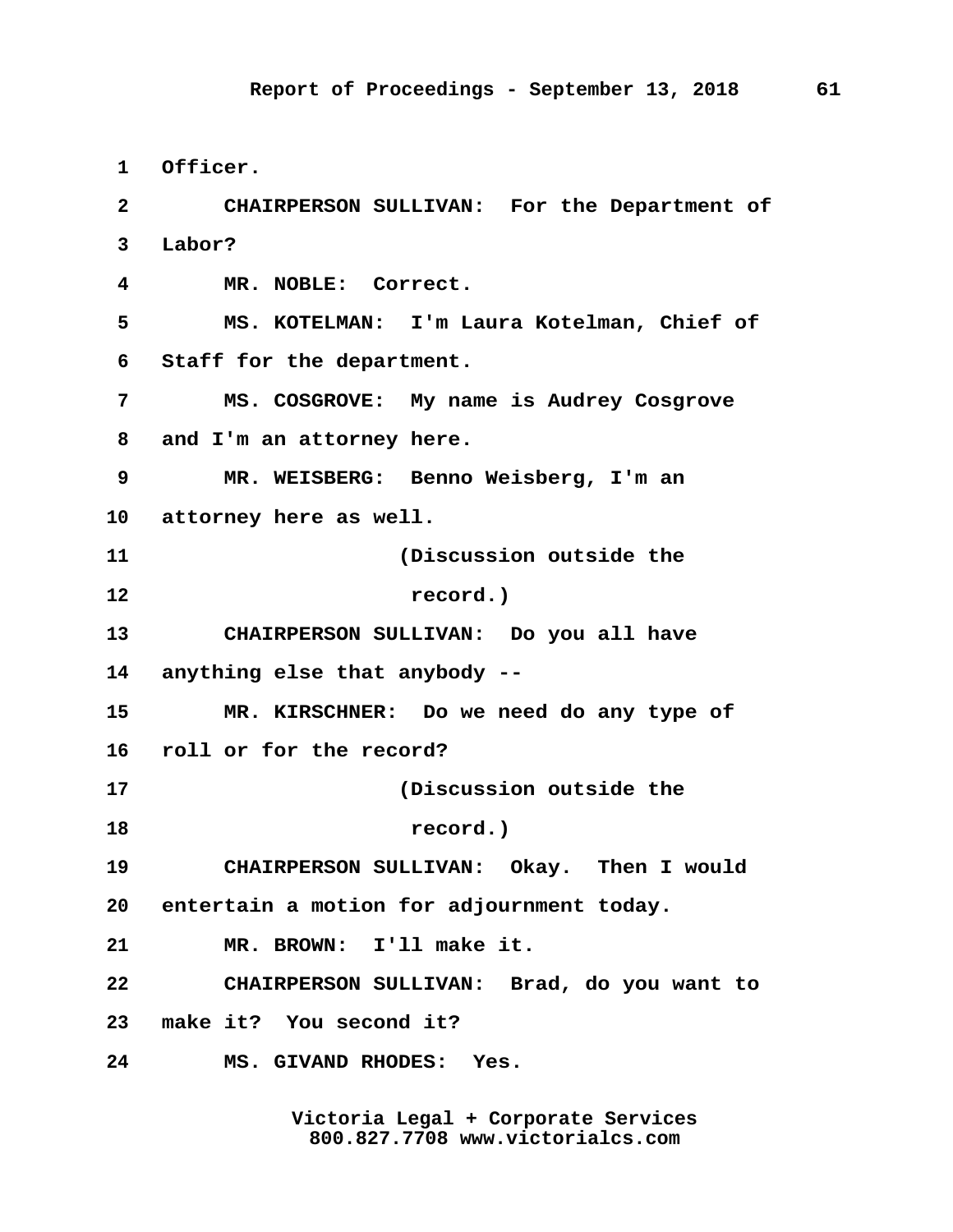1 Officer.

2 CHAIRPERSON SULLIVAN: For the Department of

3 Labor?

4 MR. NOBLE: Correct.

5 MS. KOTELMAN: I'm Laura Kotelman, Chief of

6 Staff for the department.

7 MS. COSGROVE: My name is Audrey Cosgrove

8 and I'm an attorney here.

9 MR. WEISBERG: Benno Weisberg, I'm an

10 attorney here as well.

11 (Discussion outside the

12 record.)

13 CHAIRPERSON SULLIVAN: Do you all have

14 anything else that anybody --

15 MR. KIRSCHNER: Do we need do any type of

16 roll or for the record?

17 (Discussion outside the

18 record.)

19 CHAIRPERSON SULLIVAN: Okay. Then I would

20 entertain a motion for adjournment today.

21 MR. BROWN: I'll make it.

22 CHAIRPERSON SULLIVAN: Brad, do you want to

23 make it? You second it?

24 MS. GIVAND RHODES: Yes.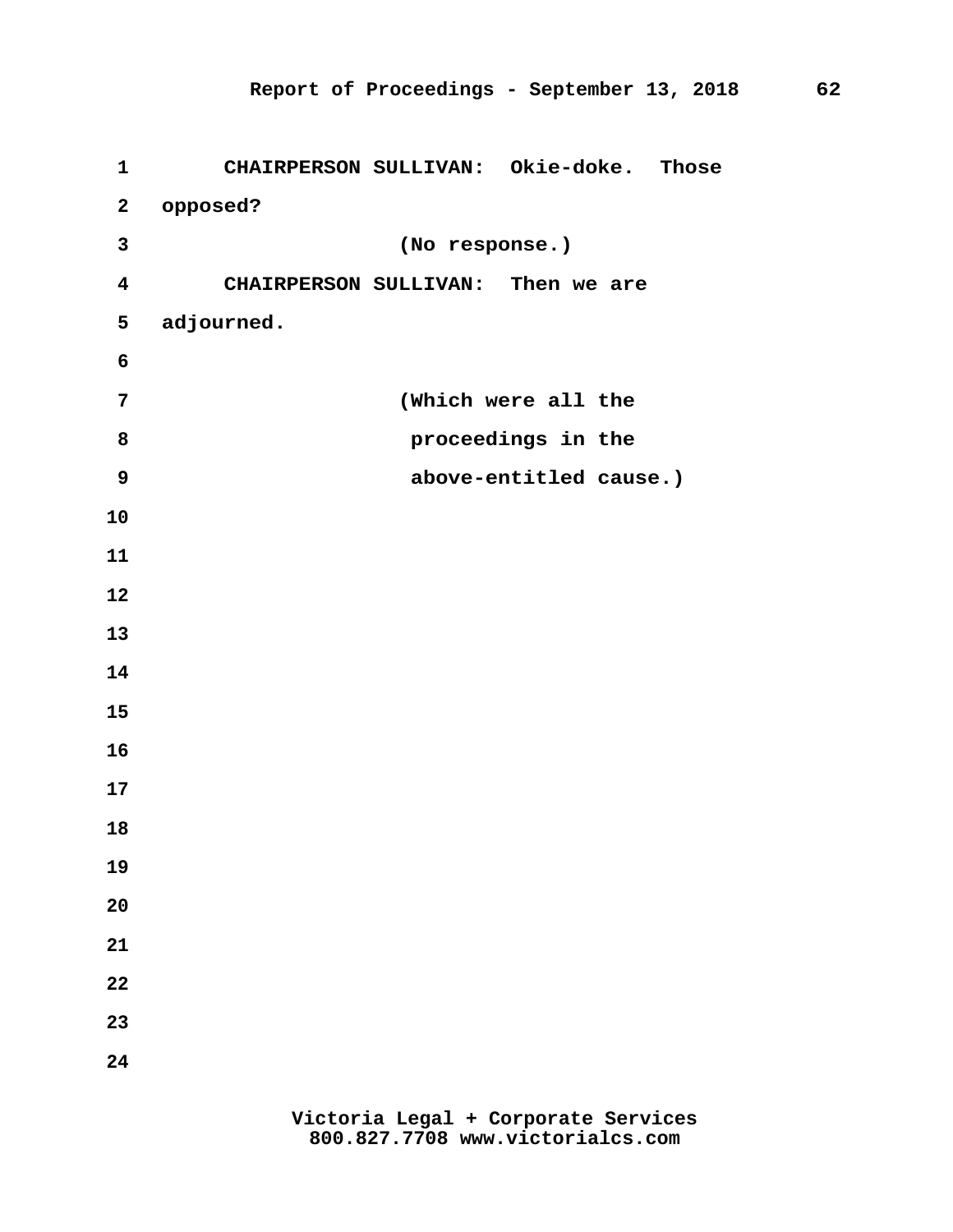CHAIRPERSON SULLIVAN: Okie-doke. Those opposed?

(No response.)

CHAIRPERSON SULLIVAN: Then we are adjourned.

(Which were all the proceedings in the above-entitled cause.)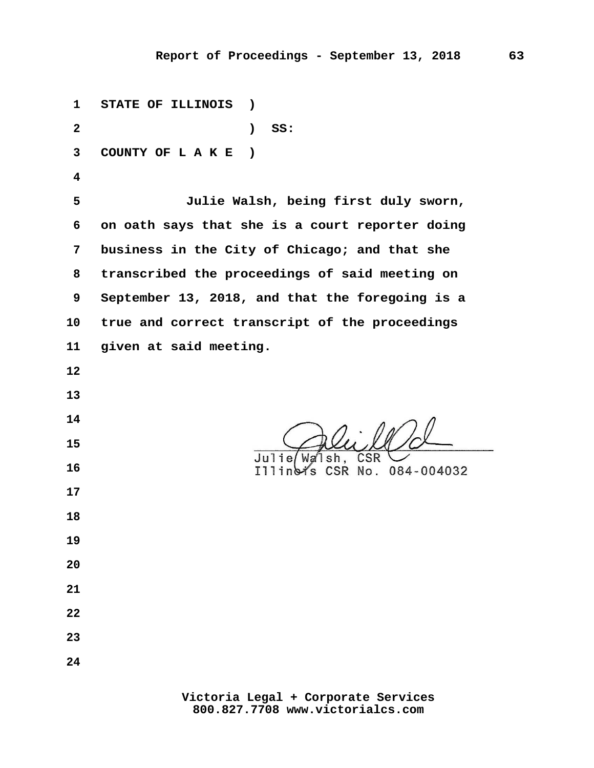STATE OF ILLINOIS )
) SS:
COUNTY OF L A K E )

Julie Walsh, being first duly sworn, on oath says that she is a court reporter doing business in the City of Chicago; and that she transcribed the proceedings of said meeting on September 13, 2018, and that the foregoing is a true and correct transcript of the proceedings given at said meeting.

Julie Walsh, CSR
Illinois CSR No. 084-004032